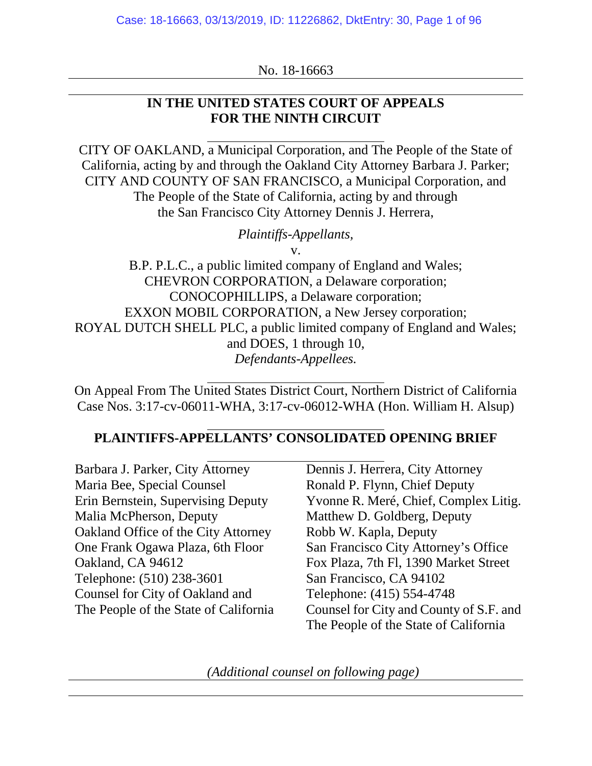No. 18-16663

**IN THE UNITED STATES COURT OF APPEALS FOR THE NINTH CIRCUIT**

CITY OF OAKLAND, a Municipal Corporation, and The People of the State of California, acting by and through the Oakland City Attorney Barbara J. Parker; CITY AND COUNTY OF SAN FRANCISCO, a Municipal Corporation, and The People of the State of California, acting by and through the San Francisco City Attorney Dennis J. Herrera,

*Plaintiffs-Appellants*,

v.

B.P. P.L.C., a public limited company of England and Wales; CHEVRON CORPORATION, a Delaware corporation; CONOCOPHILLIPS, a Delaware corporation; EXXON MOBIL CORPORATION, a New Jersey corporation; ROYAL DUTCH SHELL PLC, a public limited company of England and Wales; and DOES, 1 through 10,

*Defendants-Appellees.*

On Appeal From The United States District Court, Northern District of California
Case Nos. 3:17-cv-06011-WHA, 3:17-cv-06012-WHA (Hon. William H. Alsup)

**PLAINTIFFS-APPELLANTS' CONSOLIDATED OPENING BRIEF**

Barbara J. Parker, City Attorney
Maria Bee, Special Counsel
Erin Bernstein, Supervising Deputy
Malia McPherson, Deputy
Oakland Office of the City Attorney
One Frank Ogawa Plaza, 6th Floor
Oakland, CA 94612
Telephone: (510) 238-3601
Counsel for City of Oakland and The People of the State of California

Dennis J. Herrera, City Attorney
Ronald P. Flynn, Chief Deputy
Yvonne R. Meré, Chief, Complex Litig.
Matthew D. Goldberg, Deputy
Robb W. Kapla, Deputy
San Francisco City Attorney's Office
Fox Plaza, 7th Fl, 1390 Market Street
San Francisco, CA 94102
Telephone: (415) 554-4748
Counsel for City and County of S.F. and The People of the State of California

*(Additional counsel on following page)*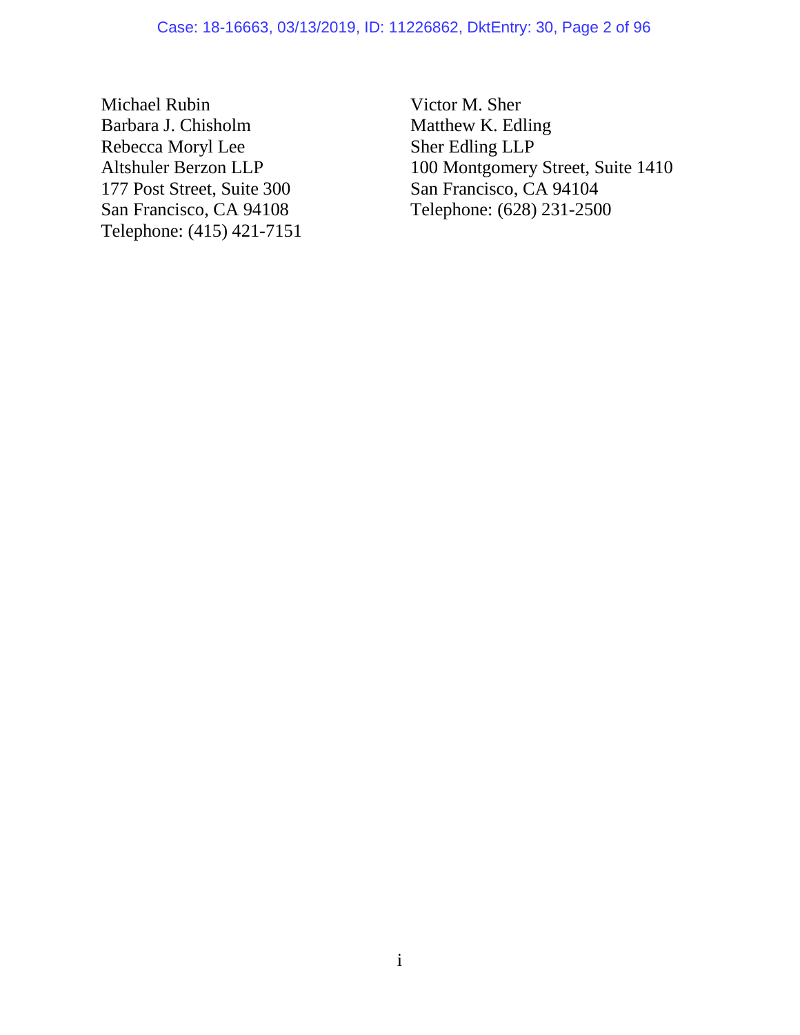Michael Rubin
Barbara J. Chisholm
Rebecca Moryl Lee
Altshuler Berzon LLP
177 Post Street, Suite 300
San Francisco, CA 94108
Telephone: (415) 421-7151

Victor M. Sher
Matthew K. Edling
Sher Edling LLP
100 Montgomery Street, Suite 1410
San Francisco, CA 94104
Telephone: (628) 231-2500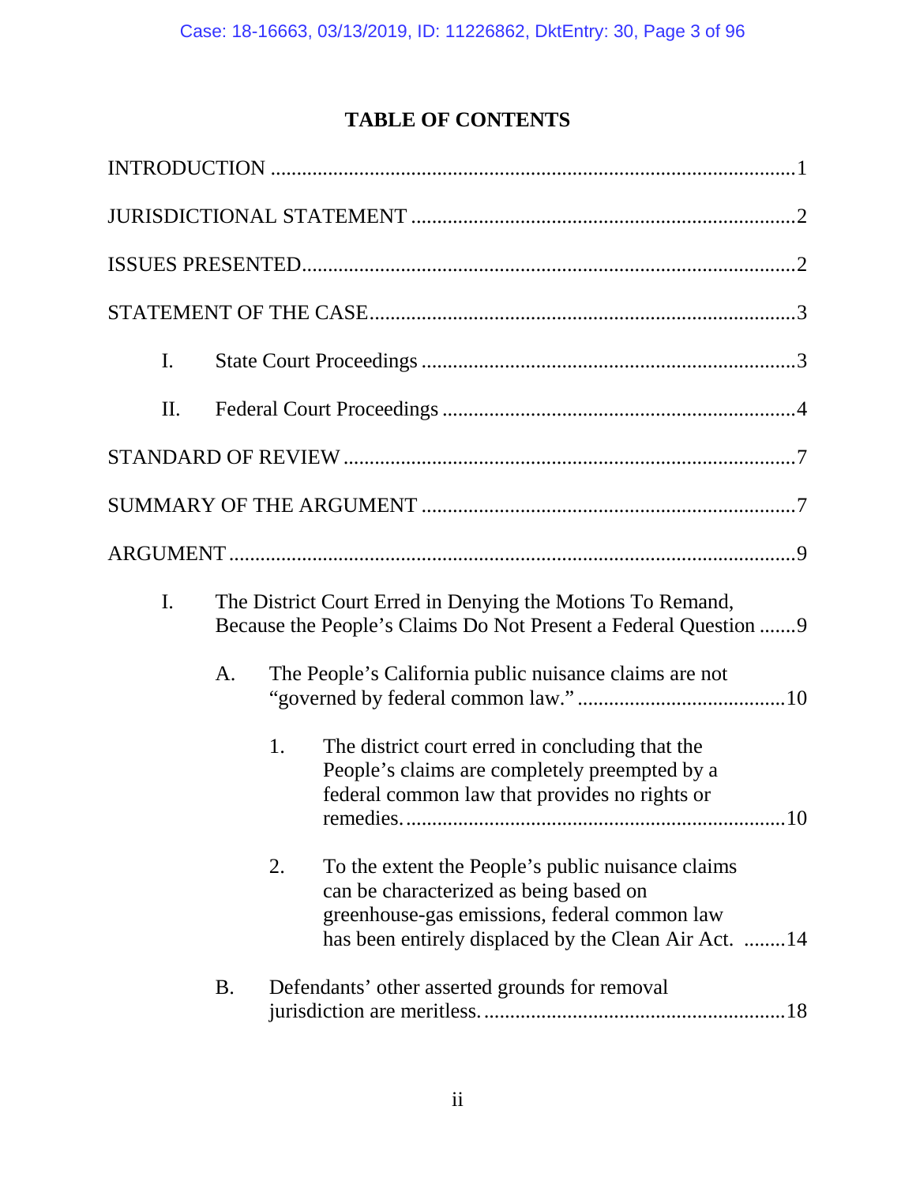# TABLE OF CONTENTS

INTRODUCTION ..................................................................................................1

JURISDICTIONAL STATEMENT .........................................................................2

ISSUES PRESENTED............................................................................................2

STATEMENT OF THE CASE................................................................................3

- I. State Court Proceedings .......................................................................3
- II. Federal Court Proceedings ...................................................................4

STANDARD OF REVIEW .....................................................................................7

SUMMARY OF THE ARGUMENT .......................................................................7

ARGUMENT ..........................................................................................................9

- I. The District Court Erred in Denying the Motions To Remand, Because the People's Claims Do Not Present a Federal Question .......9
  - A. The People's California public nuisance claims are not "governed by federal common law." .......................................10
    - 1. The district court erred in concluding that the People's claims are completely preempted by a federal common law that provides no rights or remedies. .......................................................................10
    - 2. To the extent the People's public nuisance claims can be characterized as being based on greenhouse-gas emissions, federal common law has been entirely displaced by the Clean Air Act. ........14
  - B. Defendants' other asserted grounds for removal jurisdiction are meritless. .........................................................18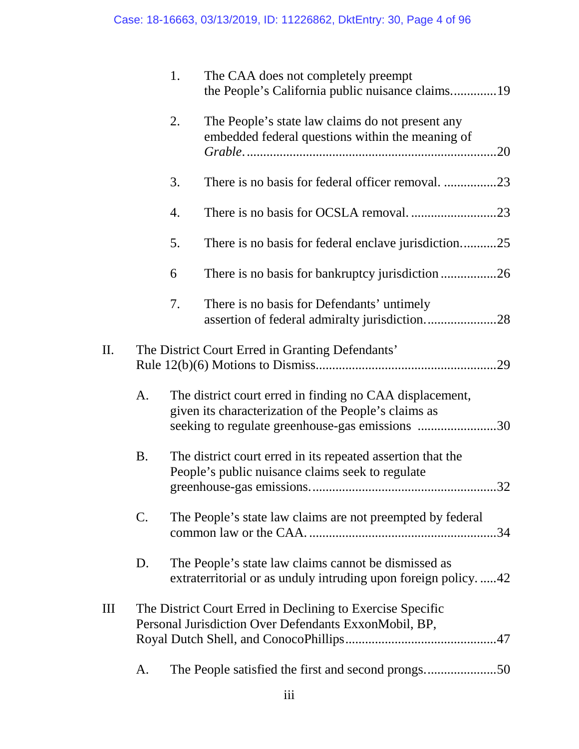1. The CAA does not completely preempt the People's California public nuisance claims.............19

2. The People's state law claims do not present any embedded federal questions within the meaning of *Grable*..........................................................................20

3. There is no basis for federal officer removal. ................23

4. There is no basis for OCSLA removal. ..........................23

5. There is no basis for federal enclave jurisdiction...........25

6 There is no basis for bankruptcy jurisdiction .................26

7. There is no basis for Defendants' untimely assertion of federal admiralty jurisdiction.....................28

II. The District Court Erred in Granting Defendants' Rule 12(b)(6) Motions to Dismiss......................................................29

A. The district court erred in finding no CAA displacement, given its characterization of the People's claims as seeking to regulate greenhouse-gas emissions ........................30

B. The district court erred in its repeated assertion that the People's public nuisance claims seek to regulate greenhouse-gas emissions.......................................................32

C. The People's state law claims are not preempted by federal common law or the CAA. ........................................................34

D. The People's state law claims cannot be dismissed as extraterritorial or as unduly intruding upon foreign policy. .....42

III The District Court Erred in Declining to Exercise Specific Personal Jurisdiction Over Defendants ExxonMobil, BP, Royal Dutch Shell, and ConocoPhillips.............................................47

A. The People satisfied the first and second prongs.....................50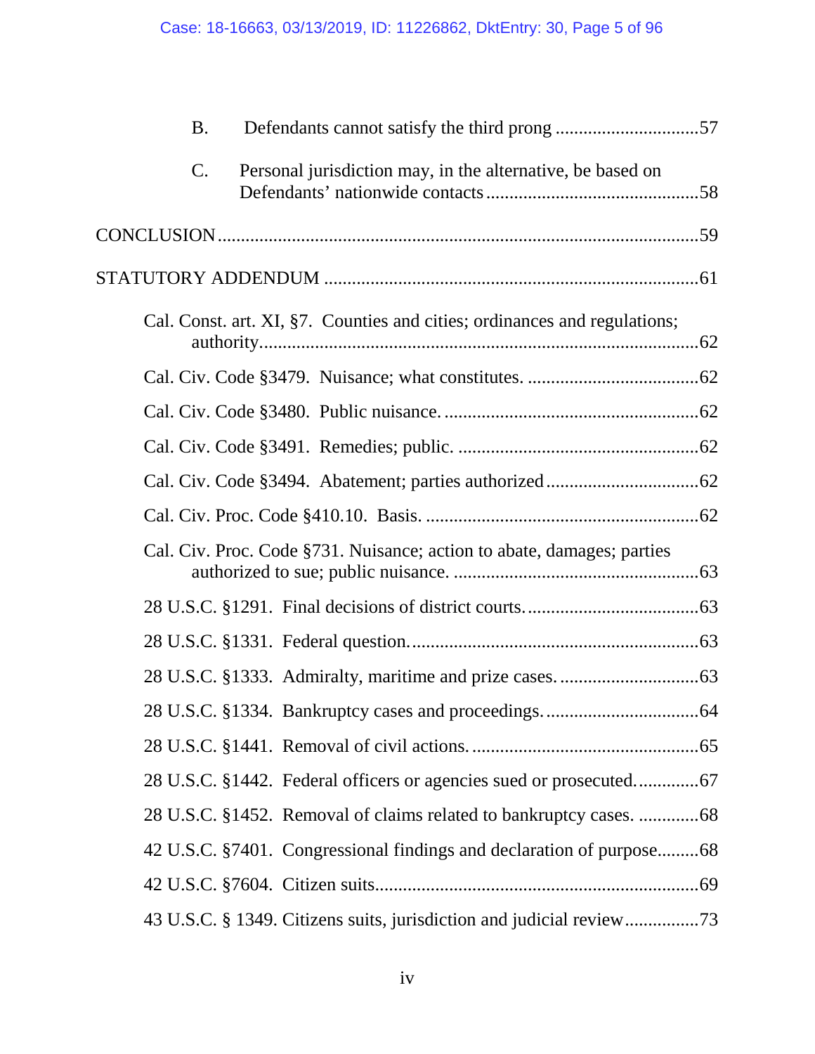B. Defendants cannot satisfy the third prong ............................... 57

C. Personal jurisdiction may, in the alternative, be based on Defendants' nationwide contacts ............................................. 58

CONCLUSION ..................................................................................... 59

STATUTORY ADDENDUM ................................................................ 61

Cal. Const. art. XI, §7. Counties and cities; ordinances and regulations; authority ................................................................................. 62

Cal. Civ. Code §3479. Nuisance; what constitutes. ..................................... 62

Cal. Civ. Code §3480. Public nuisance. ...................................................... 62

Cal. Civ. Code §3491. Remedies; public. .................................................... 62

Cal. Civ. Code §3494. Abatement; parties authorized ................................. 62

Cal. Civ. Proc. Code §410.10. Basis. ........................................................... 62

Cal. Civ. Proc. Code §731. Nuisance; action to abate, damages; parties authorized to sue; public nuisance. ..................................................... 63

28 U.S.C. §1291. Final decisions of district courts. ..................................... 63

28 U.S.C. §1331. Federal question. .............................................................. 63

28 U.S.C. §1333. Admiralty, maritime and prize cases. .............................. 63

28 U.S.C. §1334. Bankruptcy cases and proceedings. ................................. 64

28 U.S.C. §1441. Removal of civil actions. ................................................. 65

28 U.S.C. §1442. Federal officers or agencies sued or prosecuted. ............. 67

28 U.S.C. §1452. Removal of claims related to bankruptcy cases. ............. 68

42 U.S.C. §7401. Congressional findings and declaration of purpose ......... 68

42 U.S.C. §7604. Citizen suits ...................................................................... 69

43 U.S.C. § 1349. Citizens suits, jurisdiction and judicial review ................ 73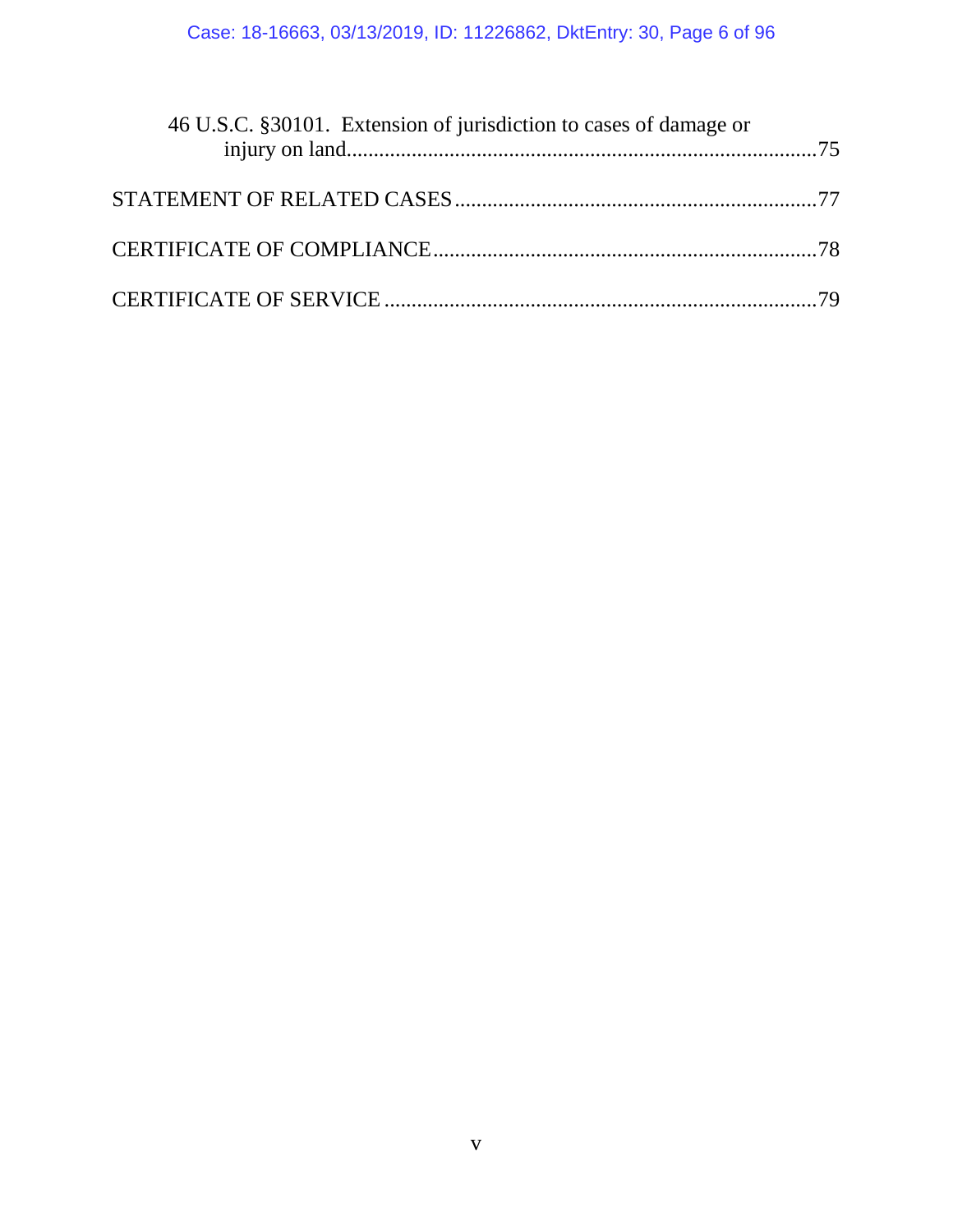46 U.S.C. §30101. Extension of jurisdiction to cases of damage or injury on land......75

STATEMENT OF RELATED CASES......77

CERTIFICATE OF COMPLIANCE......78

CERTIFICATE OF SERVICE......79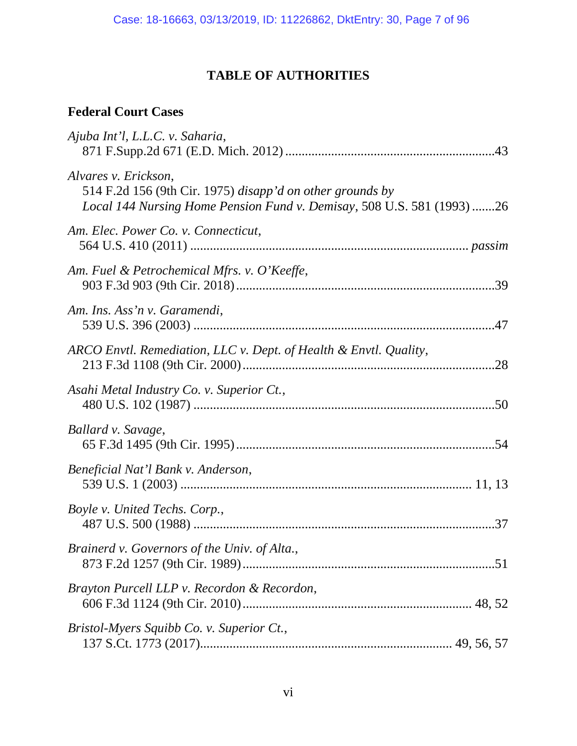# TABLE OF AUTHORITIES

## Federal Court Cases

*Ajuba Int'l, L.L.C. v. Saharia*,
871 F.Supp.2d 671 (E.D. Mich. 2012) ............................................................43

*Alvares v. Erickson*,
514 F.2d 156 (9th Cir. 1975) *disapp'd on other grounds by*
*Local 144 Nursing Home Pension Fund v. Demisay*, 508 U.S. 581 (1993) .......26

*Am. Elec. Power Co. v. Connecticut*,
564 U.S. 410 (2011) .................................................................................. *passim*

*Am. Fuel & Petrochemical Mfrs. v. O'Keeffe*,
903 F.3d 903 (9th Cir. 2018) ............................................................................39

*Am. Ins. Ass'n v. Garamendi*,
539 U.S. 396 (2003) .........................................................................................47

*ARCO Envtl. Remediation, LLC v. Dept. of Health & Envtl. Quality*,
213 F.3d 1108 (9th Cir. 2000) ..........................................................................28

*Asahi Metal Industry Co. v. Superior Ct.*,
480 U.S. 102 (1987) .........................................................................................50

*Ballard v. Savage*,
65 F.3d 1495 (9th Cir. 1995) ............................................................................54

*Beneficial Nat'l Bank v. Anderson*,
539 U.S. 1 (2003) ....................................................................................... 11, 13

*Boyle v. United Techs. Corp.*,
487 U.S. 500 (1988) .........................................................................................37

*Brainerd v. Governors of the Univ. of Alta.*,
873 F.2d 1257 (9th Cir. 1989) ..........................................................................51

*Brayton Purcell LLP v. Recordon & Recordon*,
606 F.3d 1124 (9th Cir. 2010) ................................................................... 48, 52

*Bristol-Myers Squibb Co. v. Superior Ct.*,
137 S.Ct. 1773 (2017)........................................................................... 49, 56, 57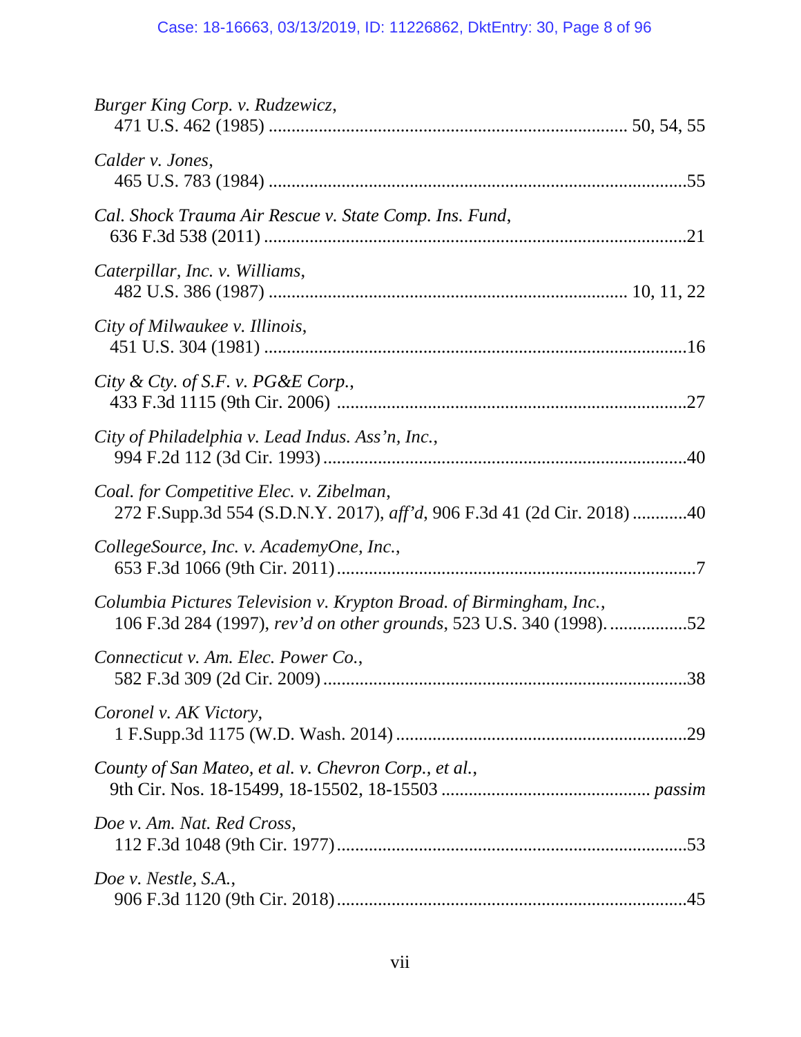*Burger King Corp. v. Rudzewicz*,
471 U.S. 462 (1985) ............................................................................ 50, 54, 55

*Calder v. Jones*,
465 U.S. 783 (1984) ..........................................................................................55

*Cal. Shock Trauma Air Rescue v. State Comp. Ins. Fund*,
636 F.3d 538 (2011) ............................................................................................21

*Caterpillar, Inc. v. Williams*,
482 U.S. 386 (1987) ............................................................................ 10, 11, 22

*City of Milwaukee v. Illinois*,
451 U.S. 304 (1981) ............................................................................................16

*City & Cty. of S.F. v. PG&E Corp.*,
433 F.3d 1115 (9th Cir. 2006) ............................................................................27

*City of Philadelphia v. Lead Indus. Ass'n, Inc.*,
994 F.2d 112 (3d Cir. 1993) ...............................................................................40

*Coal. for Competitive Elec. v. Zibelman*,
272 F.Supp.3d 554 (S.D.N.Y. 2017), *aff'd*, 906 F.3d 41 (2d Cir. 2018) ............40

*CollegeSource, Inc. v. AcademyOne, Inc.*,
653 F.3d 1066 (9th Cir. 2011) .............................................................................7

*Columbia Pictures Television v. Krypton Broad. of Birmingham, Inc.*,
106 F.3d 284 (1997), *rev'd on other grounds*, 523 U.S. 340 (1998). .................52

*Connecticut v. Am. Elec. Power Co.*,
582 F.3d 309 (2d Cir. 2009) ...............................................................................38

*Coronel v. AK Victory*,
1 F.Supp.3d 1175 (W.D. Wash. 2014) ................................................................29

*County of San Mateo, et al. v. Chevron Corp., et al.*,
9th Cir. Nos. 18-15499, 18-15502, 18-15503 ............................................. *passim*

*Doe v. Am. Nat. Red Cross*,
112 F.3d 1048 (9th Cir. 1977) ............................................................................53

*Doe v. Nestle, S.A.*,
906 F.3d 1120 (9th Cir. 2018) ............................................................................45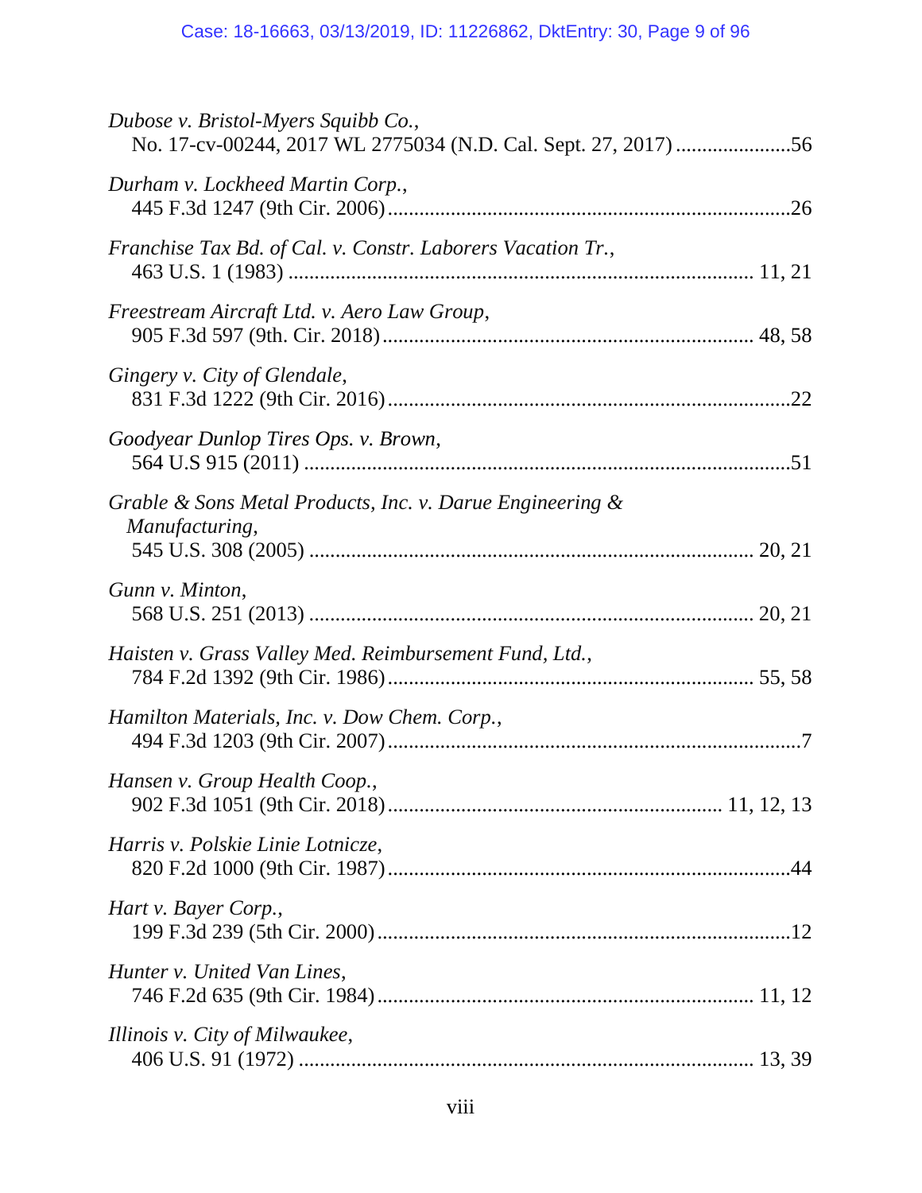*Dubose v. Bristol-Myers Squibb Co.*,
No. 17-cv-00244, 2017 WL 2775034 (N.D. Cal. Sept. 27, 2017) ......................56

*Durham v. Lockheed Martin Corp.*,
445 F.3d 1247 (9th Cir. 2006) ..........................................................................26

*Franchise Tax Bd. of Cal. v. Constr. Laborers Vacation Tr.*,
463 U.S. 1 (1983) ....................................................................................... 11, 21

*Freestream Aircraft Ltd. v. Aero Law Group*,
905 F.3d 597 (9th. Cir. 2018) .................................................................... 48, 58

*Gingery v. City of Glendale*,
831 F.3d 1222 (9th Cir. 2016) ..........................................................................22

*Goodyear Dunlop Tires Ops. v. Brown*,
564 U.S 915 (2011) ..........................................................................................51

*Grable & Sons Metal Products, Inc. v. Darue Engineering & Manufacturing*,
545 U.S. 308 (2005) .................................................................................. 20, 21

*Gunn v. Minton*,
568 U.S. 251 (2013) .................................................................................. 20, 21

*Haisten v. Grass Valley Med. Reimbursement Fund, Ltd.*,
784 F.2d 1392 (9th Cir. 1986) ................................................................... 55, 58

*Hamilton Materials, Inc. v. Dow Chem. Corp.*,
494 F.3d 1203 (9th Cir. 2007) ............................................................................7

*Hansen v. Group Health Coop.*,
902 F.3d 1051 (9th Cir. 2018) ............................................................. 11, 12, 13

*Harris v. Polskie Linie Lotnicze*,
820 F.2d 1000 (9th Cir. 1987) ..........................................................................44

*Hart v. Bayer Corp.*,
199 F.3d 239 (5th Cir. 2000) ............................................................................12

*Hunter v. United Van Lines*,
746 F.2d 635 (9th Cir. 1984) ..................................................................... 11, 12

*Illinois v. City of Milwaukee*,
406 U.S. 91 (1972) .................................................................................... 13, 39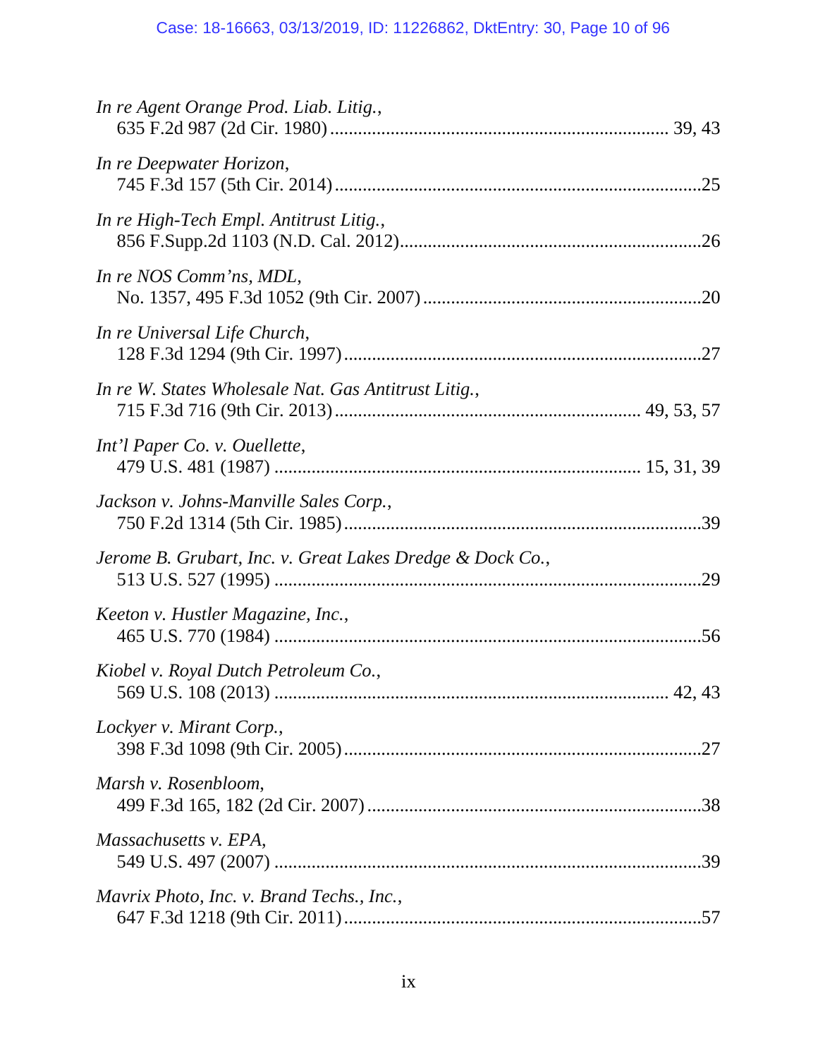*In re Agent Orange Prod. Liab. Litig.*,
635 F.2d 987 (2d Cir. 1980) ........................................................................ 39, 43

*In re Deepwater Horizon*,
745 F.3d 157 (5th Cir. 2014) ..............................................................................25

*In re High-Tech Empl. Antitrust Litig.*,
856 F.Supp.2d 1103 (N.D. Cal. 2012) ................................................................26

*In re NOS Comm'ns, MDL*,
No. 1357, 495 F.3d 1052 (9th Cir. 2007) ............................................................20

*In re Universal Life Church*,
128 F.3d 1294 (9th Cir. 1997) ............................................................................27

*In re W. States Wholesale Nat. Gas Antitrust Litig.*,
715 F.3d 716 (9th Cir. 2013) ................................................................ 49, 53, 57

*Int'l Paper Co. v. Ouellette*,
479 U.S. 481 (1987) ............................................................................ 15, 31, 39

*Jackson v. Johns-Manville Sales Corp.*,
750 F.2d 1314 (5th Cir. 1985) ............................................................................39

*Jerome B. Grubart, Inc. v. Great Lakes Dredge & Dock Co.*,
513 U.S. 527 (1995) ..........................................................................................29

*Keeton v. Hustler Magazine, Inc.*,
465 U.S. 770 (1984) ..........................................................................................56

*Kiobel v. Royal Dutch Petroleum Co.*,
569 U.S. 108 (2013) .................................................................................. 42, 43

*Lockyer v. Mirant Corp.*,
398 F.3d 1098 (9th Cir. 2005) ............................................................................27

*Marsh v. Rosenbloom*,
499 F.3d 165, 182 (2d Cir. 2007) .......................................................................38

*Massachusetts v. EPA*,
549 U.S. 497 (2007) ..........................................................................................39

*Mavrix Photo, Inc. v. Brand Techs., Inc.*,
647 F.3d 1218 (9th Cir. 2011) ............................................................................57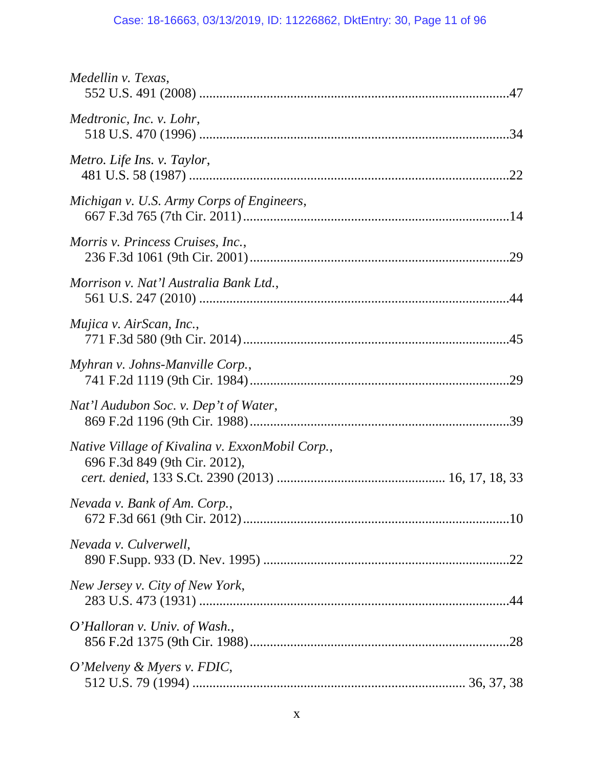*Medellin v. Texas*,
552 U.S. 491 (2008) ..........................................................................................47

*Medtronic, Inc. v. Lohr*,
518 U.S. 470 (1996) ..........................................................................................34

*Metro. Life Ins. v. Taylor*,
481 U.S. 58 (1987) ............................................................................................22

*Michigan v. U.S. Army Corps of Engineers*,
667 F.3d 765 (7th Cir. 2011) .............................................................................14

*Morris v. Princess Cruises, Inc.*,
236 F.3d 1061 (9th Cir. 2001) ...........................................................................29

*Morrison v. Nat'l Australia Bank Ltd.*,
561 U.S. 247 (2010) ..........................................................................................44

*Mujica v. AirScan, Inc.*,
771 F.3d 580 (9th Cir. 2014) .............................................................................45

*Myhran v. Johns-Manville Corp.*,
741 F.2d 1119 (9th Cir. 1984) ...........................................................................29

*Nat'l Audubon Soc. v. Dep't of Water*,
869 F.2d 1196 (9th Cir. 1988) ...........................................................................39

*Native Village of Kivalina v. ExxonMobil Corp.*,
696 F.3d 849 (9th Cir. 2012),
*cert. denied*, 133 S.Ct. 2390 (2013) ................................................. 16, 17, 18, 33

*Nevada v. Bank of Am. Corp.*,
672 F.3d 661 (9th Cir. 2012) .............................................................................10

*Nevada v. Culverwell*,
890 F.Supp. 933 (D. Nev. 1995) .......................................................................22

*New Jersey v. City of New York*,
283 U.S. 473 (1931) ..........................................................................................44

*O'Halloran v. Univ. of Wash.*,
856 F.2d 1375 (9th Cir. 1988) ...........................................................................28

*O'Melveny & Myers v. FDIC*,
512 U.S. 79 (1994) ............................................................................. 36, 37, 38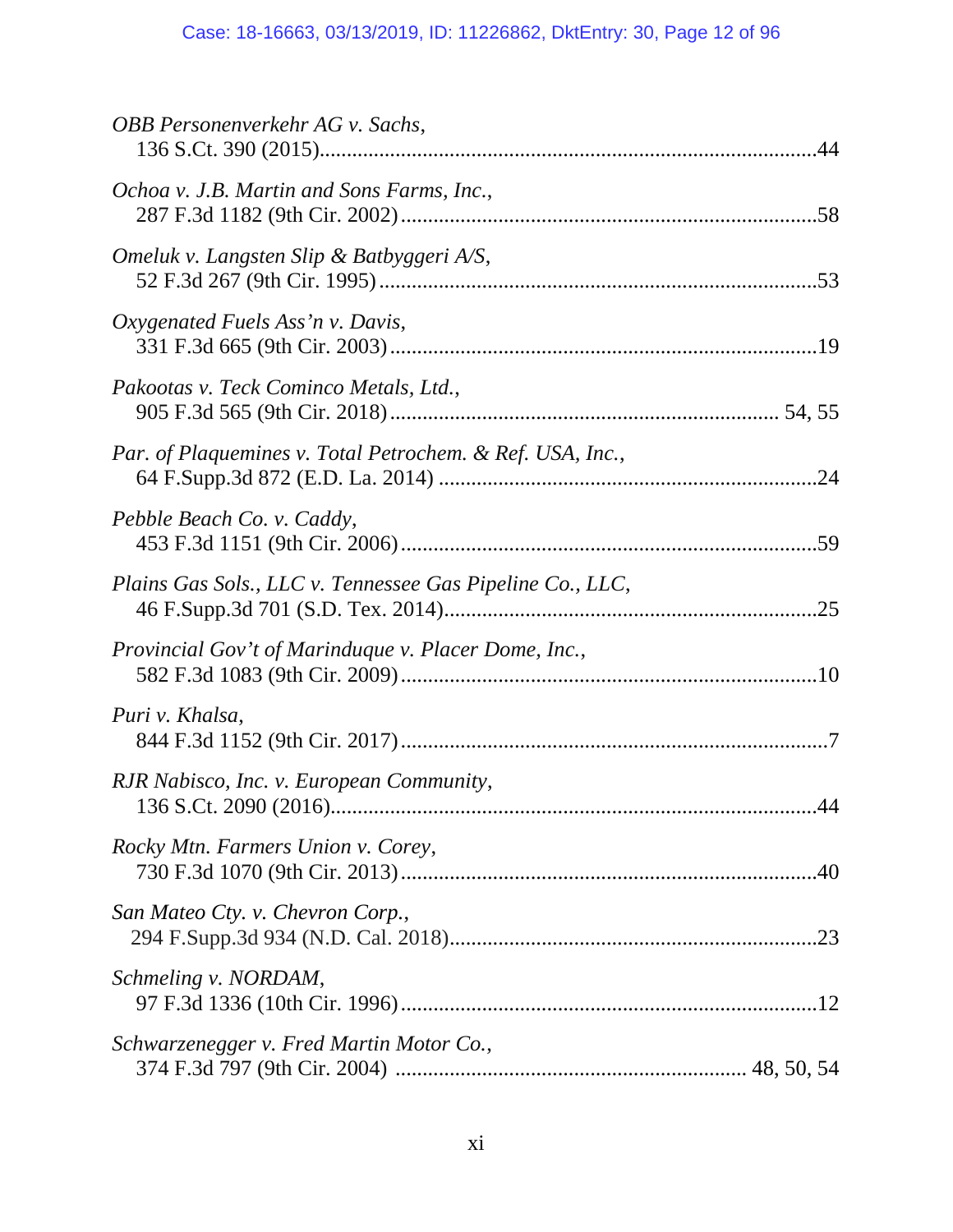*OBB Personenverkehr AG v. Sachs*,
136 S.Ct. 390 (2015)..........................................................................................44

*Ochoa v. J.B. Martin and Sons Farms, Inc.*,
287 F.3d 1182 (9th Cir. 2002)............................................................................58

*Omeluk v. Langsten Slip & Batbyggeri A/S*,
52 F.3d 267 (9th Cir. 1995)................................................................................53

*Oxygenated Fuels Ass'n v. Davis*,
331 F.3d 665 (9th Cir. 2003)..............................................................................19

*Pakootas v. Teck Cominco Metals, Ltd.*,
905 F.3d 565 (9th Cir. 2018)........................................................................ 54, 55

*Par. of Plaquemines v. Total Petrochem. & Ref. USA, Inc.*,
64 F.Supp.3d 872 (E.D. La. 2014) .....................................................................24

*Pebble Beach Co. v. Caddy*,
453 F.3d 1151 (9th Cir. 2006)............................................................................59

*Plains Gas Sols., LLC v. Tennessee Gas Pipeline Co., LLC*,
46 F.Supp.3d 701 (S.D. Tex. 2014)...................................................................25

*Provincial Gov't of Marinduque v. Placer Dome, Inc.*,
582 F.3d 1083 (9th Cir. 2009)............................................................................10

*Puri v. Khalsa*,
844 F.3d 1152 (9th Cir. 2017)..............................................................................7

*RJR Nabisco, Inc. v. European Community*,
136 S.Ct. 2090 (2016).........................................................................................44

*Rocky Mtn. Farmers Union v. Corey*,
730 F.3d 1070 (9th Cir. 2013)............................................................................40

*San Mateo Cty. v. Chevron Corp.*,
294 F.Supp.3d 934 (N.D. Cal. 2018)..................................................................23

*Schmeling v. NORDAM*,
97 F.3d 1336 (10th Cir. 1996)............................................................................12

*Schwarzenegger v. Fred Martin Motor Co.*,
374 F.3d 797 (9th Cir. 2004) ............................................................. 48, 50, 54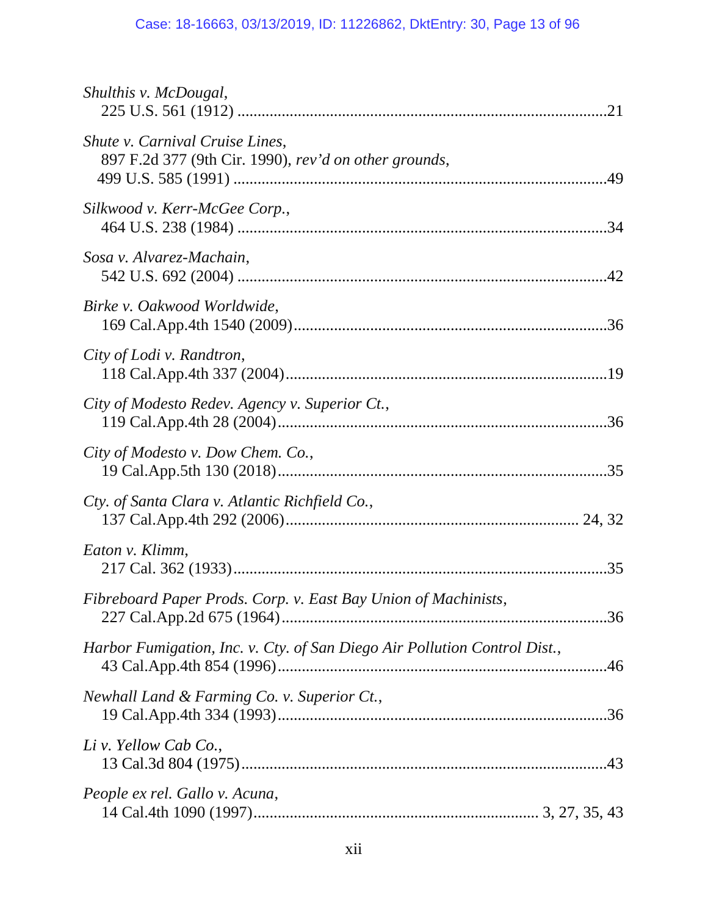*Shulthis v. McDougal*,
225 U.S. 561 (1912) ....................................................................................21

*Shute v. Carnival Cruise Lines*,
897 F.2d 377 (9th Cir. 1990), *rev'd on other grounds*,
499 U.S. 585 (1991) ....................................................................................49

*Silkwood v. Kerr-McGee Corp.*,
464 U.S. 238 (1984) ....................................................................................34

*Sosa v. Alvarez-Machain*,
542 U.S. 692 (2004) ....................................................................................42

*Birke v. Oakwood Worldwide*,
169 Cal.App.4th 1540 (2009)........................................................................36

*City of Lodi v. Randtron*,
118 Cal.App.4th 337 (2004)..........................................................................19

*City of Modesto Redev. Agency v. Superior Ct.*,
119 Cal.App.4th 28 (2004)............................................................................36

*City of Modesto v. Dow Chem. Co.*,
19 Cal.App.5th 130 (2018)............................................................................35

*Cty. of Santa Clara v. Atlantic Richfield Co.*,
137 Cal.App.4th 292 (2006).................................................................... 24, 32

*Eaton v. Klimm*,
217 Cal. 362 (1933).......................................................................................35

*Fibreboard Paper Prods. Corp. v. East Bay Union of Machinists*,
227 Cal.App.2d 675 (1964)...........................................................................36

*Harbor Fumigation, Inc. v. Cty. of San Diego Air Pollution Control Dist.*,
43 Cal.App.4th 854 (1996)............................................................................46

*Newhall Land & Farming Co. v. Superior Ct.*,
19 Cal.App.4th 334 (1993)............................................................................36

*Li v. Yellow Cab Co.*,
13 Cal.3d 804 (1975).....................................................................................43

*People ex rel. Gallo v. Acuna*,
14 Cal.4th 1090 (1997)................................................................. 3, 27, 35, 43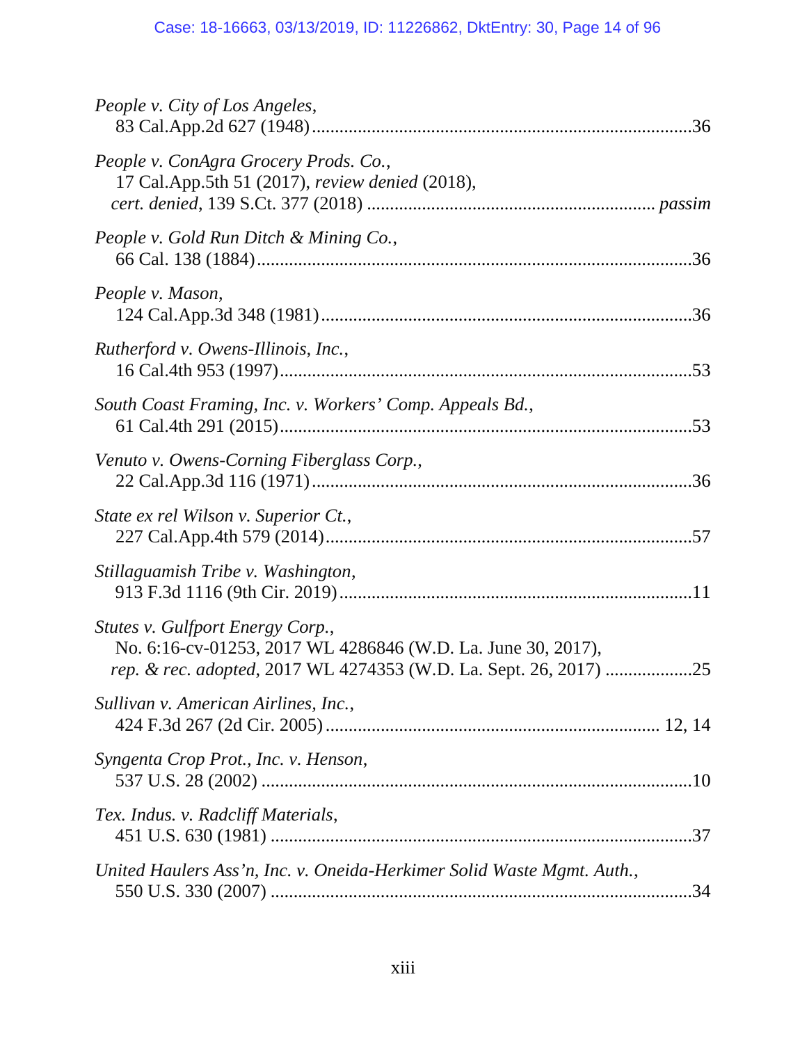*People v. City of Los Angeles*,
83 Cal.App.2d 627 (1948) ..................................................................................36

*People v. ConAgra Grocery Prods. Co.*,
17 Cal.App.5th 51 (2017), *review denied* (2018),
*cert. denied*, 139 S.Ct. 377 (2018) ............................................................ *passim*

*People v. Gold Run Ditch & Mining Co.*,
66 Cal. 138 (1884) .............................................................................................36

*People v. Mason*,
124 Cal.App.3d 348 (1981) ................................................................................36

*Rutherford v. Owens-Illinois, Inc.*,
16 Cal.4th 953 (1997) .........................................................................................53

*South Coast Framing, Inc. v. Workers' Comp. Appeals Bd.*,
61 Cal.4th 291 (2015) .........................................................................................53

*Venuto v. Owens-Corning Fiberglass Corp.*,
22 Cal.App.3d 116 (1971) ..................................................................................36

*State ex rel Wilson v. Superior Ct.*,
227 Cal.App.4th 579 (2014) ...............................................................................57

*Stillaguamish Tribe v. Washington*,
913 F.3d 1116 (9th Cir. 2019) ............................................................................11

*Stutes v. Gulfport Energy Corp.*,
No. 6:16-cv-01253, 2017 WL 4286846 (W.D. La. June 30, 2017),
*rep. & rec. adopted*, 2017 WL 4274353 (W.D. La. Sept. 26, 2017) ...................25

*Sullivan v. American Airlines, Inc.*,
424 F.3d 267 (2d Cir. 2005) ....................................................................... 12, 14

*Syngenta Crop Prot., Inc. v. Henson*,
537 U.S. 28 (2002) .............................................................................................10

*Tex. Indus. v. Radcliff Materials*,
451 U.S. 630 (1981) ...........................................................................................37

*United Haulers Ass'n, Inc. v. Oneida-Herkimer Solid Waste Mgmt. Auth.*,
550 U.S. 330 (2007) ...........................................................................................34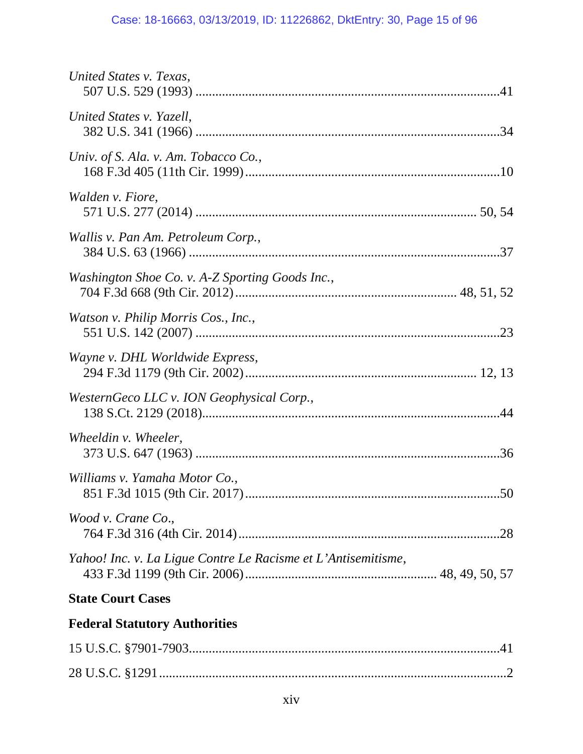*United States v. Texas*,
507 U.S. 529 (1993) ..........................................................................................41

*United States v. Yazell*,
382 U.S. 341 (1966) ..........................................................................................34

*Univ. of S. Ala. v. Am. Tobacco Co.*,
168 F.3d 405 (11th Cir. 1999)............................................................................10

*Walden v. Fiore*,
571 U.S. 277 (2014) .................................................................................... 50, 54

*Wallis v. Pan Am. Petroleum Corp.*,
384 U.S. 63 (1966) ............................................................................................37

*Washington Shoe Co. v. A-Z Sporting Goods Inc.*,
704 F.3d 668 (9th Cir. 2012).................................................................. 48, 51, 52

*Watson v. Philip Morris Cos., Inc.*,
551 U.S. 142 (2007) ..........................................................................................23

*Wayne v. DHL Worldwide Express*,
294 F.3d 1179 (9th Cir. 2002)..................................................................... 12, 13

*WesternGeco LLC v. ION Geophysical Corp.*,
138 S.Ct. 2129 (2018)........................................................................................44

*Wheeldin v. Wheeler*,
373 U.S. 647 (1963) ..........................................................................................36

*Williams v. Yamaha Motor Co.*,
851 F.3d 1015 (9th Cir. 2017)............................................................................50

*Wood v. Crane Co*.,
764 F.3d 316 (4th Cir. 2014)..............................................................................28

*Yahoo! Inc. v. La Ligue Contre Le Racisme et L'Antisemitisme*,
433 F.3d 1199 (9th Cir. 2006).......................................................... 48, 49, 50, 57

**State Court Cases**

**Federal Statutory Authorities**

15 U.S.C. §7901-7903.............................................................................................41

28 U.S.C. §1291........................................................................................................2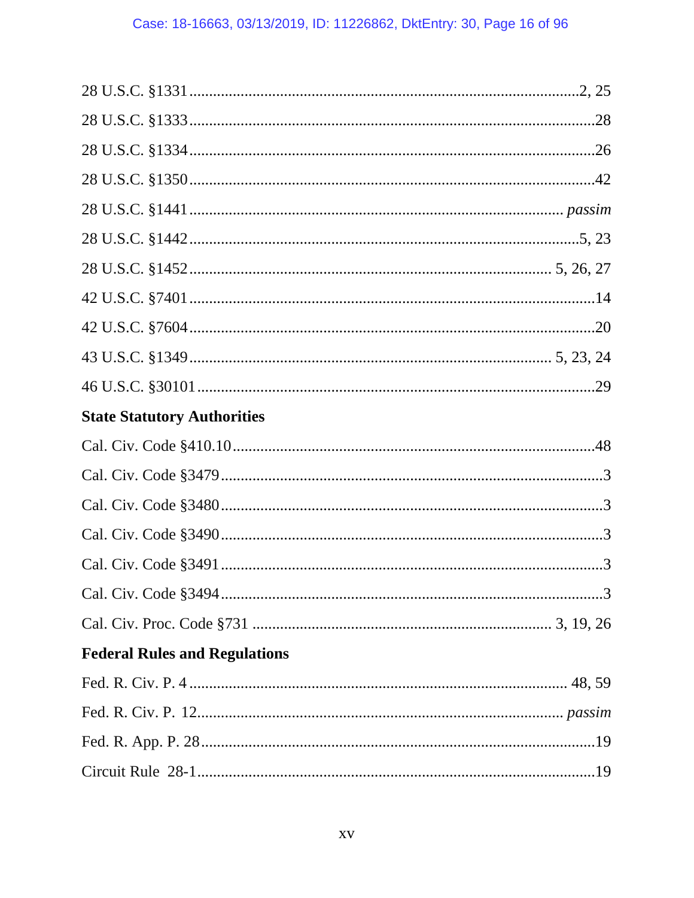28 U.S.C. §1331 ........................................................................................2, 25

28 U.S.C. §1333 ........................................................................................28

28 U.S.C. §1334 ........................................................................................26

28 U.S.C. §1350 ........................................................................................42

28 U.S.C. §1441 ........................................................................................ *passim*

28 U.S.C. §1442 ........................................................................................5, 23

28 U.S.C. §1452 ........................................................................................ 5, 26, 27

42 U.S.C. §7401 ........................................................................................14

42 U.S.C. §7604 ........................................................................................20

43 U.S.C. §1349 ........................................................................................ 5, 23, 24

46 U.S.C. §30101 ......................................................................................29

**State Statutory Authorities**

Cal. Civ. Code §410.10 ..............................................................................48

Cal. Civ. Code §3479 ..................................................................................3

Cal. Civ. Code §3480 ..................................................................................3

Cal. Civ. Code §3490 ..................................................................................3

Cal. Civ. Code §3491 ..................................................................................3

Cal. Civ. Code §3494 ..................................................................................3

Cal. Civ. Proc. Code §731 ......................................................................... 3, 19, 26

**Federal Rules and Regulations**

Fed. R. Civ. P. 4 ......................................................................................... 48, 59

Fed. R. Civ. P. 12 ....................................................................................... *passim*

Fed. R. App. P. 28 ......................................................................................19

Circuit Rule 28-1 ........................................................................................19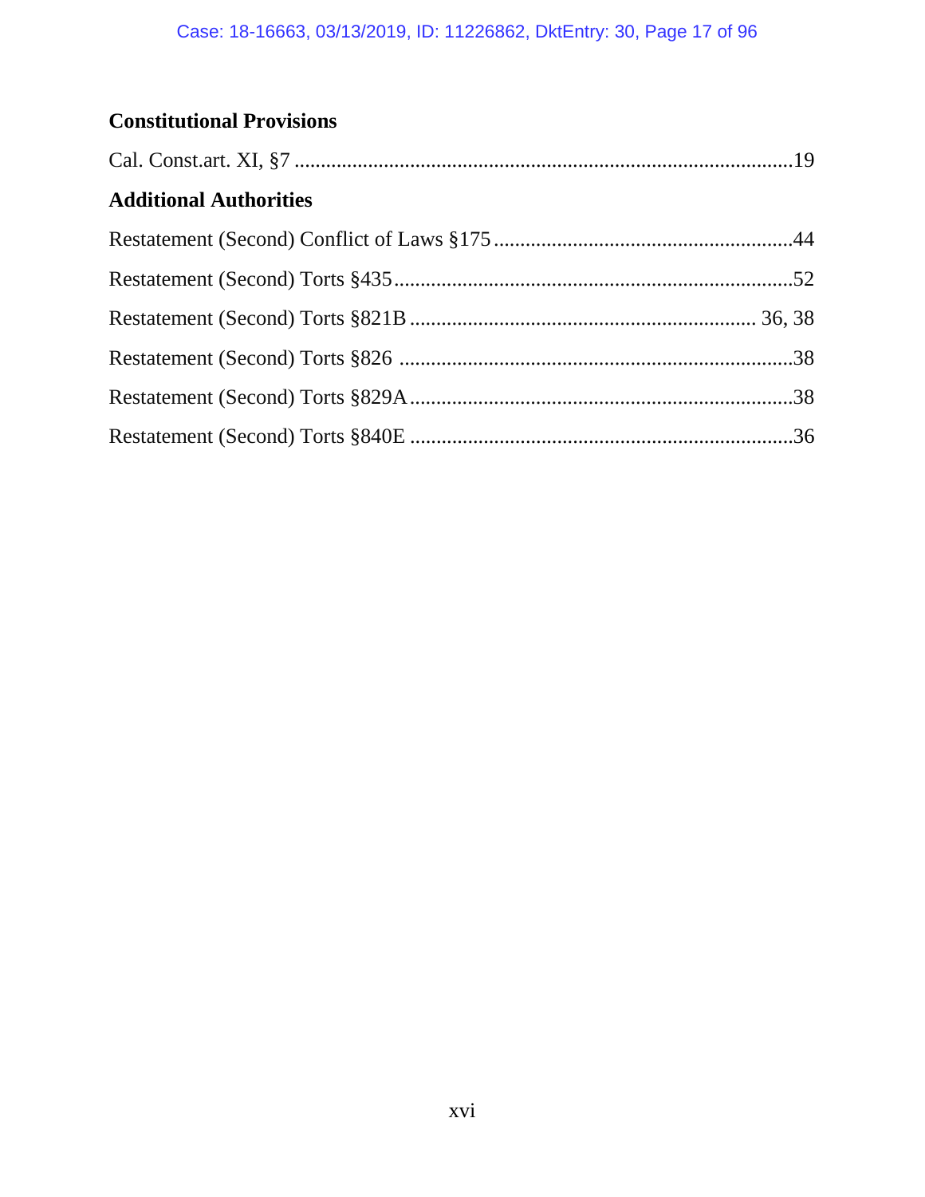**Constitutional Provisions**

Cal. Const.art. XI, §7 ....................................................................................19

**Additional Authorities**

Restatement (Second) Conflict of Laws §175 .........................................................44

Restatement (Second) Torts §435 ............................................................................52

Restatement (Second) Torts §821B ................................................................... 36, 38

Restatement (Second) Torts §826 .............................................................................38

Restatement (Second) Torts §829A ...........................................................................38

Restatement (Second) Torts §840E ...........................................................................36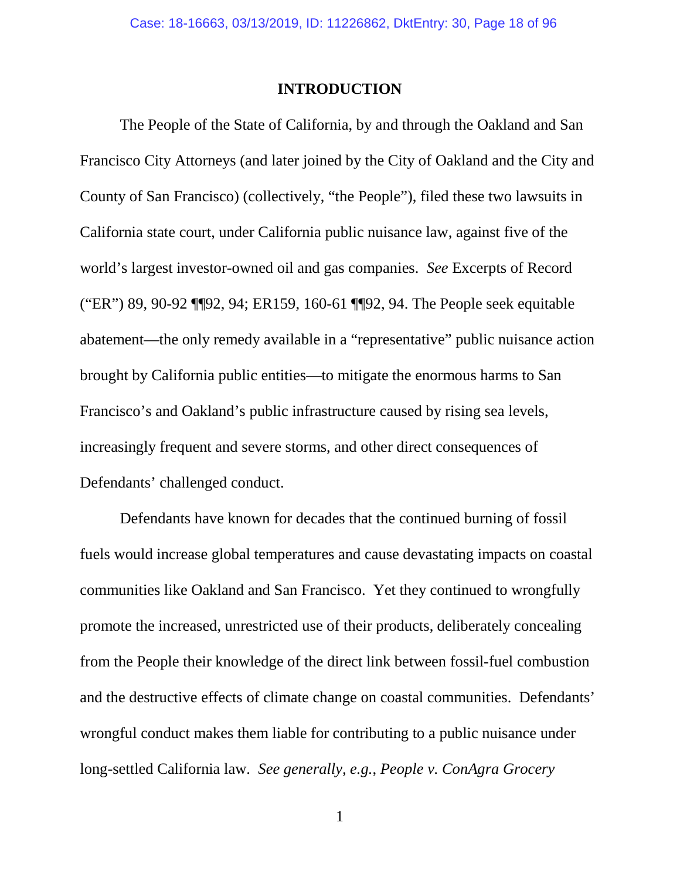## INTRODUCTION

The People of the State of California, by and through the Oakland and San Francisco City Attorneys (and later joined by the City of Oakland and the City and County of San Francisco) (collectively, "the People"), filed these two lawsuits in California state court, under California public nuisance law, against five of the world's largest investor-owned oil and gas companies. *See* Excerpts of Record ("ER") 89, 90-92 ¶¶92, 94; ER159, 160-61 ¶¶92, 94. The People seek equitable abatement—the only remedy available in a "representative" public nuisance action brought by California public entities—to mitigate the enormous harms to San Francisco's and Oakland's public infrastructure caused by rising sea levels, increasingly frequent and severe storms, and other direct consequences of Defendants' challenged conduct.

Defendants have known for decades that the continued burning of fossil fuels would increase global temperatures and cause devastating impacts on coastal communities like Oakland and San Francisco. Yet they continued to wrongfully promote the increased, unrestricted use of their products, deliberately concealing from the People their knowledge of the direct link between fossil-fuel combustion and the destructive effects of climate change on coastal communities. Defendants' wrongful conduct makes them liable for contributing to a public nuisance under long-settled California law. *See generally, e.g., People v. ConAgra Grocery*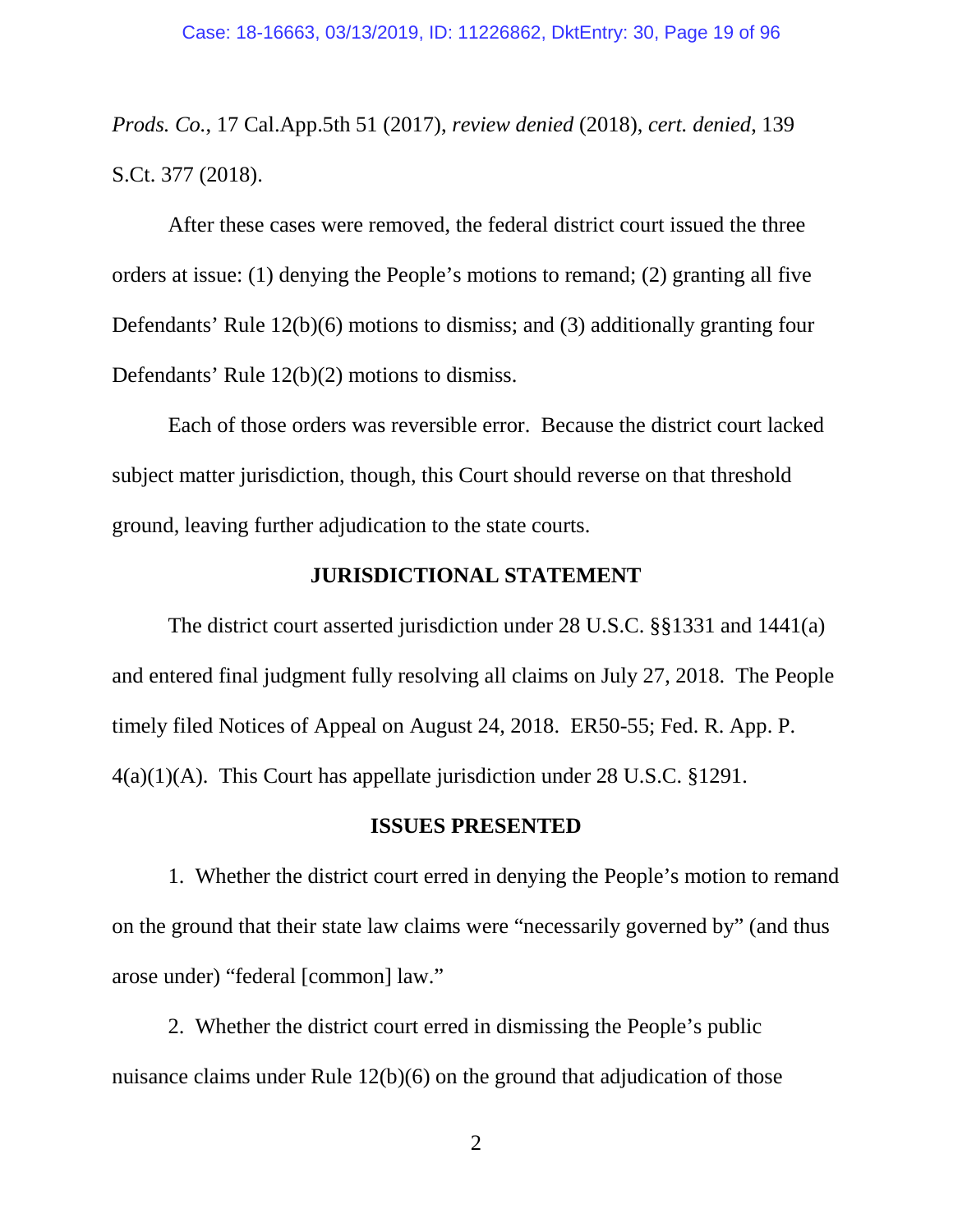*Prods. Co.*, 17 Cal.App.5th 51 (2017), *review denied* (2018), *cert. denied*, 139 S.Ct. 377 (2018).

After these cases were removed, the federal district court issued the three orders at issue: (1) denying the People's motions to remand; (2) granting all five Defendants' Rule 12(b)(6) motions to dismiss; and (3) additionally granting four Defendants' Rule 12(b)(2) motions to dismiss.

Each of those orders was reversible error. Because the district court lacked subject matter jurisdiction, though, this Court should reverse on that threshold ground, leaving further adjudication to the state courts.

## JURISDICTIONAL STATEMENT

The district court asserted jurisdiction under 28 U.S.C. §§1331 and 1441(a) and entered final judgment fully resolving all claims on July 27, 2018. The People timely filed Notices of Appeal on August 24, 2018. ER50-55; Fed. R. App. P. 4(a)(1)(A). This Court has appellate jurisdiction under 28 U.S.C. §1291.

## ISSUES PRESENTED

1. Whether the district court erred in denying the People's motion to remand on the ground that their state law claims were "necessarily governed by" (and thus arose under) "federal [common] law."

2. Whether the district court erred in dismissing the People's public nuisance claims under Rule 12(b)(6) on the ground that adjudication of those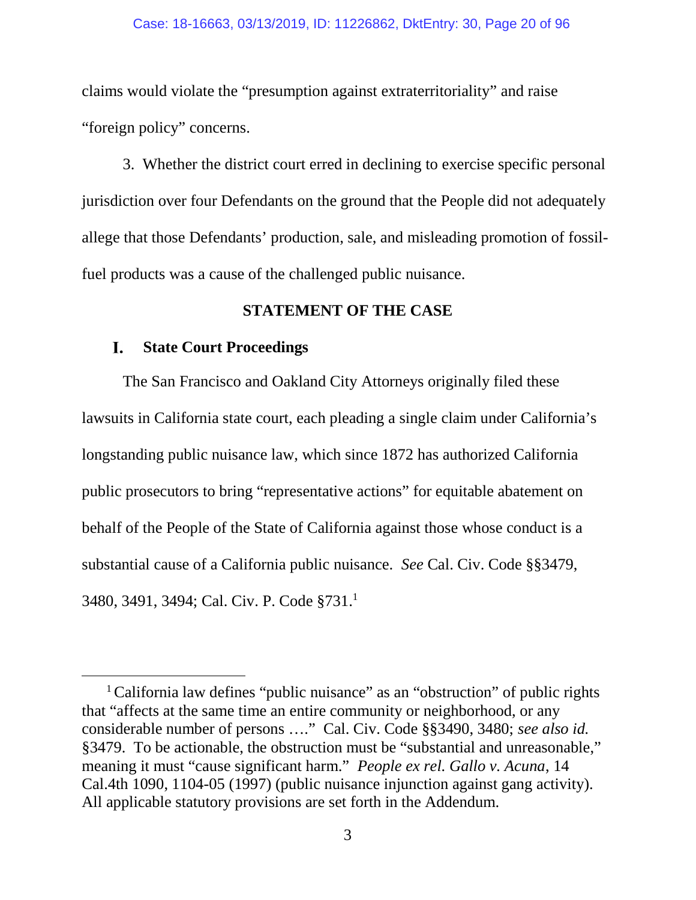claims would violate the "presumption against extraterritoriality" and raise "foreign policy" concerns.

3. Whether the district court erred in declining to exercise specific personal jurisdiction over four Defendants on the ground that the People did not adequately allege that those Defendants' production, sale, and misleading promotion of fossil-fuel products was a cause of the challenged public nuisance.

## STATEMENT OF THE CASE

### I. State Court Proceedings

The San Francisco and Oakland City Attorneys originally filed these lawsuits in California state court, each pleading a single claim under California's longstanding public nuisance law, which since 1872 has authorized California public prosecutors to bring "representative actions" for equitable abatement on behalf of the People of the State of California against those whose conduct is a substantial cause of a California public nuisance. *See* Cal. Civ. Code §§3479, 3480, 3491, 3494; Cal. Civ. P. Code §731.[1]

---

[1] California law defines "public nuisance" as an "obstruction" of public rights that "affects at the same time an entire community or neighborhood, or any considerable number of persons …." Cal. Civ. Code §§3490, 3480; *see also id.* §3479. To be actionable, the obstruction must be "substantial and unreasonable," meaning it must "cause significant harm." *People ex rel. Gallo v. Acuna*, 14 Cal.4th 1090, 1104-05 (1997) (public nuisance injunction against gang activity). All applicable statutory provisions are set forth in the Addendum.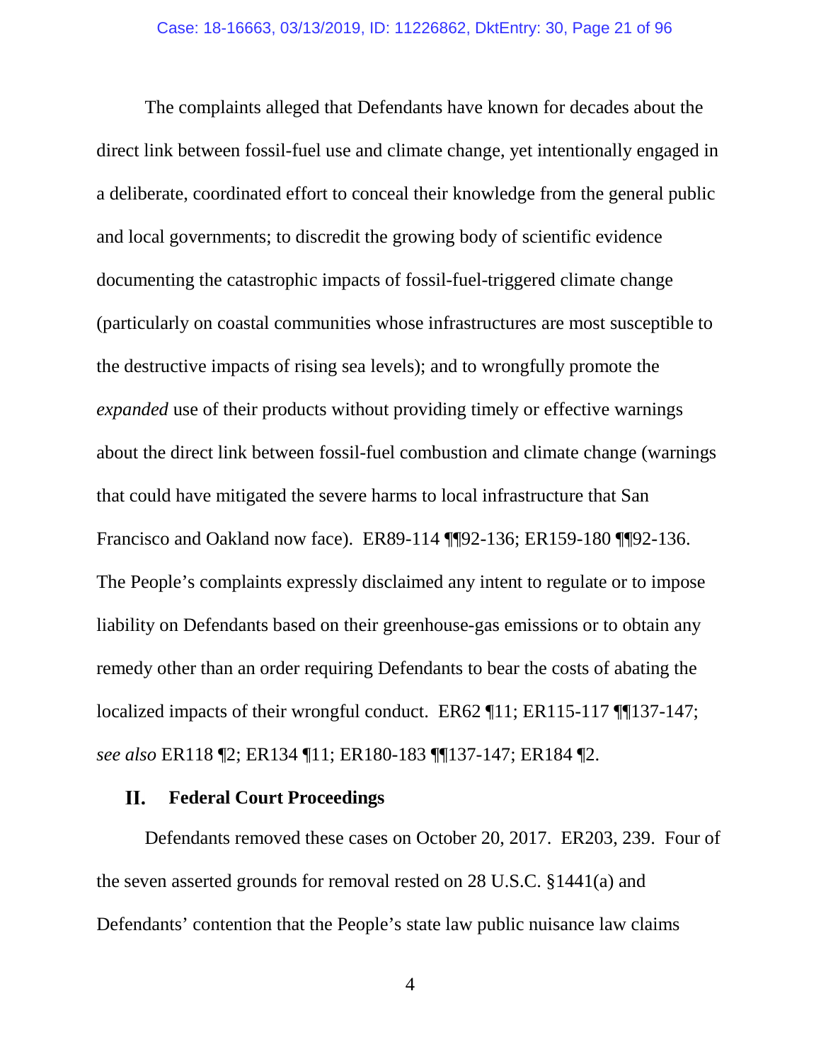The complaints alleged that Defendants have known for decades about the direct link between fossil-fuel use and climate change, yet intentionally engaged in a deliberate, coordinated effort to conceal their knowledge from the general public and local governments; to discredit the growing body of scientific evidence documenting the catastrophic impacts of fossil-fuel-triggered climate change (particularly on coastal communities whose infrastructures are most susceptible to the destructive impacts of rising sea levels); and to wrongfully promote the *expanded* use of their products without providing timely or effective warnings about the direct link between fossil-fuel combustion and climate change (warnings that could have mitigated the severe harms to local infrastructure that San Francisco and Oakland now face). ER89-114 ¶¶92-136; ER159-180 ¶¶92-136. The People's complaints expressly disclaimed any intent to regulate or to impose liability on Defendants based on their greenhouse-gas emissions or to obtain any remedy other than an order requiring Defendants to bear the costs of abating the localized impacts of their wrongful conduct. ER62 ¶11; ER115-117 ¶¶137-147; *see also* ER118 ¶2; ER134 ¶11; ER180-183 ¶¶137-147; ER184 ¶2.

## II. Federal Court Proceedings

Defendants removed these cases on October 20, 2017. ER203, 239. Four of the seven asserted grounds for removal rested on 28 U.S.C. §1441(a) and Defendants' contention that the People's state law public nuisance law claims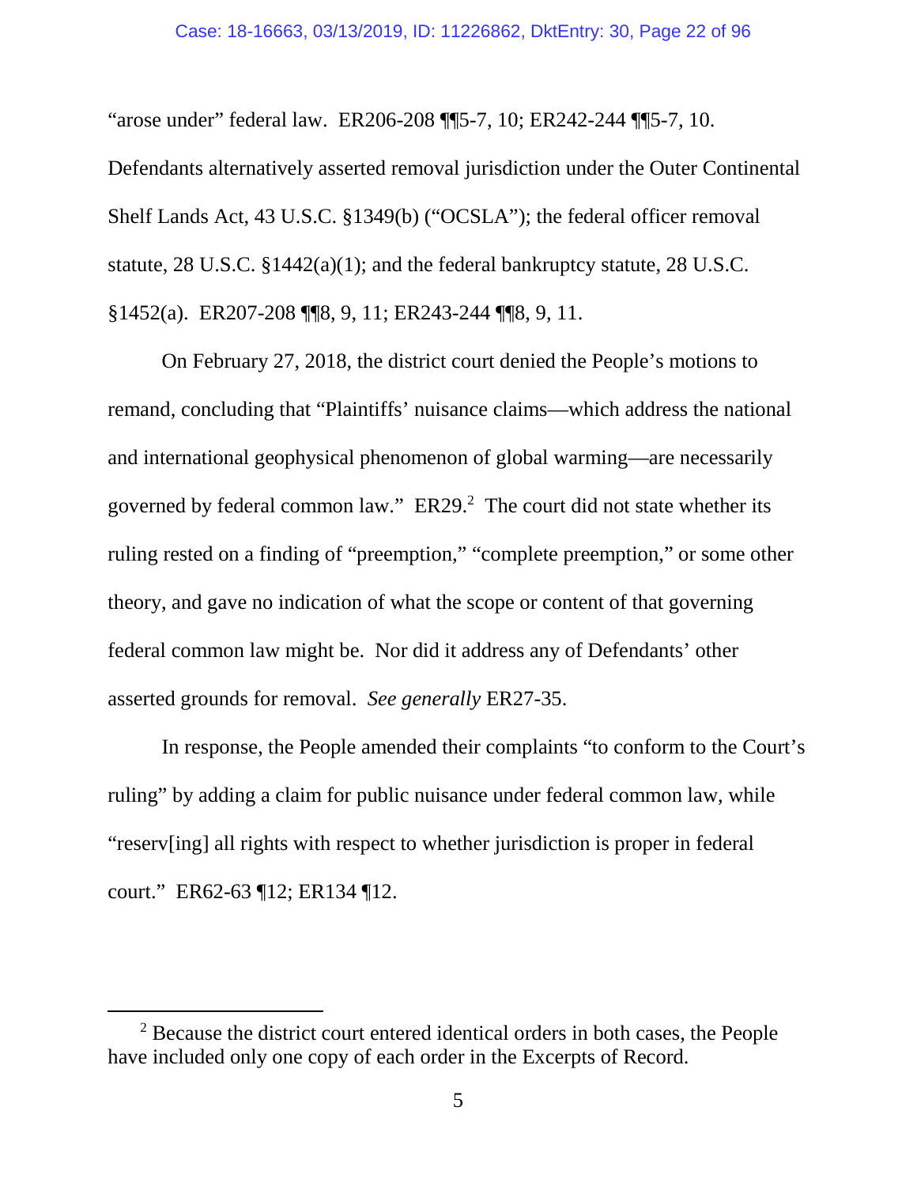"arose under" federal law. ER206-208 ¶¶5-7, 10; ER242-244 ¶¶5-7, 10. Defendants alternatively asserted removal jurisdiction under the Outer Continental Shelf Lands Act, 43 U.S.C. §1349(b) ("OCSLA"); the federal officer removal statute, 28 U.S.C. §1442(a)(1); and the federal bankruptcy statute, 28 U.S.C. §1452(a). ER207-208 ¶¶8, 9, 11; ER243-244 ¶¶8, 9, 11.

On February 27, 2018, the district court denied the People's motions to remand, concluding that "Plaintiffs' nuisance claims—which address the national and international geophysical phenomenon of global warming—are necessarily governed by federal common law." ER29.[2] The court did not state whether its ruling rested on a finding of "preemption," "complete preemption," or some other theory, and gave no indication of what the scope or content of that governing federal common law might be. Nor did it address any of Defendants' other asserted grounds for removal. *See generally* ER27-35.

In response, the People amended their complaints "to conform to the Court's ruling" by adding a claim for public nuisance under federal common law, while "reserv[ing] all rights with respect to whether jurisdiction is proper in federal court." ER62-63 ¶12; ER134 ¶12.

[2] Because the district court entered identical orders in both cases, the People have included only one copy of each order in the Excerpts of Record.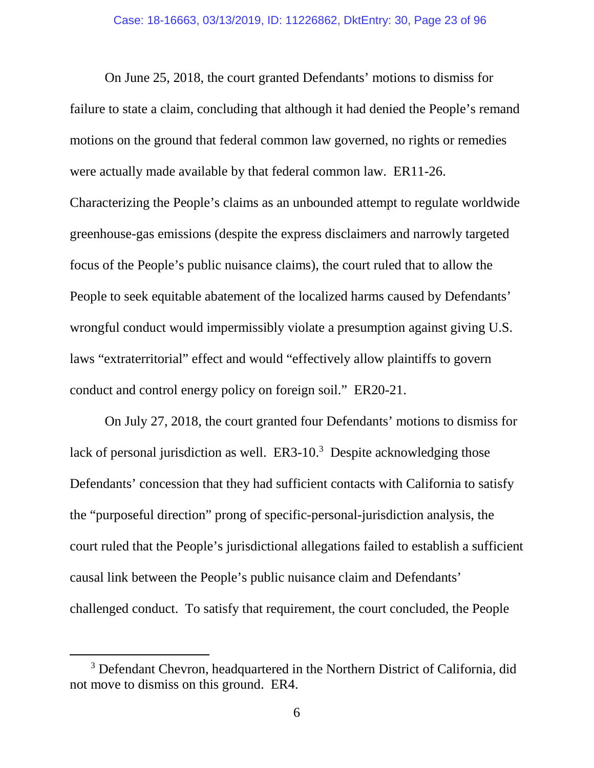On June 25, 2018, the court granted Defendants' motions to dismiss for failure to state a claim, concluding that although it had denied the People's remand motions on the ground that federal common law governed, no rights or remedies were actually made available by that federal common law. ER11-26. Characterizing the People's claims as an unbounded attempt to regulate worldwide greenhouse-gas emissions (despite the express disclaimers and narrowly targeted focus of the People's public nuisance claims), the court ruled that to allow the People to seek equitable abatement of the localized harms caused by Defendants' wrongful conduct would impermissibly violate a presumption against giving U.S. laws "extraterritorial" effect and would "effectively allow plaintiffs to govern conduct and control energy policy on foreign soil." ER20-21.

On July 27, 2018, the court granted four Defendants' motions to dismiss for lack of personal jurisdiction as well. ER3-10.[3] Despite acknowledging those Defendants' concession that they had sufficient contacts with California to satisfy the "purposeful direction" prong of specific-personal-jurisdiction analysis, the court ruled that the People's jurisdictional allegations failed to establish a sufficient causal link between the People's public nuisance claim and Defendants' challenged conduct. To satisfy that requirement, the court concluded, the People

---

[3] Defendant Chevron, headquartered in the Northern District of California, did not move to dismiss on this ground. ER4.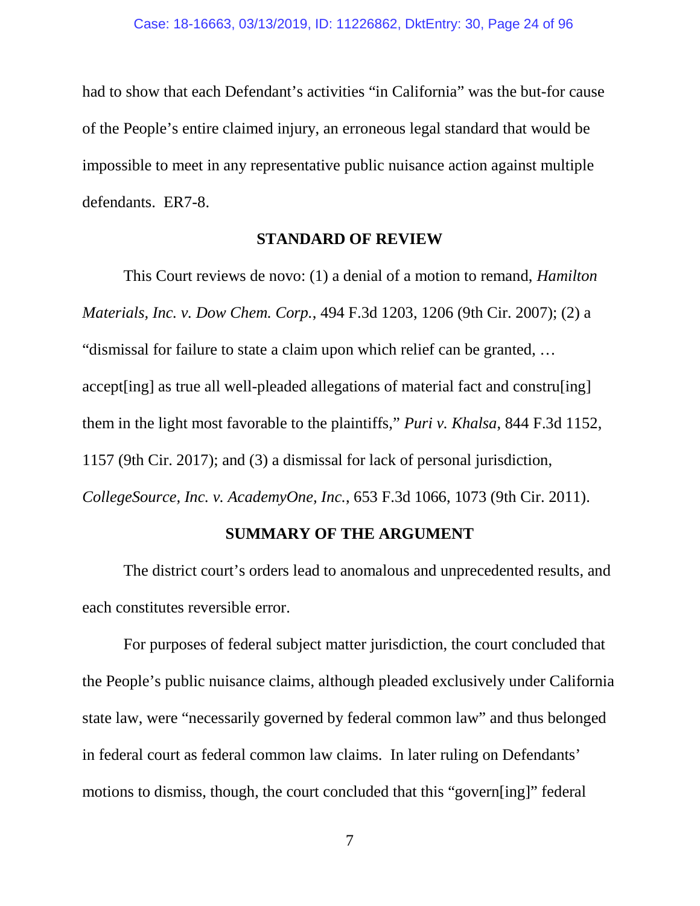had to show that each Defendant's activities "in California" was the but-for cause of the People's entire claimed injury, an erroneous legal standard that would be impossible to meet in any representative public nuisance action against multiple defendants. ER7-8.

## STANDARD OF REVIEW

This Court reviews de novo: (1) a denial of a motion to remand, *Hamilton Materials, Inc. v. Dow Chem. Corp.*, 494 F.3d 1203, 1206 (9th Cir. 2007); (2) a "dismissal for failure to state a claim upon which relief can be granted, … accept[ing] as true all well-pleaded allegations of material fact and constru[ing] them in the light most favorable to the plaintiffs," *Puri v. Khalsa*, 844 F.3d 1152, 1157 (9th Cir. 2017); and (3) a dismissal for lack of personal jurisdiction, *CollegeSource, Inc. v. AcademyOne, Inc.*, 653 F.3d 1066, 1073 (9th Cir. 2011).

## SUMMARY OF THE ARGUMENT

The district court's orders lead to anomalous and unprecedented results, and each constitutes reversible error.

For purposes of federal subject matter jurisdiction, the court concluded that the People's public nuisance claims, although pleaded exclusively under California state law, were "necessarily governed by federal common law" and thus belonged in federal court as federal common law claims. In later ruling on Defendants' motions to dismiss, though, the court concluded that this "govern[ing]" federal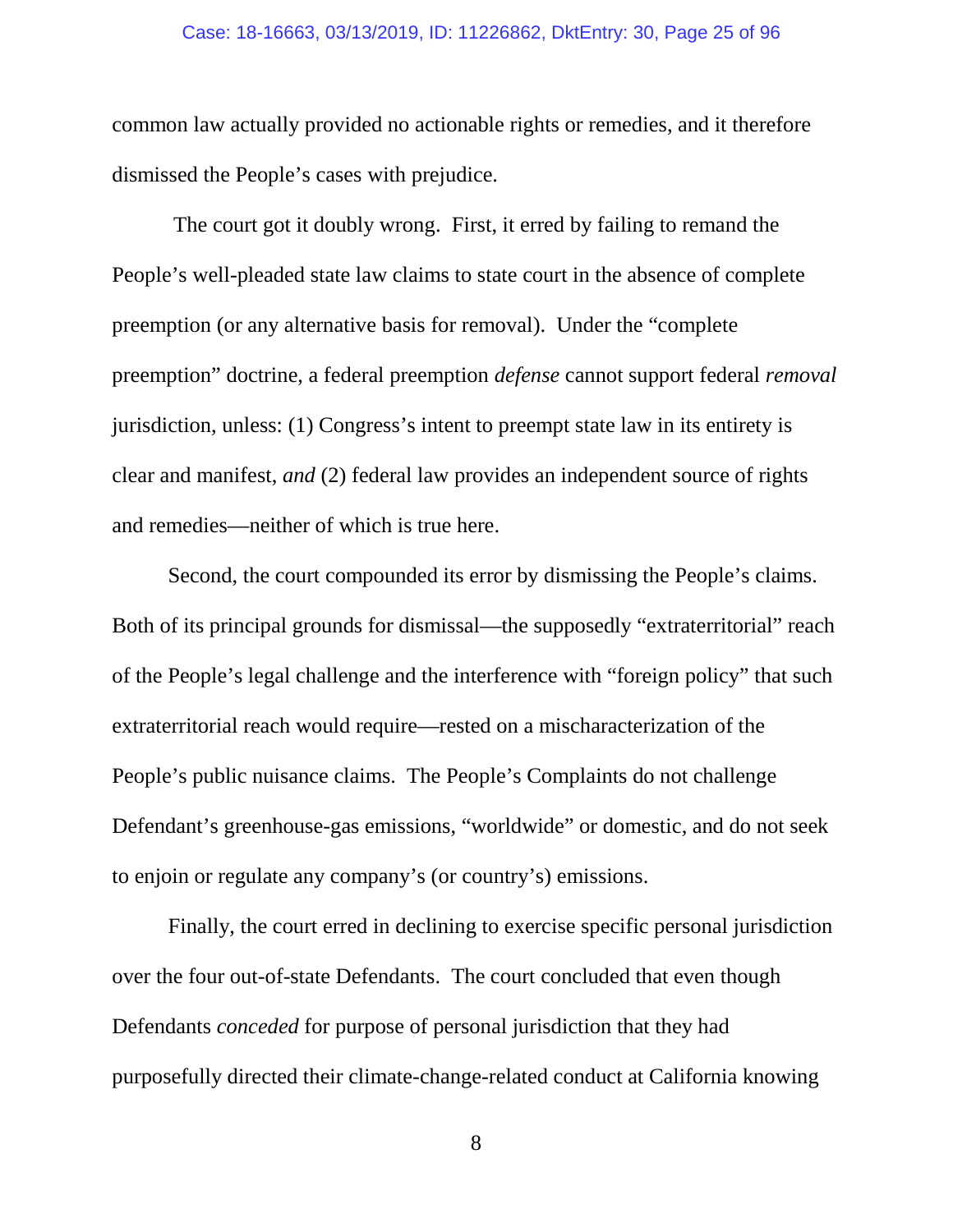common law actually provided no actionable rights or remedies, and it therefore dismissed the People's cases with prejudice.

The court got it doubly wrong. First, it erred by failing to remand the People's well-pleaded state law claims to state court in the absence of complete preemption (or any alternative basis for removal). Under the "complete preemption" doctrine, a federal preemption *defense* cannot support federal *removal* jurisdiction, unless: (1) Congress's intent to preempt state law in its entirety is clear and manifest, *and* (2) federal law provides an independent source of rights and remedies—neither of which is true here.

Second, the court compounded its error by dismissing the People's claims. Both of its principal grounds for dismissal—the supposedly "extraterritorial" reach of the People's legal challenge and the interference with "foreign policy" that such extraterritorial reach would require—rested on a mischaracterization of the People's public nuisance claims. The People's Complaints do not challenge Defendant's greenhouse-gas emissions, "worldwide" or domestic, and do not seek to enjoin or regulate any company's (or country's) emissions.

Finally, the court erred in declining to exercise specific personal jurisdiction over the four out-of-state Defendants. The court concluded that even though Defendants *conceded* for purpose of personal jurisdiction that they had purposefully directed their climate-change-related conduct at California knowing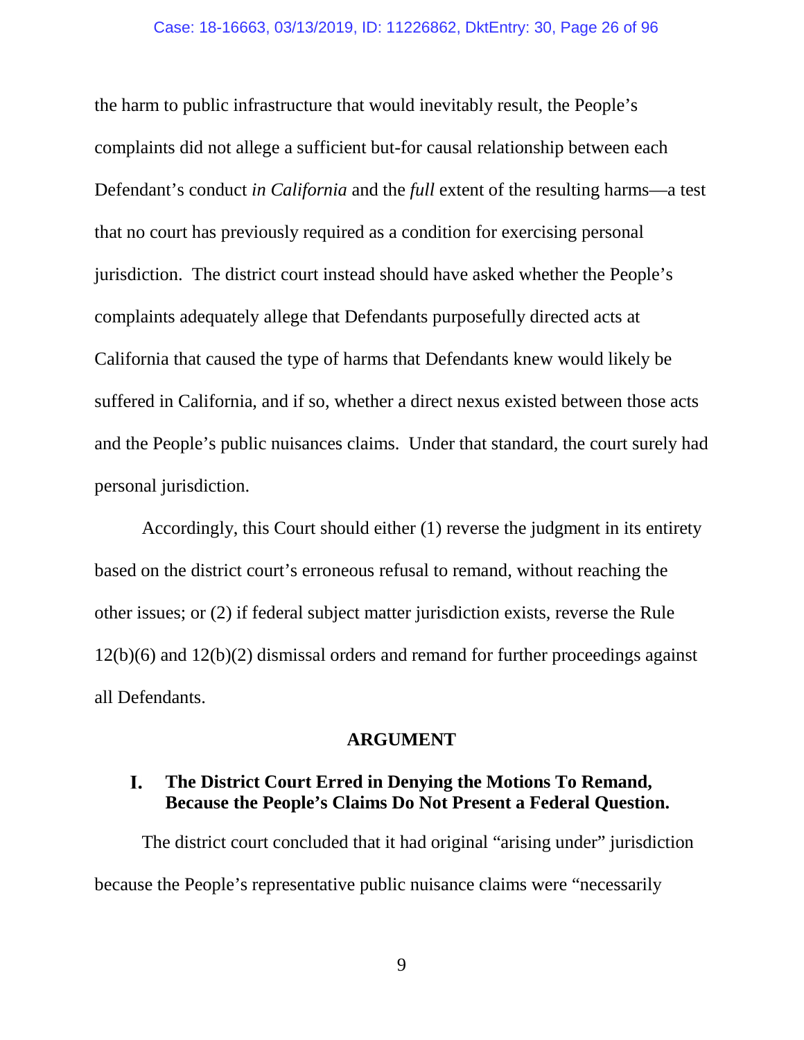the harm to public infrastructure that would inevitably result, the People's complaints did not allege a sufficient but-for causal relationship between each Defendant's conduct *in California* and the *full* extent of the resulting harms—a test that no court has previously required as a condition for exercising personal jurisdiction. The district court instead should have asked whether the People's complaints adequately allege that Defendants purposefully directed acts at California that caused the type of harms that Defendants knew would likely be suffered in California, and if so, whether a direct nexus existed between those acts and the People's public nuisances claims. Under that standard, the court surely had personal jurisdiction.

Accordingly, this Court should either (1) reverse the judgment in its entirety based on the district court's erroneous refusal to remand, without reaching the other issues; or (2) if federal subject matter jurisdiction exists, reverse the Rule 12(b)(6) and 12(b)(2) dismissal orders and remand for further proceedings against all Defendants.

## ARGUMENT

### I. The District Court Erred in Denying the Motions To Remand, Because the People's Claims Do Not Present a Federal Question.

The district court concluded that it had original "arising under" jurisdiction because the People's representative public nuisance claims were "necessarily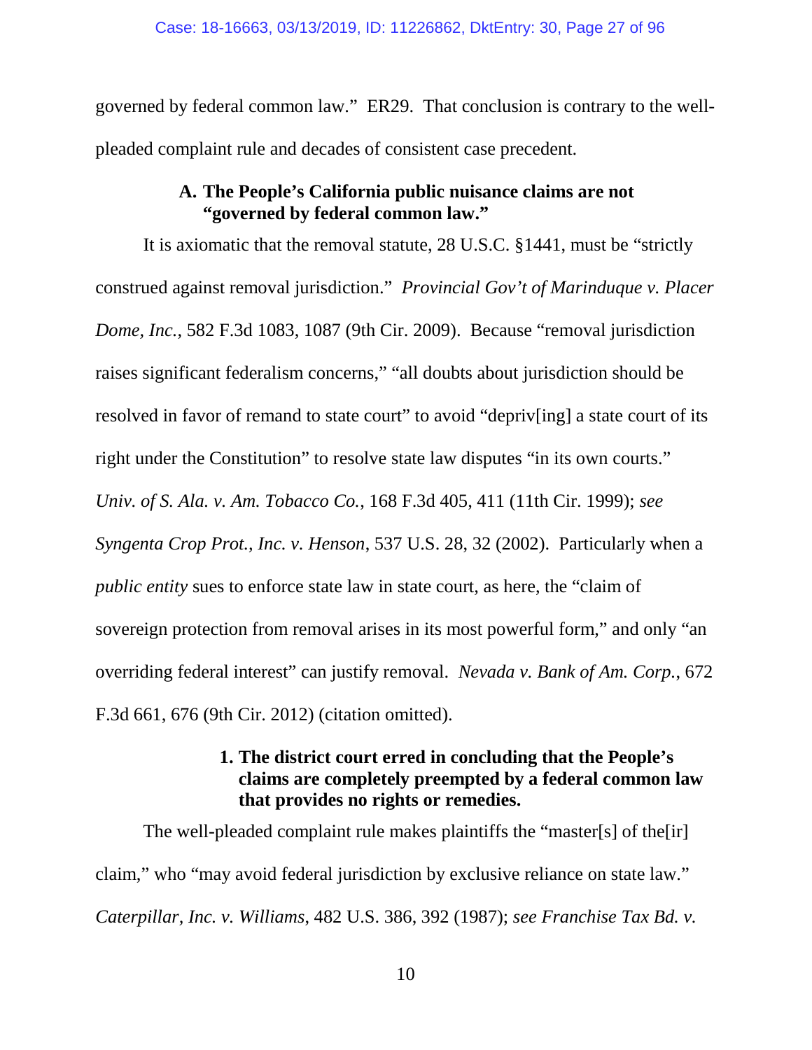governed by federal common law." ER29. That conclusion is contrary to the well-pleaded complaint rule and decades of consistent case precedent.

### A. The People's California public nuisance claims are not "governed by federal common law."

It is axiomatic that the removal statute, 28 U.S.C. §1441, must be "strictly construed against removal jurisdiction." *Provincial Gov't of Marinduque v. Placer Dome, Inc.*, 582 F.3d 1083, 1087 (9th Cir. 2009). Because "removal jurisdiction raises significant federalism concerns," "all doubts about jurisdiction should be resolved in favor of remand to state court" to avoid "depriv[ing] a state court of its right under the Constitution" to resolve state law disputes "in its own courts." *Univ. of S. Ala. v. Am. Tobacco Co.*, 168 F.3d 405, 411 (11th Cir. 1999); *see Syngenta Crop Prot., Inc. v. Henson*, 537 U.S. 28, 32 (2002). Particularly when a *public entity* sues to enforce state law in state court, as here, the "claim of sovereign protection from removal arises in its most powerful form," and only "an overriding federal interest" can justify removal. *Nevada v. Bank of Am. Corp.*, 672 F.3d 661, 676 (9th Cir. 2012) (citation omitted).

#### 1. The district court erred in concluding that the People's claims are completely preempted by a federal common law that provides no rights or remedies.

The well-pleaded complaint rule makes plaintiffs the "master[s] of the[ir] claim," who "may avoid federal jurisdiction by exclusive reliance on state law." *Caterpillar, Inc. v. Williams*, 482 U.S. 386, 392 (1987); *see Franchise Tax Bd. v.*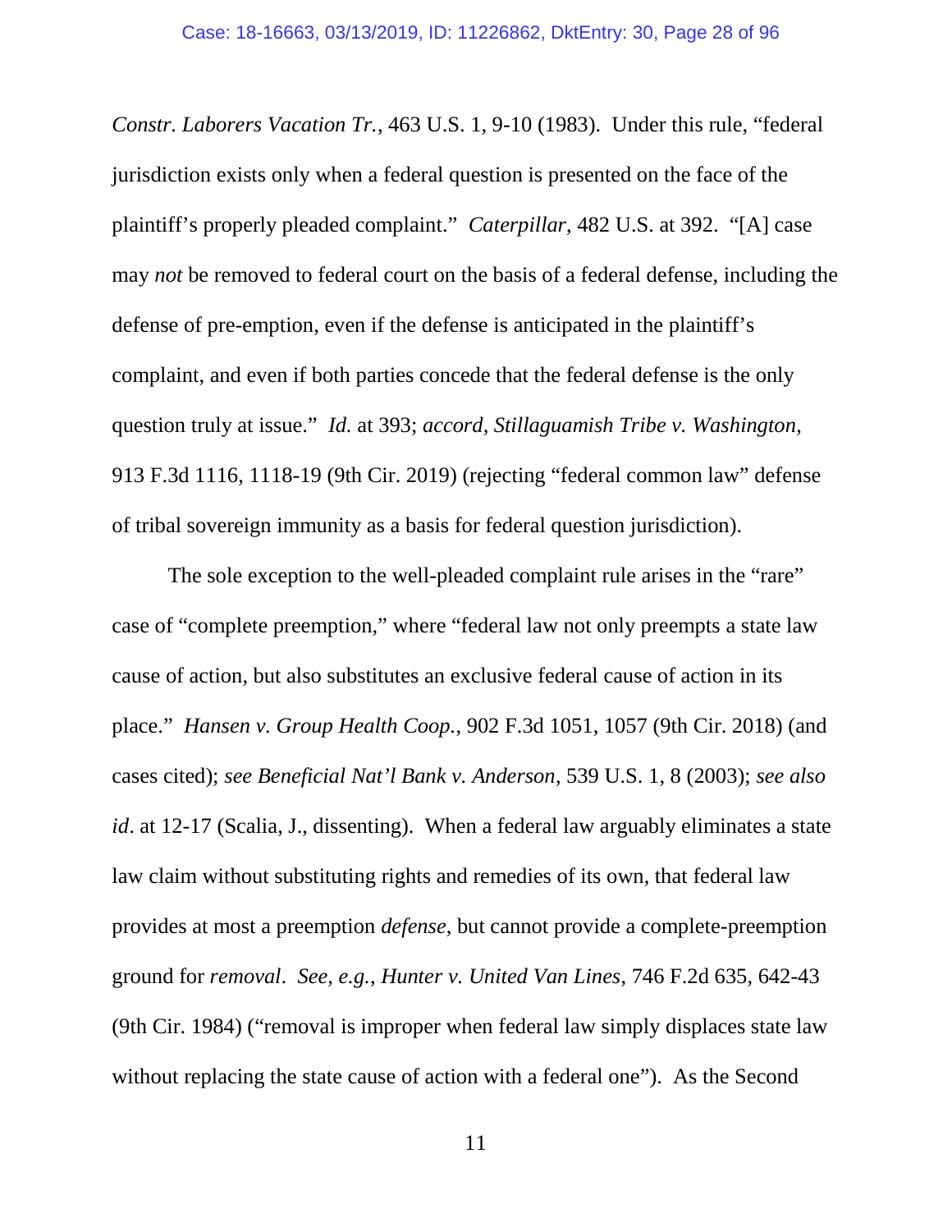*Constr. Laborers Vacation Tr.*, 463 U.S. 1, 9-10 (1983). Under this rule, "federal jurisdiction exists only when a federal question is presented on the face of the plaintiff's properly pleaded complaint." *Caterpillar*, 482 U.S. at 392. "[A] case may *not* be removed to federal court on the basis of a federal defense, including the defense of pre-emption, even if the defense is anticipated in the plaintiff's complaint, and even if both parties concede that the federal defense is the only question truly at issue." *Id.* at 393; *accord*, *Stillaguamish Tribe v. Washington*, 913 F.3d 1116, 1118-19 (9th Cir. 2019) (rejecting "federal common law" defense of tribal sovereign immunity as a basis for federal question jurisdiction).

The sole exception to the well-pleaded complaint rule arises in the "rare" case of "complete preemption," where "federal law not only preempts a state law cause of action, but also substitutes an exclusive federal cause of action in its place." *Hansen v. Group Health Coop.*, 902 F.3d 1051, 1057 (9th Cir. 2018) (and cases cited); *see Beneficial Nat'l Bank v. Anderson*, 539 U.S. 1, 8 (2003); *see also id*. at 12-17 (Scalia, J., dissenting). When a federal law arguably eliminates a state law claim without substituting rights and remedies of its own, that federal law provides at most a preemption *defense*, but cannot provide a complete-preemption ground for *removal*. *See, e.g.*, *Hunter v. United Van Lines*, 746 F.2d 635, 642-43 (9th Cir. 1984) ("removal is improper when federal law simply displaces state law without replacing the state cause of action with a federal one"). As the Second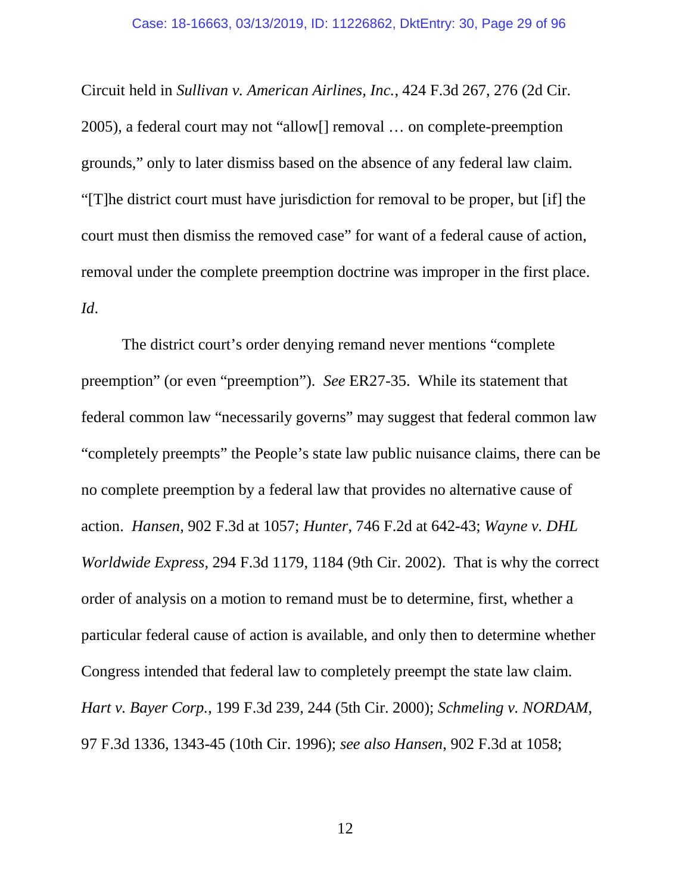Circuit held in *Sullivan v. American Airlines, Inc.*, 424 F.3d 267, 276 (2d Cir. 2005), a federal court may not "allow[] removal … on complete-preemption grounds," only to later dismiss based on the absence of any federal law claim. "[T]he district court must have jurisdiction for removal to be proper, but [if] the court must then dismiss the removed case" for want of a federal cause of action, removal under the complete preemption doctrine was improper in the first place. *Id*.

The district court's order denying remand never mentions "complete preemption" (or even "preemption"). *See* ER27-35. While its statement that federal common law "necessarily governs" may suggest that federal common law "completely preempts" the People's state law public nuisance claims, there can be no complete preemption by a federal law that provides no alternative cause of action. *Hansen*, 902 F.3d at 1057; *Hunter*, 746 F.2d at 642-43; *Wayne v. DHL Worldwide Express*, 294 F.3d 1179, 1184 (9th Cir. 2002). That is why the correct order of analysis on a motion to remand must be to determine, first, whether a particular federal cause of action is available, and only then to determine whether Congress intended that federal law to completely preempt the state law claim. *Hart v. Bayer Corp.*, 199 F.3d 239, 244 (5th Cir. 2000); *Schmeling v. NORDAM*, 97 F.3d 1336, 1343-45 (10th Cir. 1996); *see also Hansen*, 902 F.3d at 1058;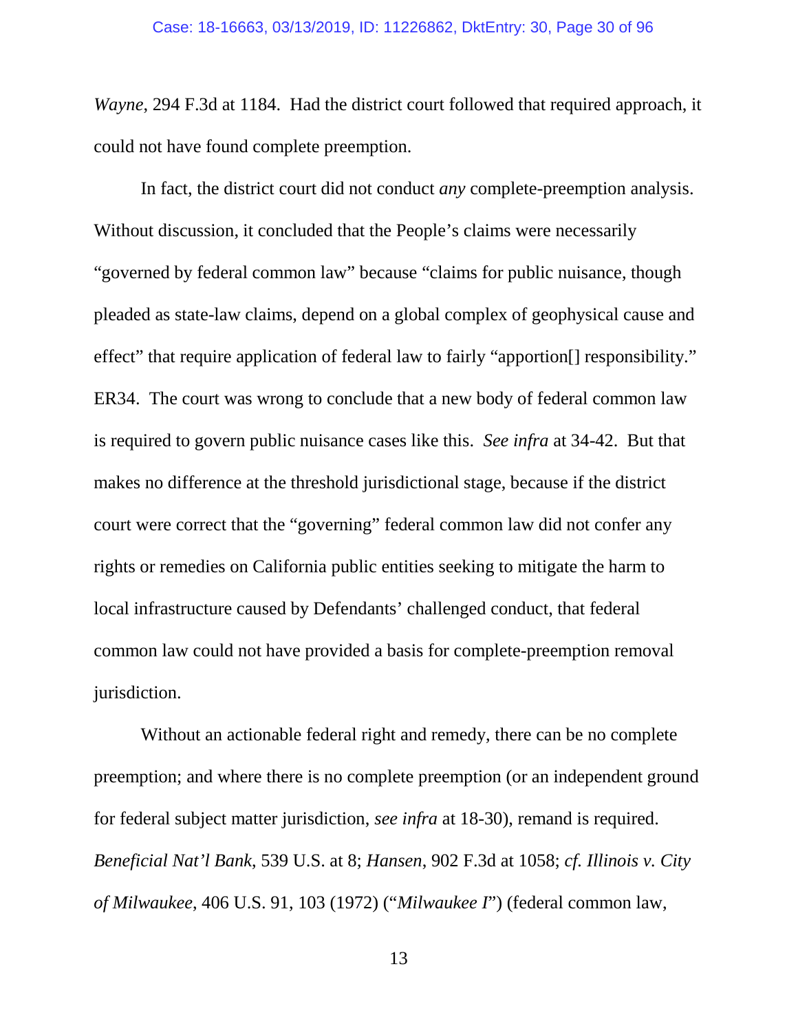*Wayne*, 294 F.3d at 1184. Had the district court followed that required approach, it could not have found complete preemption.

In fact, the district court did not conduct *any* complete-preemption analysis. Without discussion, it concluded that the People's claims were necessarily "governed by federal common law" because "claims for public nuisance, though pleaded as state-law claims, depend on a global complex of geophysical cause and effect" that require application of federal law to fairly "apportion[] responsibility." ER34. The court was wrong to conclude that a new body of federal common law is required to govern public nuisance cases like this. *See infra* at 34-42. But that makes no difference at the threshold jurisdictional stage, because if the district court were correct that the "governing" federal common law did not confer any rights or remedies on California public entities seeking to mitigate the harm to local infrastructure caused by Defendants' challenged conduct, that federal common law could not have provided a basis for complete-preemption removal jurisdiction.

Without an actionable federal right and remedy, there can be no complete preemption; and where there is no complete preemption (or an independent ground for federal subject matter jurisdiction, *see infra* at 18-30), remand is required. *Beneficial Nat'l Bank*, 539 U.S. at 8; *Hansen*, 902 F.3d at 1058; *cf. Illinois v. City of Milwaukee*, 406 U.S. 91, 103 (1972) ("*Milwaukee I*") (federal common law,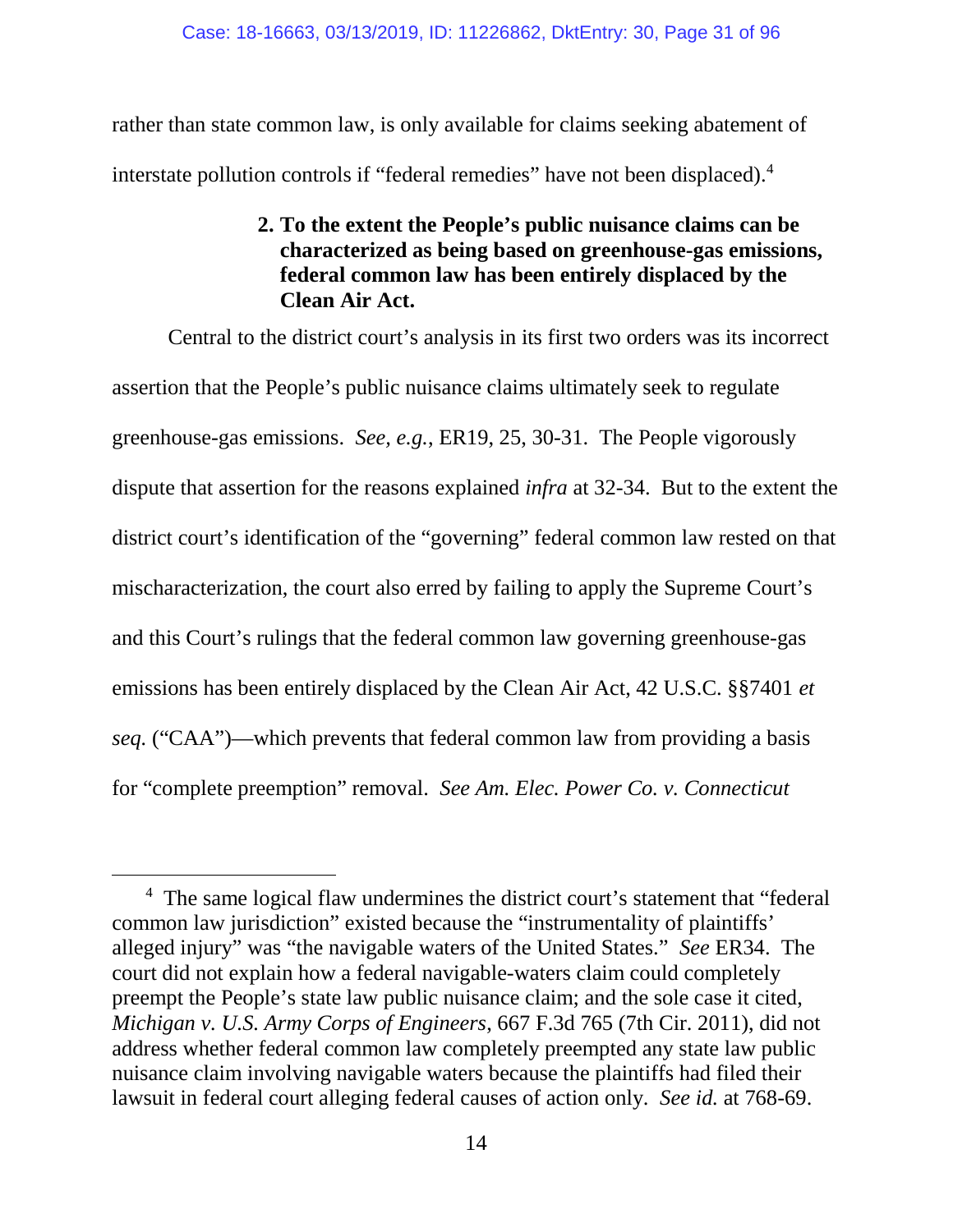rather than state common law, is only available for claims seeking abatement of interstate pollution controls if "federal remedies" have not been displaced).[4]

### 2. To the extent the People's public nuisance claims can be characterized as being based on greenhouse-gas emissions, federal common law has been entirely displaced by the Clean Air Act.

Central to the district court's analysis in its first two orders was its incorrect assertion that the People's public nuisance claims ultimately seek to regulate greenhouse-gas emissions. *See, e.g.*, ER19, 25, 30-31. The People vigorously dispute that assertion for the reasons explained *infra* at 32-34. But to the extent the district court's identification of the "governing" federal common law rested on that mischaracterization, the court also erred by failing to apply the Supreme Court's and this Court's rulings that the federal common law governing greenhouse-gas emissions has been entirely displaced by the Clean Air Act, 42 U.S.C. §§7401 *et seq.* ("CAA")—which prevents that federal common law from providing a basis for "complete preemption" removal. *See Am. Elec. Power Co. v. Connecticut*

---

[4] The same logical flaw undermines the district court's statement that "federal common law jurisdiction" existed because the "instrumentality of plaintiffs' alleged injury" was "the navigable waters of the United States." *See* ER34. The court did not explain how a federal navigable-waters claim could completely preempt the People's state law public nuisance claim; and the sole case it cited, *Michigan v. U.S. Army Corps of Engineers*, 667 F.3d 765 (7th Cir. 2011), did not address whether federal common law completely preempted any state law public nuisance claim involving navigable waters because the plaintiffs had filed their lawsuit in federal court alleging federal causes of action only. *See id.* at 768-69.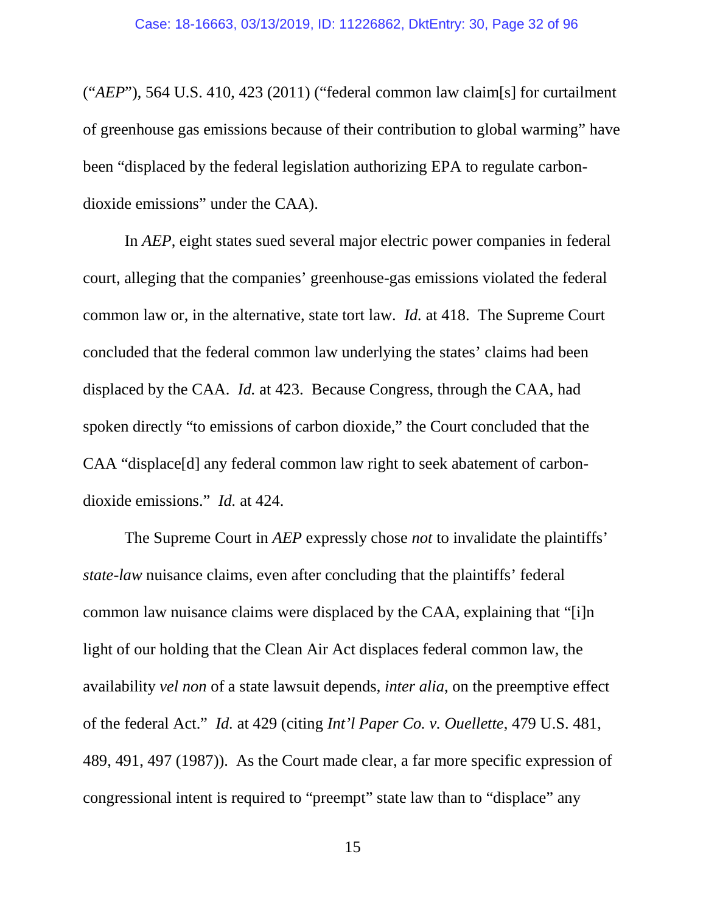("*AEP*"), 564 U.S. 410, 423 (2011) ("federal common law claim[s] for curtailment of greenhouse gas emissions because of their contribution to global warming" have been "displaced by the federal legislation authorizing EPA to regulate carbon-dioxide emissions" under the CAA).

In *AEP*, eight states sued several major electric power companies in federal court, alleging that the companies' greenhouse-gas emissions violated the federal common law or, in the alternative, state tort law. *Id.* at 418. The Supreme Court concluded that the federal common law underlying the states' claims had been displaced by the CAA. *Id.* at 423. Because Congress, through the CAA, had spoken directly "to emissions of carbon dioxide," the Court concluded that the CAA "displace[d] any federal common law right to seek abatement of carbon-dioxide emissions." *Id.* at 424.

The Supreme Court in *AEP* expressly chose *not* to invalidate the plaintiffs' *state-law* nuisance claims, even after concluding that the plaintiffs' federal common law nuisance claims were displaced by the CAA, explaining that "[i]n light of our holding that the Clean Air Act displaces federal common law, the availability *vel non* of a state lawsuit depends, *inter alia*, on the preemptive effect of the federal Act." *Id.* at 429 (citing *Int'l Paper Co. v. Ouellette*, 479 U.S. 481, 489, 491, 497 (1987)). As the Court made clear, a far more specific expression of congressional intent is required to "preempt" state law than to "displace" any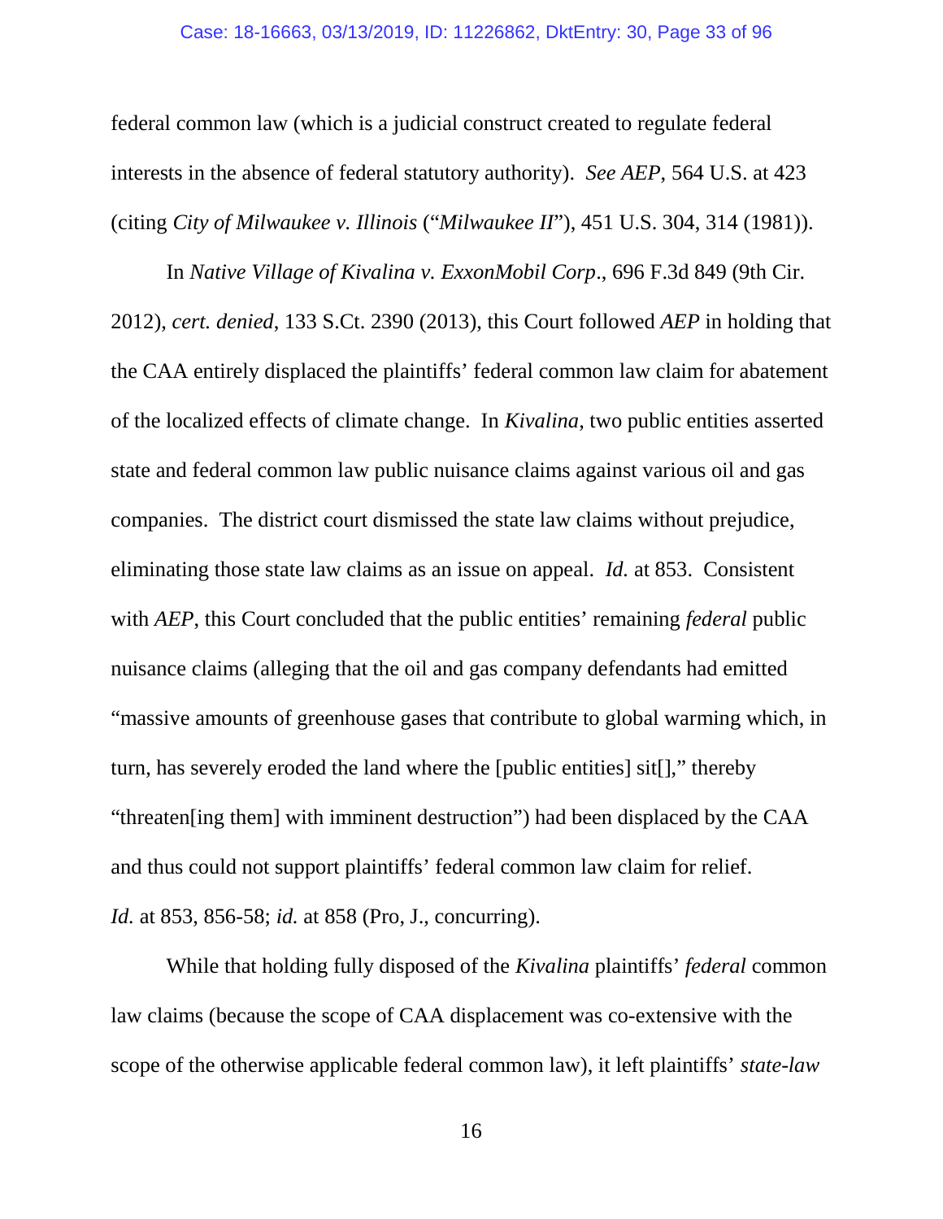federal common law (which is a judicial construct created to regulate federal interests in the absence of federal statutory authority). *See AEP*, 564 U.S. at 423 (citing *City of Milwaukee v. Illinois* ("*Milwaukee II*"), 451 U.S. 304, 314 (1981)).

In *Native Village of Kivalina v. ExxonMobil Corp*., 696 F.3d 849 (9th Cir. 2012), *cert. denied*, 133 S.Ct. 2390 (2013), this Court followed *AEP* in holding that the CAA entirely displaced the plaintiffs' federal common law claim for abatement of the localized effects of climate change. In *Kivalina*, two public entities asserted state and federal common law public nuisance claims against various oil and gas companies. The district court dismissed the state law claims without prejudice, eliminating those state law claims as an issue on appeal. *Id.* at 853. Consistent with *AEP*, this Court concluded that the public entities' remaining *federal* public nuisance claims (alleging that the oil and gas company defendants had emitted "massive amounts of greenhouse gases that contribute to global warming which, in turn, has severely eroded the land where the [public entities] sit[]," thereby "threaten[ing them] with imminent destruction") had been displaced by the CAA and thus could not support plaintiffs' federal common law claim for relief. *Id.* at 853, 856-58; *id.* at 858 (Pro, J., concurring).

While that holding fully disposed of the *Kivalina* plaintiffs' *federal* common law claims (because the scope of CAA displacement was co-extensive with the scope of the otherwise applicable federal common law), it left plaintiffs' *state-law*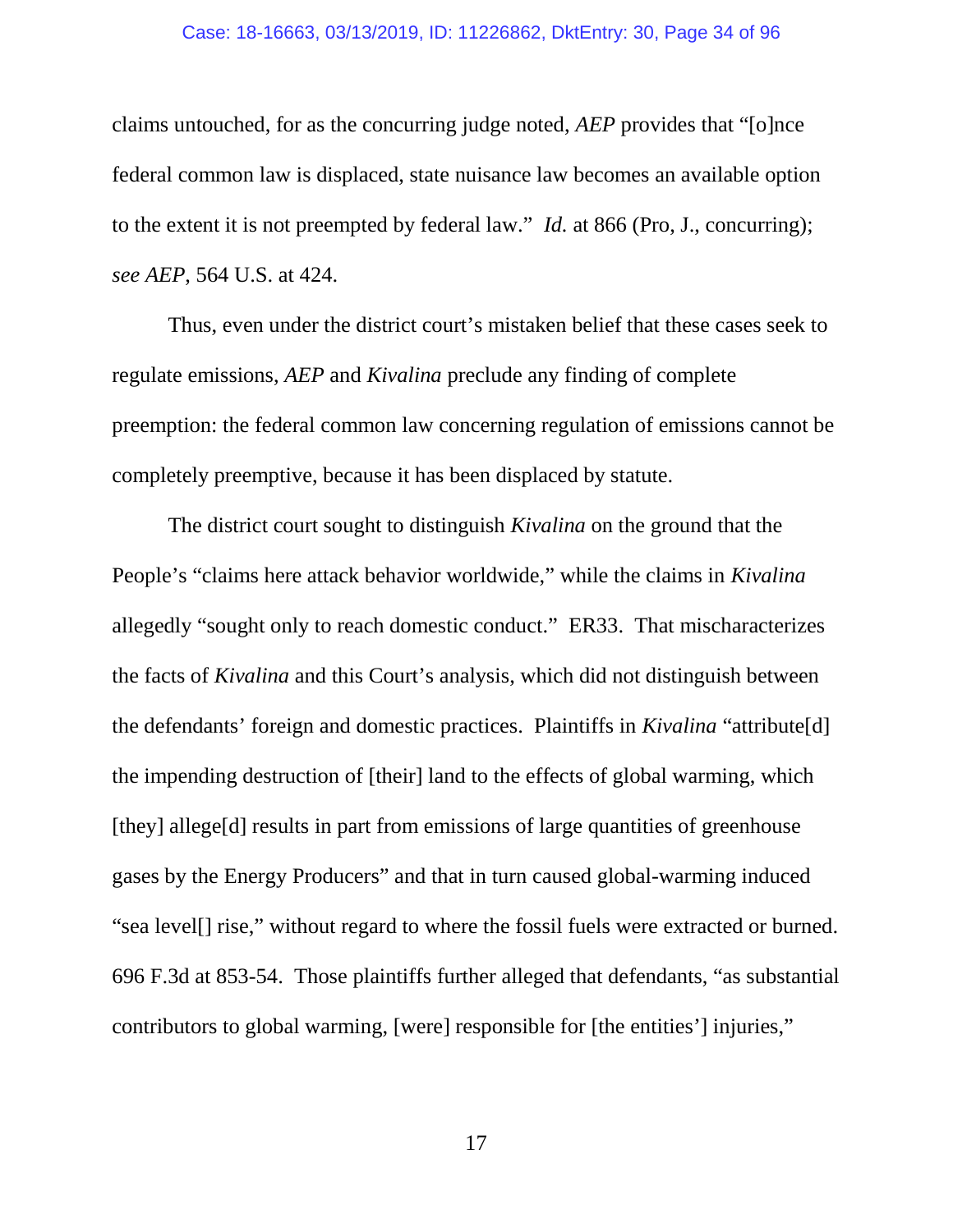claims untouched, for as the concurring judge noted, *AEP* provides that "[o]nce federal common law is displaced, state nuisance law becomes an available option to the extent it is not preempted by federal law." *Id.* at 866 (Pro, J., concurring); *see AEP*, 564 U.S. at 424.

Thus, even under the district court's mistaken belief that these cases seek to regulate emissions, *AEP* and *Kivalina* preclude any finding of complete preemption: the federal common law concerning regulation of emissions cannot be completely preemptive, because it has been displaced by statute.

The district court sought to distinguish *Kivalina* on the ground that the People's "claims here attack behavior worldwide," while the claims in *Kivalina* allegedly "sought only to reach domestic conduct." ER33. That mischaracterizes the facts of *Kivalina* and this Court's analysis, which did not distinguish between the defendants' foreign and domestic practices. Plaintiffs in *Kivalina* "attribute[d] the impending destruction of [their] land to the effects of global warming, which [they] allege[d] results in part from emissions of large quantities of greenhouse gases by the Energy Producers" and that in turn caused global-warming induced "sea level[] rise," without regard to where the fossil fuels were extracted or burned. 696 F.3d at 853-54. Those plaintiffs further alleged that defendants, "as substantial contributors to global warming, [were] responsible for [the entities'] injuries,"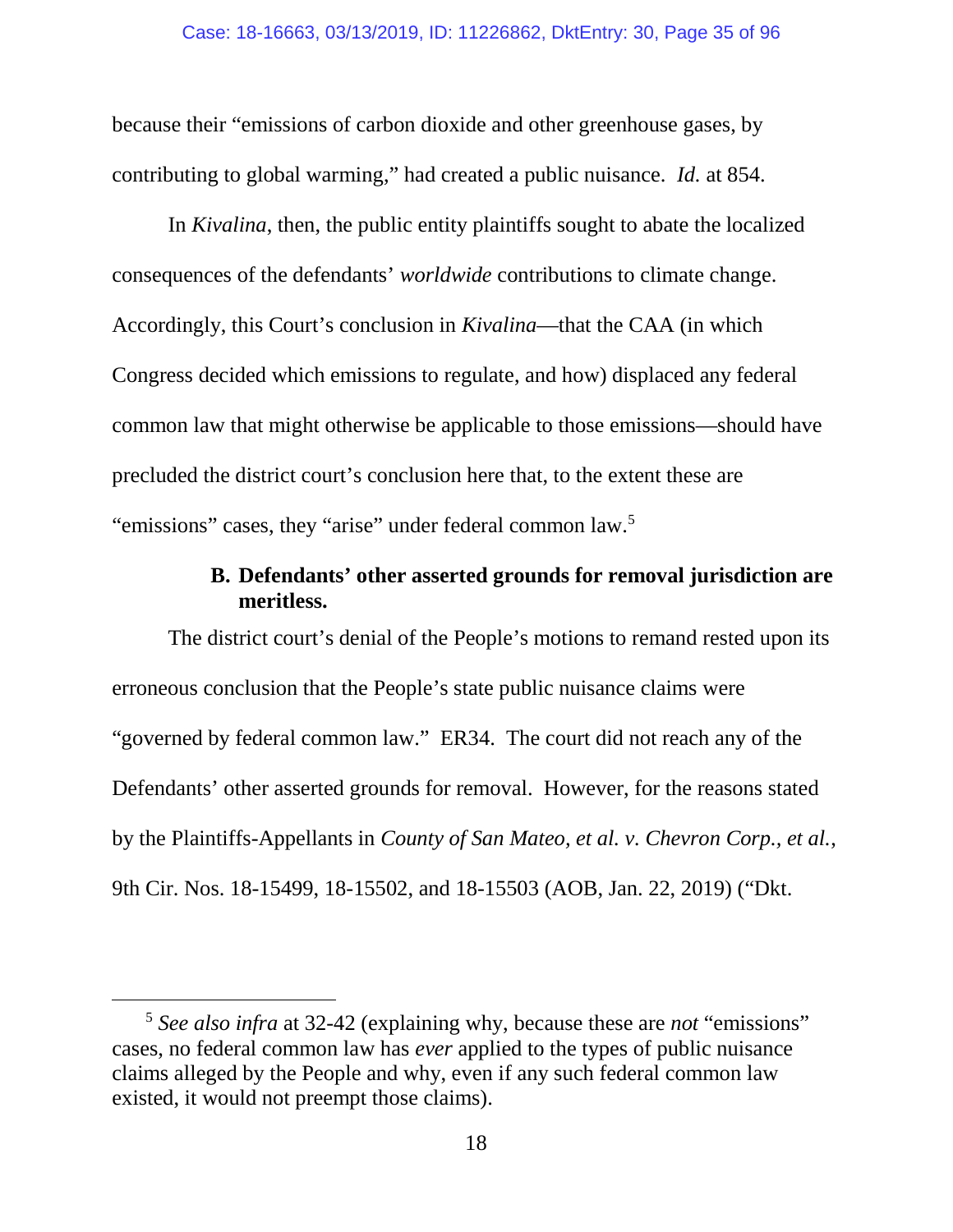because their "emissions of carbon dioxide and other greenhouse gases, by contributing to global warming," had created a public nuisance. *Id.* at 854.

In *Kivalina*, then, the public entity plaintiffs sought to abate the localized consequences of the defendants' *worldwide* contributions to climate change. Accordingly, this Court's conclusion in *Kivalina*—that the CAA (in which Congress decided which emissions to regulate, and how) displaced any federal common law that might otherwise be applicable to those emissions—should have precluded the district court's conclusion here that, to the extent these are "emissions" cases, they "arise" under federal common law.[5]

### B. Defendants' other asserted grounds for removal jurisdiction are meritless.

The district court's denial of the People's motions to remand rested upon its erroneous conclusion that the People's state public nuisance claims were "governed by federal common law." ER34. The court did not reach any of the Defendants' other asserted grounds for removal. However, for the reasons stated by the Plaintiffs-Appellants in *County of San Mateo, et al. v. Chevron Corp., et al.*, 9th Cir. Nos. 18-15499, 18-15502, and 18-15503 (AOB, Jan. 22, 2019) ("Dkt.

---

[5] *See also infra* at 32-42 (explaining why, because these are *not* "emissions" cases, no federal common law has *ever* applied to the types of public nuisance claims alleged by the People and why, even if any such federal common law existed, it would not preempt those claims).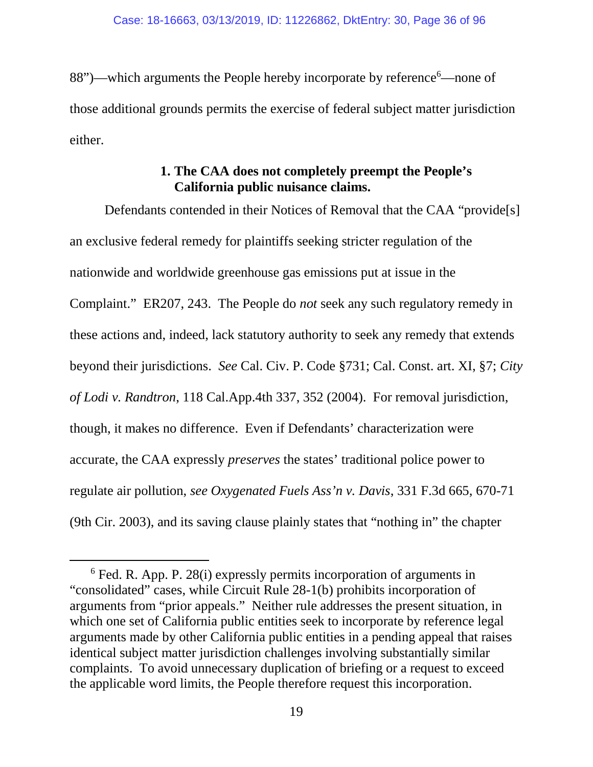88")—which arguments the People hereby incorporate by reference[6]—none of those additional grounds permits the exercise of federal subject matter jurisdiction either.

### 1. The CAA does not completely preempt the People's California public nuisance claims.

Defendants contended in their Notices of Removal that the CAA "provide[s] an exclusive federal remedy for plaintiffs seeking stricter regulation of the nationwide and worldwide greenhouse gas emissions put at issue in the Complaint." ER207, 243. The People do *not* seek any such regulatory remedy in these actions and, indeed, lack statutory authority to seek any remedy that extends beyond their jurisdictions. *See* Cal. Civ. P. Code §731; Cal. Const. art. XI, §7; *City of Lodi v. Randtron*, 118 Cal.App.4th 337, 352 (2004). For removal jurisdiction, though, it makes no difference. Even if Defendants' characterization were accurate, the CAA expressly *preserves* the states' traditional police power to regulate air pollution, *see Oxygenated Fuels Ass'n v. Davis*, 331 F.3d 665, 670-71 (9th Cir. 2003), and its saving clause plainly states that "nothing in" the chapter

---

[6] Fed. R. App. P. 28(i) expressly permits incorporation of arguments in "consolidated" cases, while Circuit Rule 28-1(b) prohibits incorporation of arguments from "prior appeals." Neither rule addresses the present situation, in which one set of California public entities seek to incorporate by reference legal arguments made by other California public entities in a pending appeal that raises identical subject matter jurisdiction challenges involving substantially similar complaints. To avoid unnecessary duplication of briefing or a request to exceed the applicable word limits, the People therefore request this incorporation.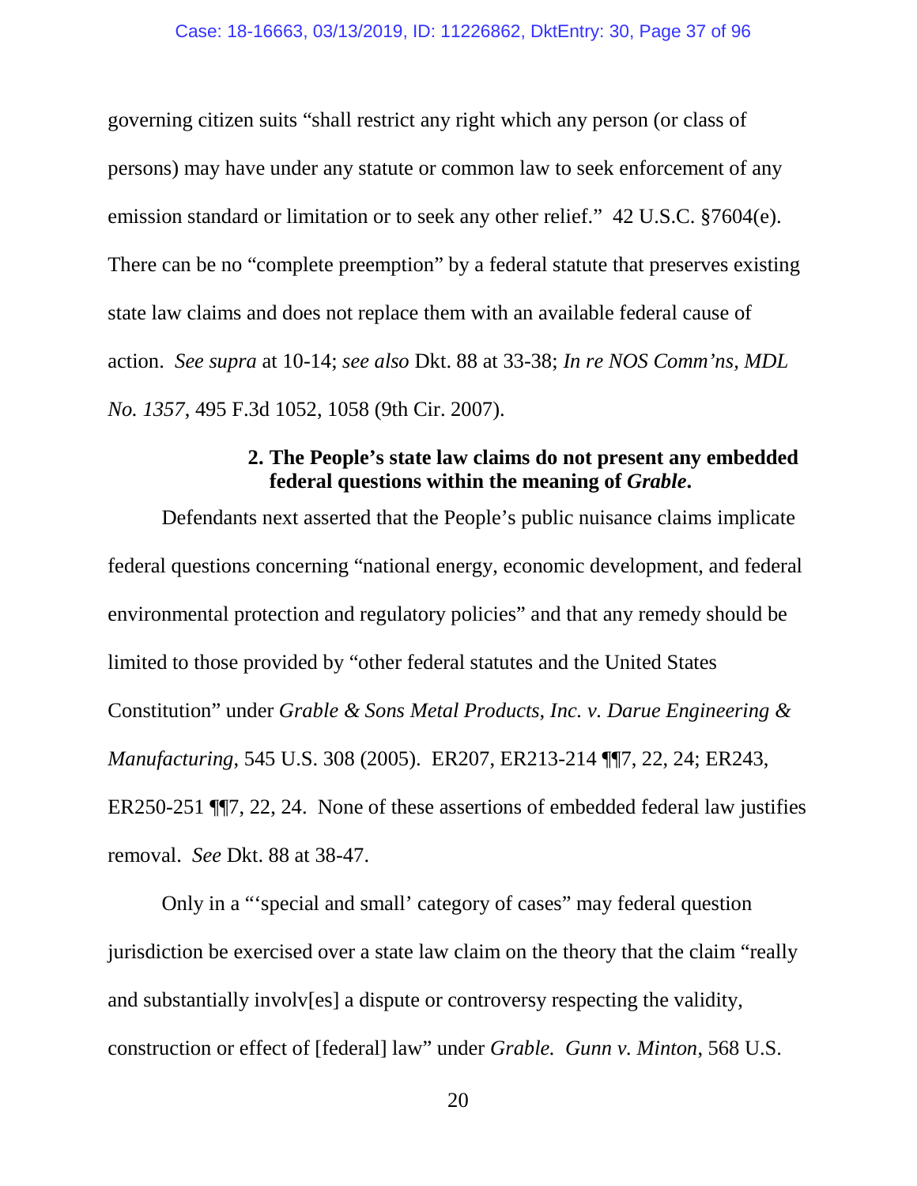governing citizen suits "shall restrict any right which any person (or class of persons) may have under any statute or common law to seek enforcement of any emission standard or limitation or to seek any other relief." 42 U.S.C. §7604(e). There can be no "complete preemption" by a federal statute that preserves existing state law claims and does not replace them with an available federal cause of action. *See supra* at 10-14; *see also* Dkt. 88 at 33-38; *In re NOS Comm'ns, MDL No. 1357*, 495 F.3d 1052, 1058 (9th Cir. 2007).

#### 2. The People's state law claims do not present any embedded federal questions within the meaning of *Grable*.

Defendants next asserted that the People's public nuisance claims implicate federal questions concerning "national energy, economic development, and federal environmental protection and regulatory policies" and that any remedy should be limited to those provided by "other federal statutes and the United States Constitution" under *Grable & Sons Metal Products, Inc. v. Darue Engineering & Manufacturing*, 545 U.S. 308 (2005). ER207, ER213-214 ¶¶7, 22, 24; ER243, ER250-251 ¶¶7, 22, 24. None of these assertions of embedded federal law justifies removal. *See* Dkt. 88 at 38-47.

Only in a "'special and small' category of cases" may federal question jurisdiction be exercised over a state law claim on the theory that the claim "really and substantially involv[es] a dispute or controversy respecting the validity, construction or effect of [federal] law" under *Grable*. *Gunn v. Minton*, 568 U.S.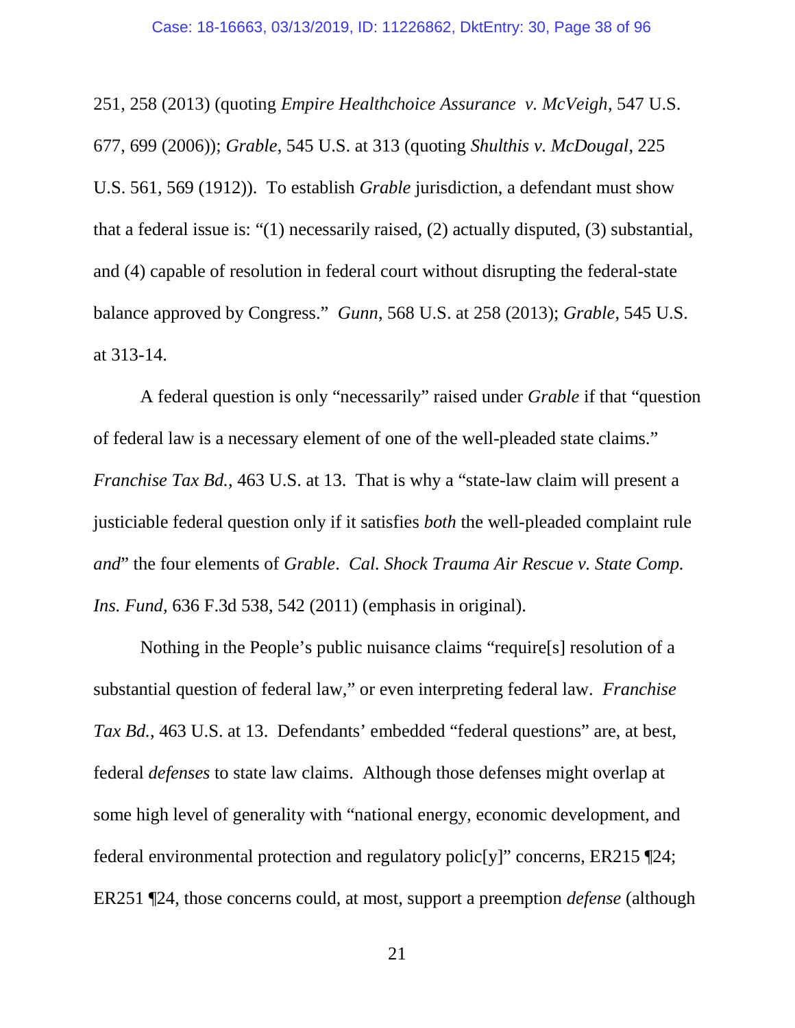251, 258 (2013) (quoting *Empire Healthchoice Assurance v. McVeigh*, 547 U.S. 677, 699 (2006)); *Grable*, 545 U.S. at 313 (quoting *Shulthis v. McDougal*, 225 U.S. 561, 569 (1912)). To establish *Grable* jurisdiction, a defendant must show that a federal issue is: "(1) necessarily raised, (2) actually disputed, (3) substantial, and (4) capable of resolution in federal court without disrupting the federal-state balance approved by Congress." *Gunn*, 568 U.S. at 258 (2013); *Grable*, 545 U.S. at 313-14.

A federal question is only "necessarily" raised under *Grable* if that "question of federal law is a necessary element of one of the well-pleaded state claims." *Franchise Tax Bd.*, 463 U.S. at 13. That is why a "state-law claim will present a justiciable federal question only if it satisfies *both* the well-pleaded complaint rule *and*" the four elements of *Grable*. *Cal. Shock Trauma Air Rescue v. State Comp. Ins. Fund*, 636 F.3d 538, 542 (2011) (emphasis in original).

Nothing in the People's public nuisance claims "require[s] resolution of a substantial question of federal law," or even interpreting federal law. *Franchise Tax Bd.*, 463 U.S. at 13. Defendants' embedded "federal questions" are, at best, federal *defenses* to state law claims. Although those defenses might overlap at some high level of generality with "national energy, economic development, and federal environmental protection and regulatory polic[y]" concerns, ER215 ¶24; ER251 ¶24, those concerns could, at most, support a preemption *defense* (although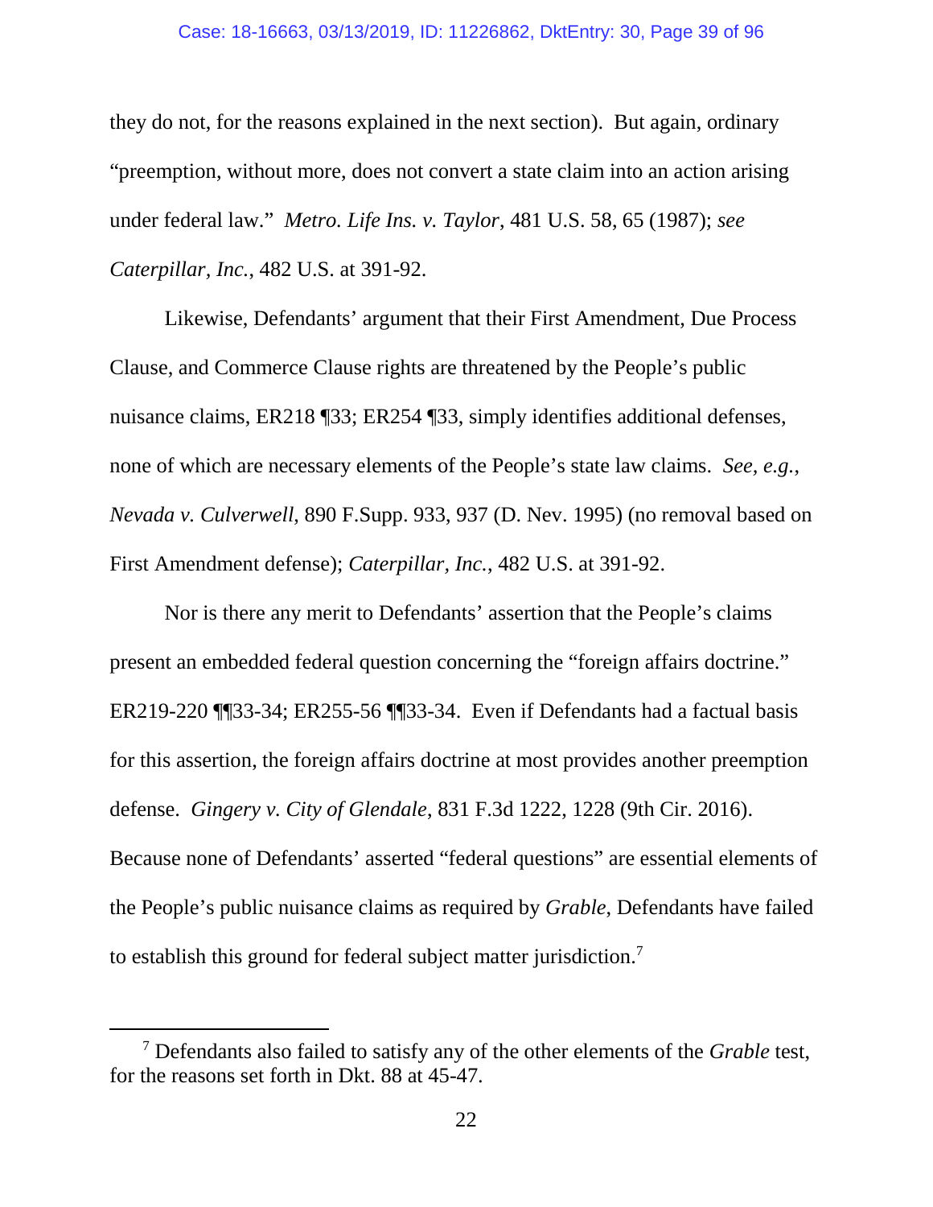they do not, for the reasons explained in the next section). But again, ordinary "preemption, without more, does not convert a state claim into an action arising under federal law." *Metro. Life Ins. v. Taylor*, 481 U.S. 58, 65 (1987); *see Caterpillar, Inc.*, 482 U.S. at 391-92.

Likewise, Defendants' argument that their First Amendment, Due Process Clause, and Commerce Clause rights are threatened by the People's public nuisance claims, ER218 ¶33; ER254 ¶33, simply identifies additional defenses, none of which are necessary elements of the People's state law claims. *See, e.g.*, *Nevada v. Culverwell*, 890 F.Supp. 933, 937 (D. Nev. 1995) (no removal based on First Amendment defense); *Caterpillar, Inc.*, 482 U.S. at 391-92.

Nor is there any merit to Defendants' assertion that the People's claims present an embedded federal question concerning the "foreign affairs doctrine." ER219-220 ¶¶33-34; ER255-56 ¶¶33-34. Even if Defendants had a factual basis for this assertion, the foreign affairs doctrine at most provides another preemption defense. *Gingery v. City of Glendale*, 831 F.3d 1222, 1228 (9th Cir. 2016). Because none of Defendants' asserted "federal questions" are essential elements of the People's public nuisance claims as required by *Grable*, Defendants have failed to establish this ground for federal subject matter jurisdiction.[7]

---

[7] Defendants also failed to satisfy any of the other elements of the *Grable* test, for the reasons set forth in Dkt. 88 at 45-47.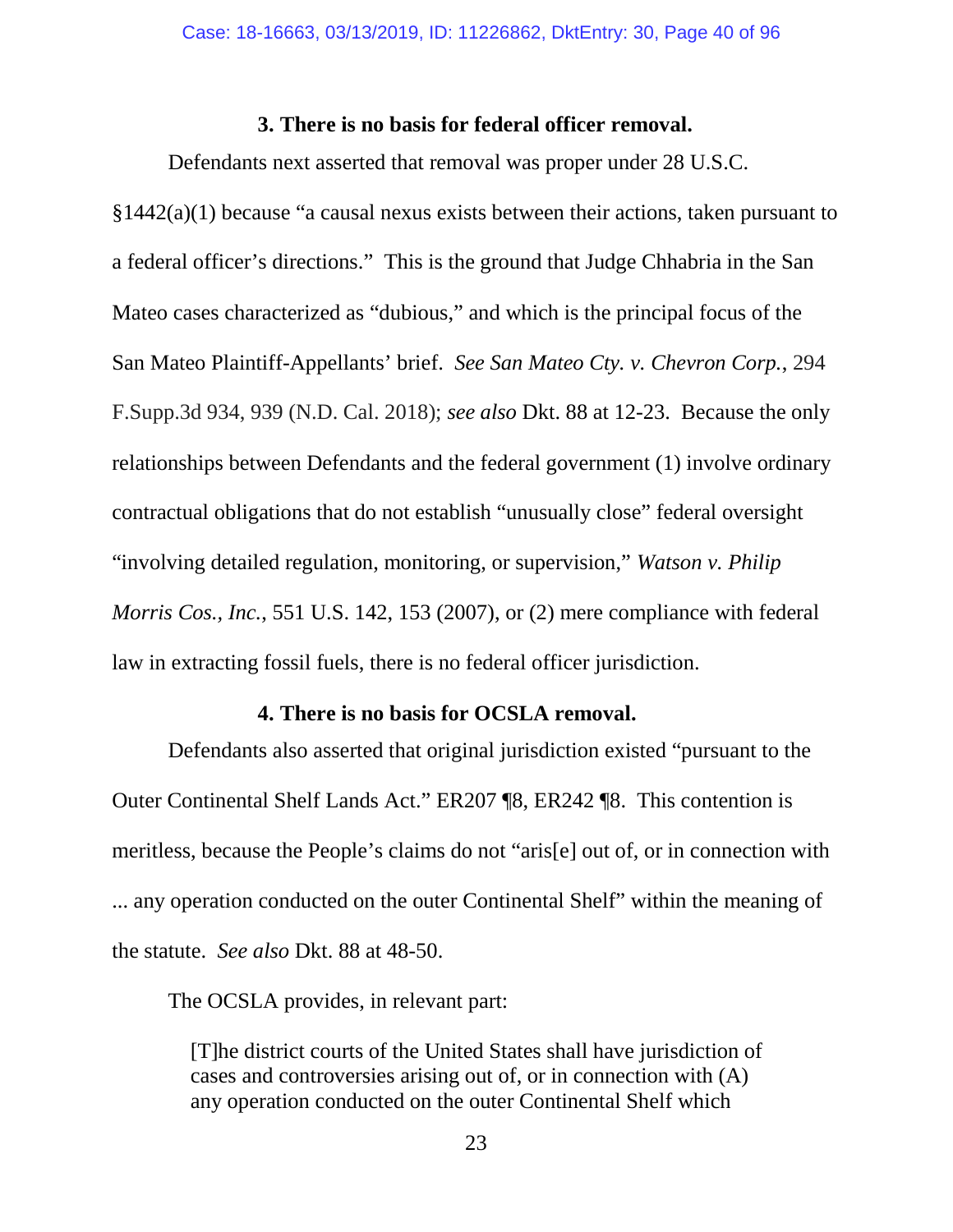### 3. There is no basis for federal officer removal.

Defendants next asserted that removal was proper under 28 U.S.C. §1442(a)(1) because "a causal nexus exists between their actions, taken pursuant to a federal officer's directions." This is the ground that Judge Chhabria in the San Mateo cases characterized as "dubious," and which is the principal focus of the San Mateo Plaintiff-Appellants' brief. *See San Mateo Cty. v. Chevron Corp.*, 294 F.Supp.3d 934, 939 (N.D. Cal. 2018); *see also* Dkt. 88 at 12-23. Because the only relationships between Defendants and the federal government (1) involve ordinary contractual obligations that do not establish "unusually close" federal oversight "involving detailed regulation, monitoring, or supervision," *Watson v. Philip Morris Cos., Inc.*, 551 U.S. 142, 153 (2007), or (2) mere compliance with federal law in extracting fossil fuels, there is no federal officer jurisdiction.

### 4. There is no basis for OCSLA removal.

Defendants also asserted that original jurisdiction existed "pursuant to the Outer Continental Shelf Lands Act." ER207 ¶8, ER242 ¶8. This contention is meritless, because the People's claims do not "aris[e] out of, or in connection with ... any operation conducted on the outer Continental Shelf" within the meaning of the statute. *See also* Dkt. 88 at 48-50.

The OCSLA provides, in relevant part:

> [T]he district courts of the United States shall have jurisdiction of cases and controversies arising out of, or in connection with (A) any operation conducted on the outer Continental Shelf which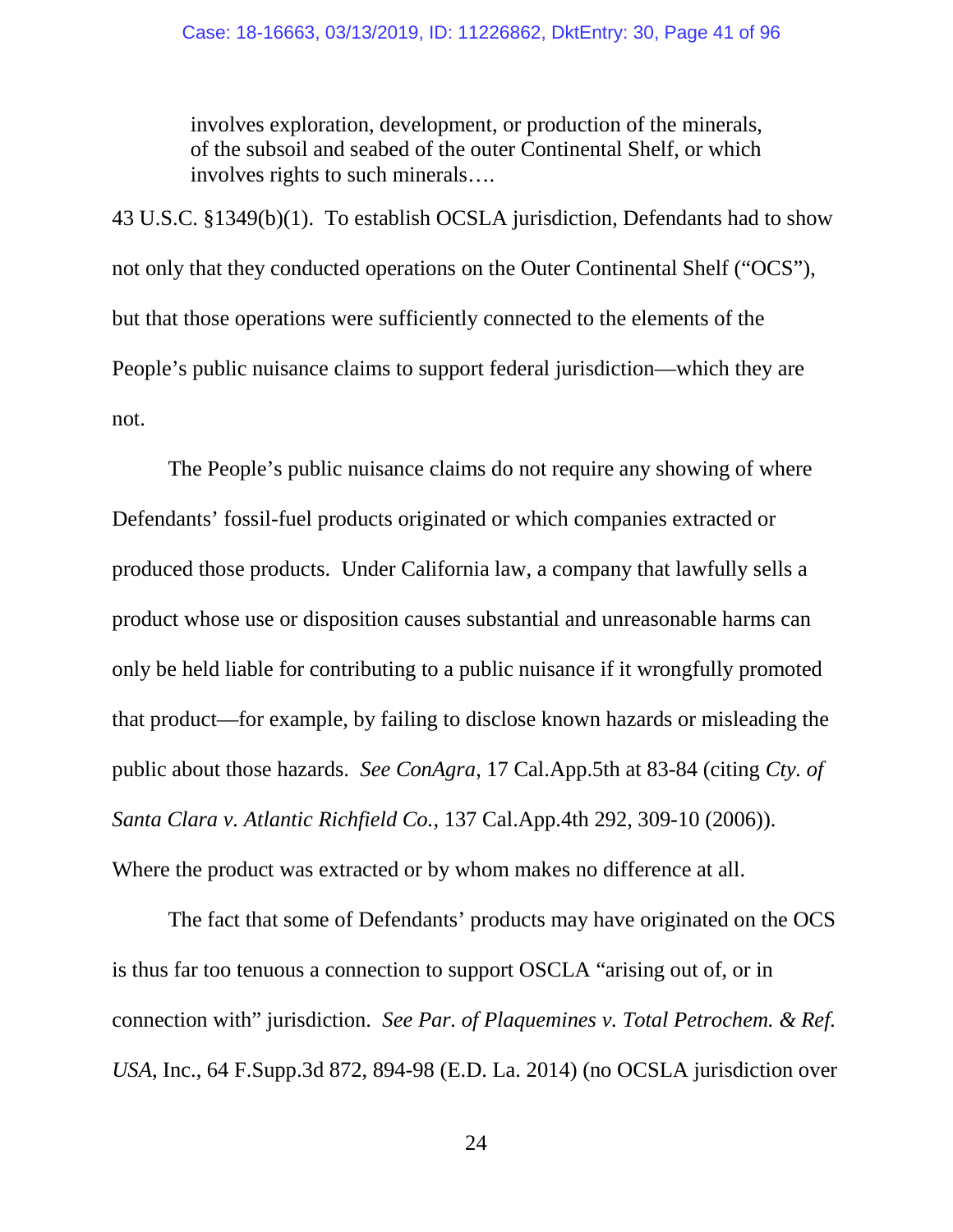> involves exploration, development, or production of the minerals, of the subsoil and seabed of the outer Continental Shelf, or which involves rights to such minerals….

43 U.S.C. §1349(b)(1). To establish OCSLA jurisdiction, Defendants had to show not only that they conducted operations on the Outer Continental Shelf ("OCS"), but that those operations were sufficiently connected to the elements of the People's public nuisance claims to support federal jurisdiction—which they are not.

The People's public nuisance claims do not require any showing of where Defendants' fossil-fuel products originated or which companies extracted or produced those products. Under California law, a company that lawfully sells a product whose use or disposition causes substantial and unreasonable harms can only be held liable for contributing to a public nuisance if it wrongfully promoted that product—for example, by failing to disclose known hazards or misleading the public about those hazards. *See ConAgra*, 17 Cal.App.5th at 83-84 (citing *Cty. of Santa Clara v. Atlantic Richfield Co.*, 137 Cal.App.4th 292, 309-10 (2006)). Where the product was extracted or by whom makes no difference at all.

The fact that some of Defendants' products may have originated on the OCS is thus far too tenuous a connection to support OSCLA "arising out of, or in connection with" jurisdiction. *See Par. of Plaquemines v. Total Petrochem. & Ref. USA*, Inc., 64 F.Supp.3d 872, 894-98 (E.D. La. 2014) (no OCSLA jurisdiction over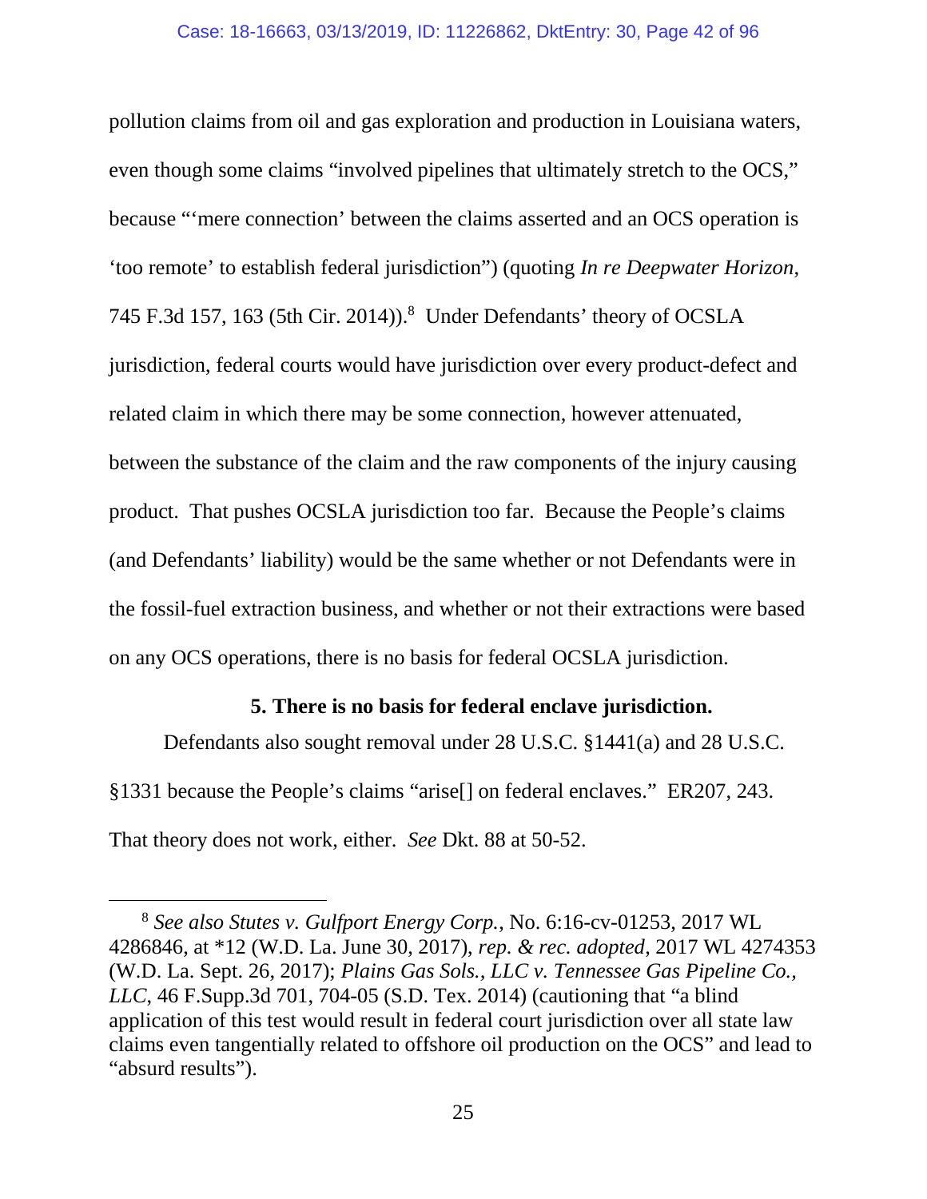pollution claims from oil and gas exploration and production in Louisiana waters, even though some claims "involved pipelines that ultimately stretch to the OCS," because "'mere connection' between the claims asserted and an OCS operation is 'too remote' to establish federal jurisdiction") (quoting *In re Deepwater Horizon*, 745 F.3d 157, 163 (5th Cir. 2014)).[8] Under Defendants' theory of OCSLA jurisdiction, federal courts would have jurisdiction over every product-defect and related claim in which there may be some connection, however attenuated, between the substance of the claim and the raw components of the injury causing product. That pushes OCSLA jurisdiction too far. Because the People's claims (and Defendants' liability) would be the same whether or not Defendants were in the fossil-fuel extraction business, and whether or not their extractions were based on any OCS operations, there is no basis for federal OCSLA jurisdiction.

**5. There is no basis for federal enclave jurisdiction.**

Defendants also sought removal under 28 U.S.C. §1441(a) and 28 U.S.C. §1331 because the People's claims "arise[] on federal enclaves." ER207, 243. That theory does not work, either. *See* Dkt. 88 at 50-52.

---

[8] *See also Stutes v. Gulfport Energy Corp.*, No. 6:16-cv-01253, 2017 WL 4286846, at *12 (W.D. La. June 30, 2017), *rep. & rec. adopted*, 2017 WL 4274353 (W.D. La. Sept. 26, 2017); *Plains Gas Sols., LLC v. Tennessee Gas Pipeline Co., LLC*, 46 F.Supp.3d 701, 704-05 (S.D. Tex. 2014) (cautioning that "a blind application of this test would result in federal court jurisdiction over all state law claims even tangentially related to offshore oil production on the OCS" and lead to "absurd results").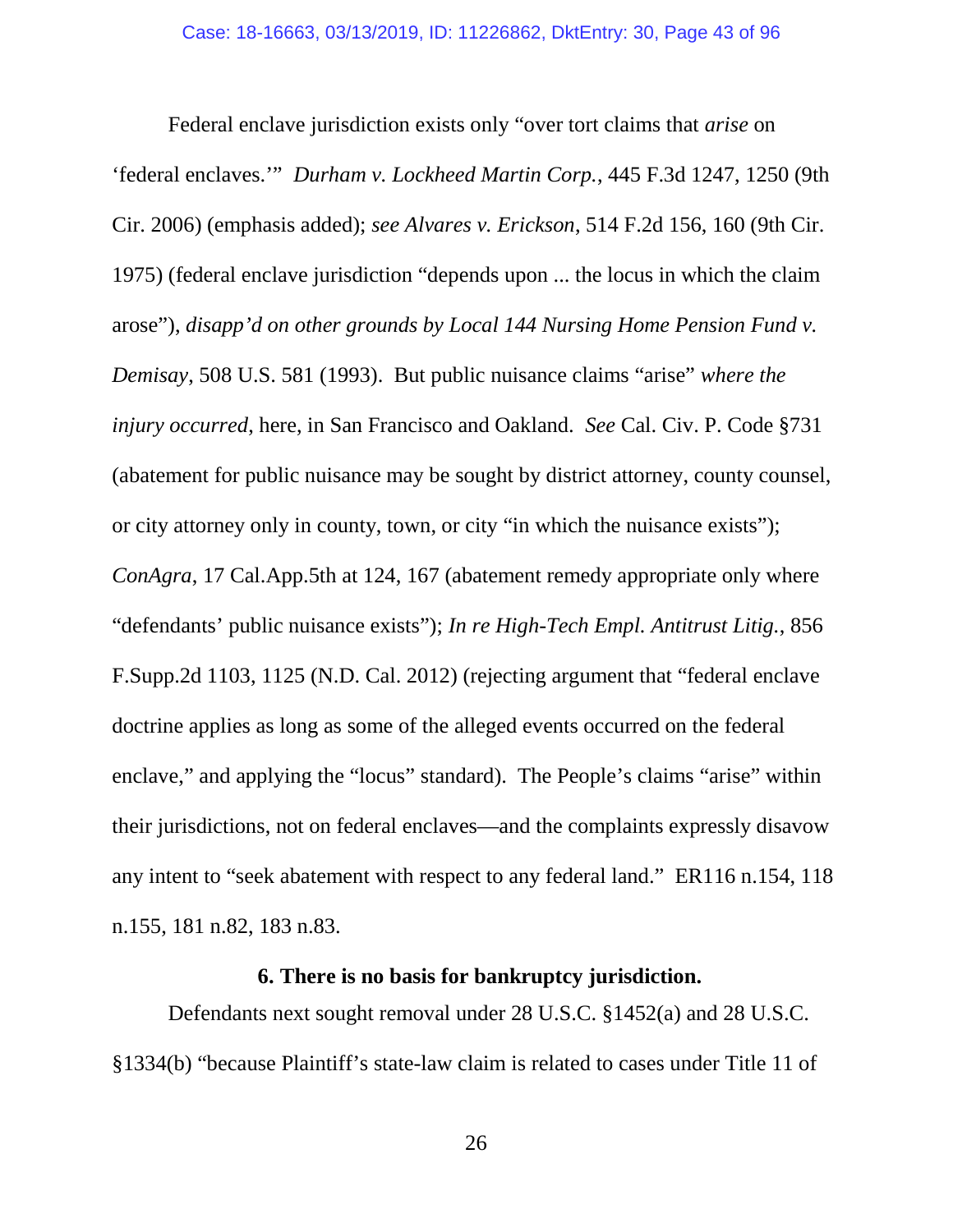Federal enclave jurisdiction exists only "over tort claims that *arise* on 'federal enclaves.'" *Durham v. Lockheed Martin Corp.*, 445 F.3d 1247, 1250 (9th Cir. 2006) (emphasis added); *see Alvares v. Erickson*, 514 F.2d 156, 160 (9th Cir. 1975) (federal enclave jurisdiction "depends upon ... the locus in which the claim arose"), *disapp'd on other grounds by Local 144 Nursing Home Pension Fund v. Demisay*, 508 U.S. 581 (1993). But public nuisance claims "arise" *where the injury occurred*, here, in San Francisco and Oakland. *See* Cal. Civ. P. Code §731 (abatement for public nuisance may be sought by district attorney, county counsel, or city attorney only in county, town, or city "in which the nuisance exists"); *ConAgra*, 17 Cal.App.5th at 124, 167 (abatement remedy appropriate only where "defendants' public nuisance exists"); *In re High-Tech Empl. Antitrust Litig.*, 856 F.Supp.2d 1103, 1125 (N.D. Cal. 2012) (rejecting argument that "federal enclave doctrine applies as long as some of the alleged events occurred on the federal enclave," and applying the "locus" standard). The People's claims "arise" within their jurisdictions, not on federal enclaves—and the complaints expressly disavow any intent to "seek abatement with respect to any federal land." ER116 n.154, 118 n.155, 181 n.82, 183 n.83.

**6. There is no basis for bankruptcy jurisdiction.**

Defendants next sought removal under 28 U.S.C. §1452(a) and 28 U.S.C. §1334(b) "because Plaintiff's state-law claim is related to cases under Title 11 of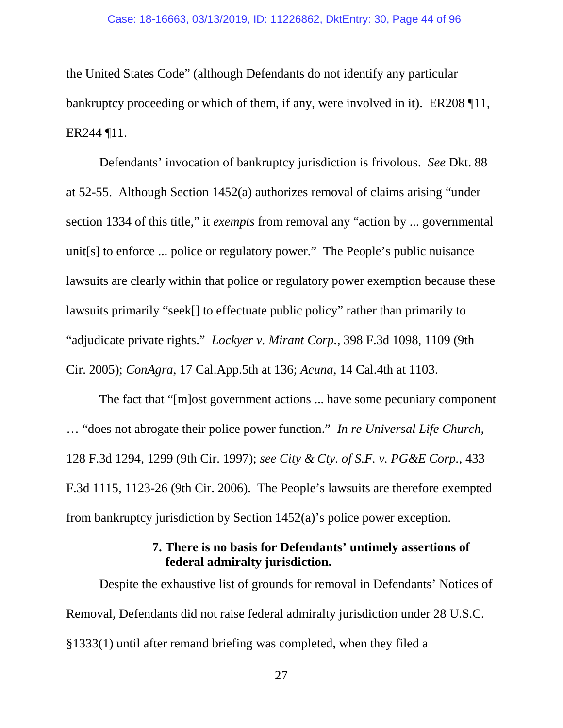the United States Code" (although Defendants do not identify any particular bankruptcy proceeding or which of them, if any, were involved in it). ER208 ¶11, ER244 ¶11.

Defendants' invocation of bankruptcy jurisdiction is frivolous. *See* Dkt. 88 at 52-55. Although Section 1452(a) authorizes removal of claims arising "under section 1334 of this title," it *exempts* from removal any "action by ... governmental unit[s] to enforce ... police or regulatory power." The People's public nuisance lawsuits are clearly within that police or regulatory power exemption because these lawsuits primarily "seek[] to effectuate public policy" rather than primarily to "adjudicate private rights." *Lockyer v. Mirant Corp.*, 398 F.3d 1098, 1109 (9th Cir. 2005); *ConAgra*, 17 Cal.App.5th at 136; *Acuna*, 14 Cal.4th at 1103.

The fact that "[m]ost government actions ... have some pecuniary component … "does not abrogate their police power function." *In re Universal Life Church*, 128 F.3d 1294, 1299 (9th Cir. 1997); *see City & Cty. of S.F. v. PG&E Corp.*, 433 F.3d 1115, 1123-26 (9th Cir. 2006). The People's lawsuits are therefore exempted from bankruptcy jurisdiction by Section 1452(a)'s police power exception.

#### 7. There is no basis for Defendants' untimely assertions of federal admiralty jurisdiction.

Despite the exhaustive list of grounds for removal in Defendants' Notices of Removal, Defendants did not raise federal admiralty jurisdiction under 28 U.S.C. §1333(1) until after remand briefing was completed, when they filed a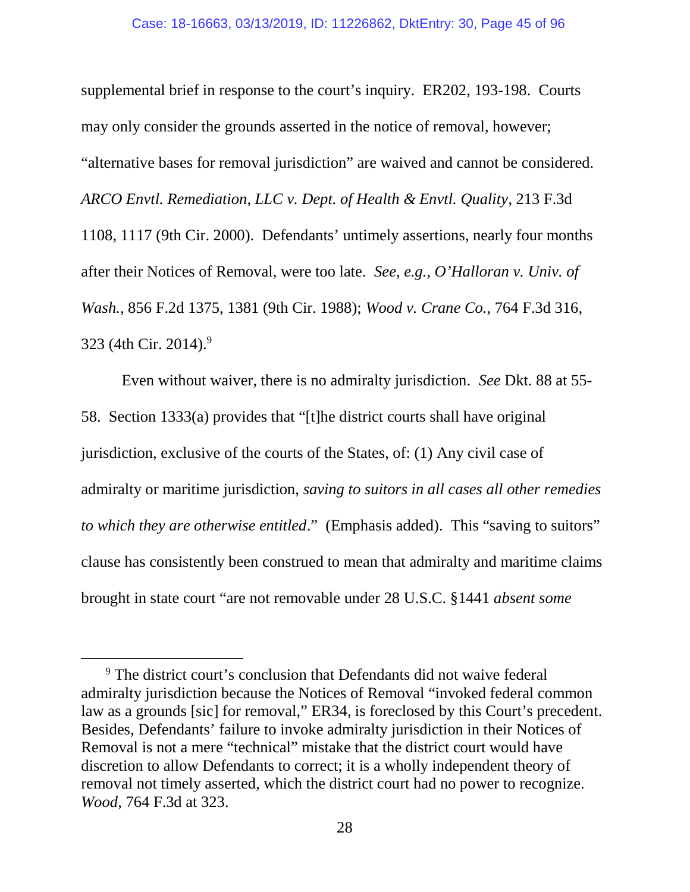supplemental brief in response to the court's inquiry. ER202, 193-198. Courts may only consider the grounds asserted in the notice of removal, however; "alternative bases for removal jurisdiction" are waived and cannot be considered. *ARCO Envtl. Remediation, LLC v. Dept. of Health & Envtl. Quality*, 213 F.3d 1108, 1117 (9th Cir. 2000). Defendants' untimely assertions, nearly four months after their Notices of Removal, were too late. *See, e.g.*, *O'Halloran v. Univ. of Wash.*, 856 F.2d 1375, 1381 (9th Cir. 1988); *Wood v. Crane Co.*, 764 F.3d 316, 323 (4th Cir. 2014).[9]

Even without waiver, there is no admiralty jurisdiction. *See* Dkt. 88 at 55-58. Section 1333(a) provides that "[t]he district courts shall have original jurisdiction, exclusive of the courts of the States, of: (1) Any civil case of admiralty or maritime jurisdiction, *saving to suitors in all cases all other remedies to which they are otherwise entitled*." (Emphasis added). This "saving to suitors" clause has consistently been construed to mean that admiralty and maritime claims brought in state court "are not removable under 28 U.S.C. §1441 *absent some*

[9] The district court's conclusion that Defendants did not waive federal admiralty jurisdiction because the Notices of Removal "invoked federal common law as a grounds [sic] for removal," ER34, is foreclosed by this Court's precedent. Besides, Defendants' failure to invoke admiralty jurisdiction in their Notices of Removal is not a mere "technical" mistake that the district court would have discretion to allow Defendants to correct; it is a wholly independent theory of removal not timely asserted, which the district court had no power to recognize. *Wood*, 764 F.3d at 323.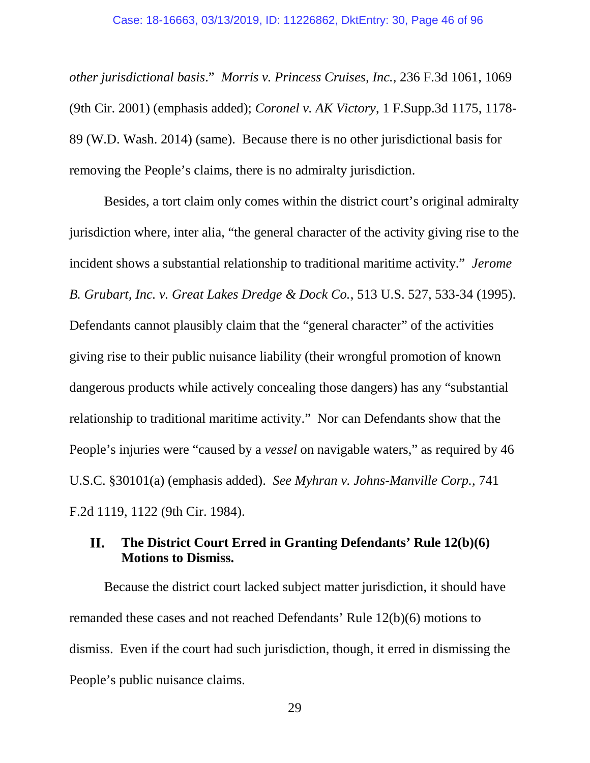*other jurisdictional basis*." *Morris v. Princess Cruises, Inc.*, 236 F.3d 1061, 1069 (9th Cir. 2001) (emphasis added); *Coronel v. AK Victory*, 1 F.Supp.3d 1175, 1178-89 (W.D. Wash. 2014) (same). Because there is no other jurisdictional basis for removing the People's claims, there is no admiralty jurisdiction.

Besides, a tort claim only comes within the district court's original admiralty jurisdiction where, inter alia, "the general character of the activity giving rise to the incident shows a substantial relationship to traditional maritime activity." *Jerome B. Grubart, Inc. v. Great Lakes Dredge & Dock Co.*, 513 U.S. 527, 533-34 (1995). Defendants cannot plausibly claim that the "general character" of the activities giving rise to their public nuisance liability (their wrongful promotion of known dangerous products while actively concealing those dangers) has any "substantial relationship to traditional maritime activity." Nor can Defendants show that the People's injuries were "caused by a *vessel* on navigable waters," as required by 46 U.S.C. §30101(a) (emphasis added). *See Myhran v. Johns-Manville Corp.*, 741 F.2d 1119, 1122 (9th Cir. 1984).

## II. The District Court Erred in Granting Defendants' Rule 12(b)(6) Motions to Dismiss.

Because the district court lacked subject matter jurisdiction, it should have remanded these cases and not reached Defendants' Rule 12(b)(6) motions to dismiss. Even if the court had such jurisdiction, though, it erred in dismissing the People's public nuisance claims.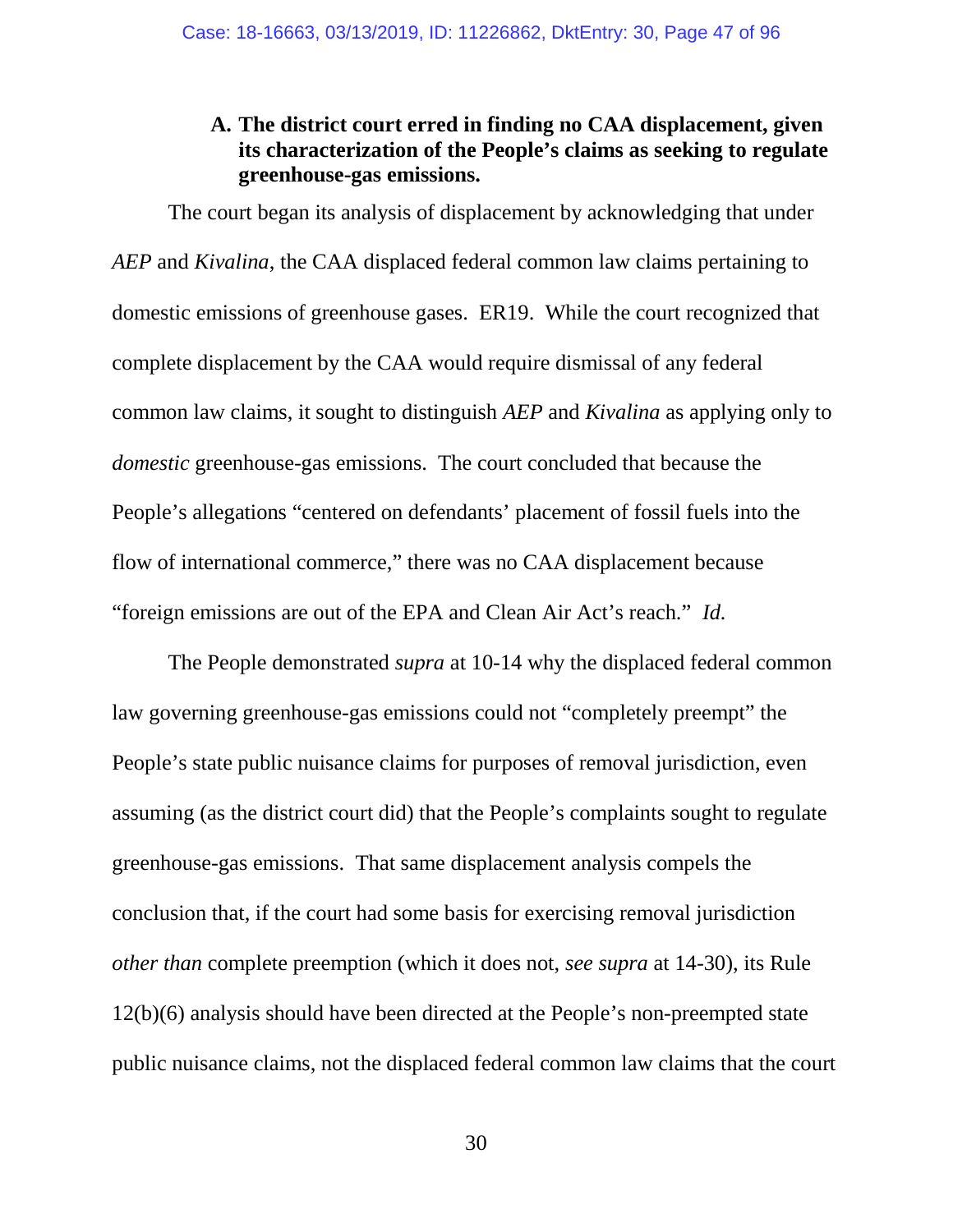### A. The district court erred in finding no CAA displacement, given its characterization of the People's claims as seeking to regulate greenhouse-gas emissions.

The court began its analysis of displacement by acknowledging that under *AEP* and *Kivalina*, the CAA displaced federal common law claims pertaining to domestic emissions of greenhouse gases. ER19. While the court recognized that complete displacement by the CAA would require dismissal of any federal common law claims, it sought to distinguish *AEP* and *Kivalina* as applying only to *domestic* greenhouse-gas emissions. The court concluded that because the People's allegations "centered on defendants' placement of fossil fuels into the flow of international commerce," there was no CAA displacement because "foreign emissions are out of the EPA and Clean Air Act's reach." *Id.*

The People demonstrated *supra* at 10-14 why the displaced federal common law governing greenhouse-gas emissions could not "completely preempt" the People's state public nuisance claims for purposes of removal jurisdiction, even assuming (as the district court did) that the People's complaints sought to regulate greenhouse-gas emissions. That same displacement analysis compels the conclusion that, if the court had some basis for exercising removal jurisdiction *other than* complete preemption (which it does not, *see supra* at 14-30), its Rule 12(b)(6) analysis should have been directed at the People's non-preempted state public nuisance claims, not the displaced federal common law claims that the court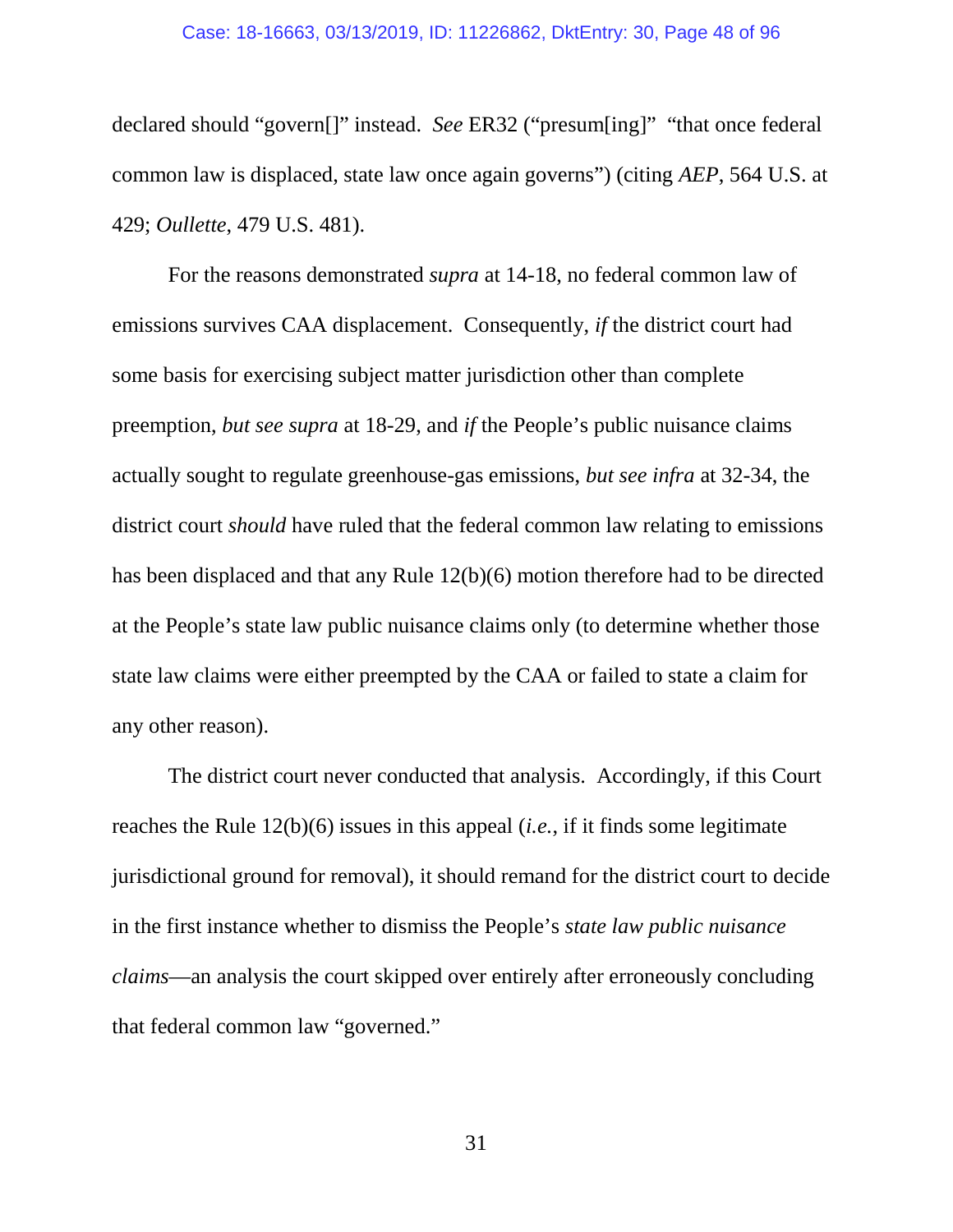declared should "govern[]" instead. *See* ER32 ("presum[ing]" "that once federal common law is displaced, state law once again governs") (citing *AEP*, 564 U.S. at 429; *Oullette*, 479 U.S. 481).

For the reasons demonstrated *supra* at 14-18, no federal common law of emissions survives CAA displacement. Consequently, *if* the district court had some basis for exercising subject matter jurisdiction other than complete preemption, *but see supra* at 18-29, and *if* the People's public nuisance claims actually sought to regulate greenhouse-gas emissions, *but see infra* at 32-34, the district court *should* have ruled that the federal common law relating to emissions has been displaced and that any Rule 12(b)(6) motion therefore had to be directed at the People's state law public nuisance claims only (to determine whether those state law claims were either preempted by the CAA or failed to state a claim for any other reason).

The district court never conducted that analysis. Accordingly, if this Court reaches the Rule 12(b)(6) issues in this appeal (*i.e.*, if it finds some legitimate jurisdictional ground for removal), it should remand for the district court to decide in the first instance whether to dismiss the People's *state law public nuisance claims*—an analysis the court skipped over entirely after erroneously concluding that federal common law "governed."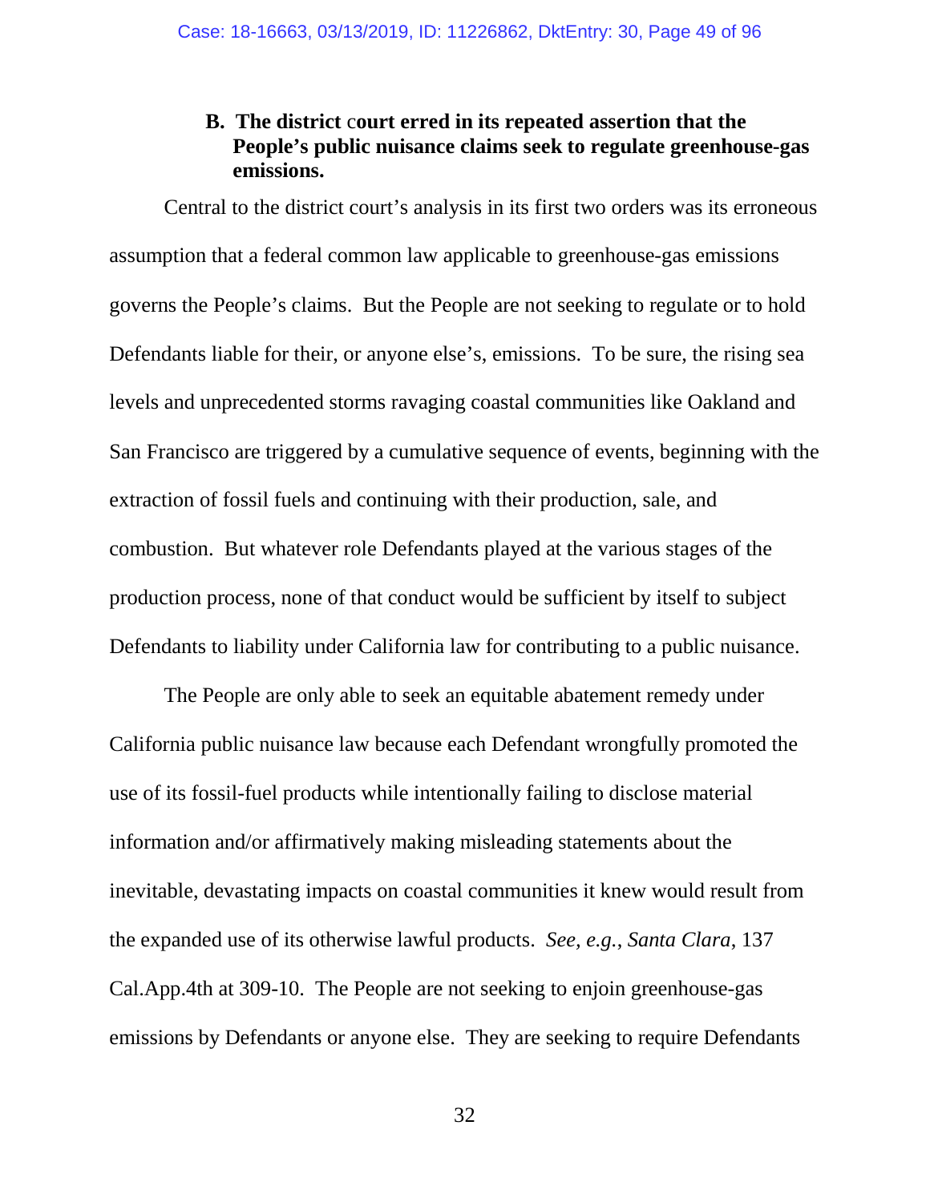### B. The district court erred in its repeated assertion that the People's public nuisance claims seek to regulate greenhouse-gas emissions.

Central to the district court's analysis in its first two orders was its erroneous assumption that a federal common law applicable to greenhouse-gas emissions governs the People's claims. But the People are not seeking to regulate or to hold Defendants liable for their, or anyone else's, emissions. To be sure, the rising sea levels and unprecedented storms ravaging coastal communities like Oakland and San Francisco are triggered by a cumulative sequence of events, beginning with the extraction of fossil fuels and continuing with their production, sale, and combustion. But whatever role Defendants played at the various stages of the production process, none of that conduct would be sufficient by itself to subject Defendants to liability under California law for contributing to a public nuisance.

The People are only able to seek an equitable abatement remedy under California public nuisance law because each Defendant wrongfully promoted the use of its fossil-fuel products while intentionally failing to disclose material information and/or affirmatively making misleading statements about the inevitable, devastating impacts on coastal communities it knew would result from the expanded use of its otherwise lawful products. *See, e.g.*, *Santa Clara*, 137 Cal.App.4th at 309-10. The People are not seeking to enjoin greenhouse-gas emissions by Defendants or anyone else. They are seeking to require Defendants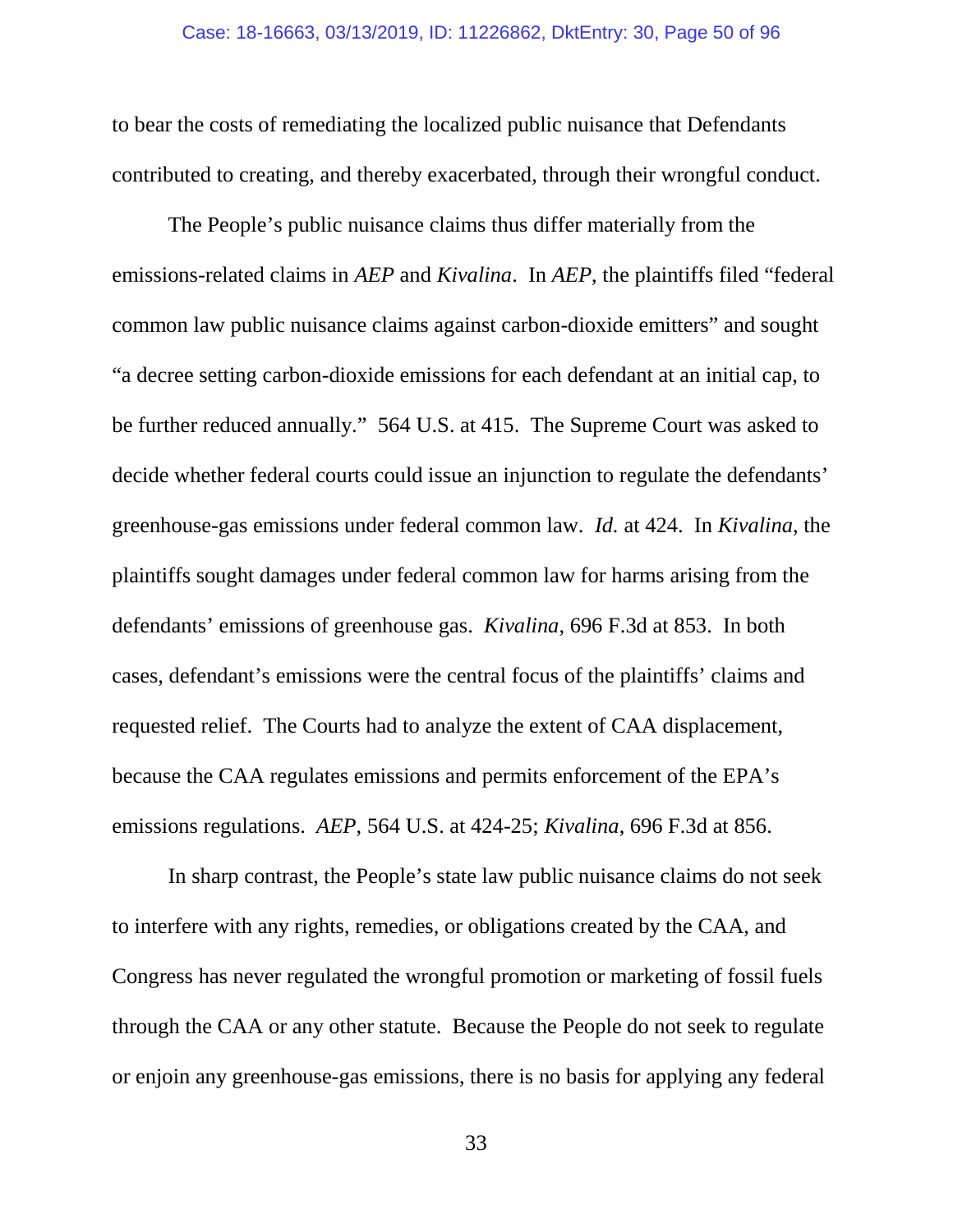to bear the costs of remediating the localized public nuisance that Defendants contributed to creating, and thereby exacerbated, through their wrongful conduct.

The People's public nuisance claims thus differ materially from the emissions-related claims in *AEP* and *Kivalina*. In *AEP*, the plaintiffs filed "federal common law public nuisance claims against carbon-dioxide emitters" and sought "a decree setting carbon-dioxide emissions for each defendant at an initial cap, to be further reduced annually." 564 U.S. at 415. The Supreme Court was asked to decide whether federal courts could issue an injunction to regulate the defendants' greenhouse-gas emissions under federal common law. *Id.* at 424. In *Kivalina*, the plaintiffs sought damages under federal common law for harms arising from the defendants' emissions of greenhouse gas. *Kivalina*, 696 F.3d at 853. In both cases, defendant's emissions were the central focus of the plaintiffs' claims and requested relief. The Courts had to analyze the extent of CAA displacement, because the CAA regulates emissions and permits enforcement of the EPA's emissions regulations. *AEP*, 564 U.S. at 424-25; *Kivalina*, 696 F.3d at 856.

In sharp contrast, the People's state law public nuisance claims do not seek to interfere with any rights, remedies, or obligations created by the CAA, and Congress has never regulated the wrongful promotion or marketing of fossil fuels through the CAA or any other statute. Because the People do not seek to regulate or enjoin any greenhouse-gas emissions, there is no basis for applying any federal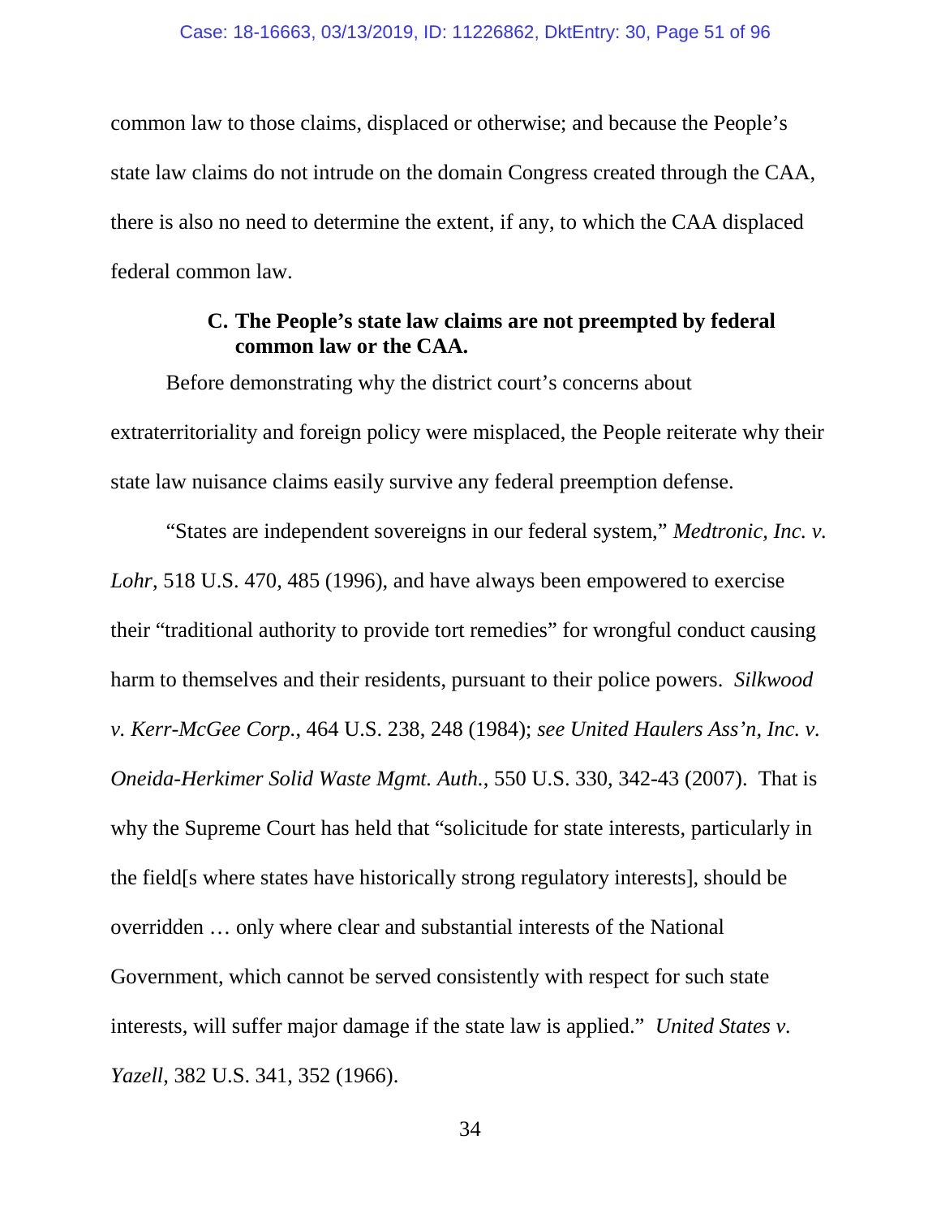common law to those claims, displaced or otherwise; and because the People's state law claims do not intrude on the domain Congress created through the CAA, there is also no need to determine the extent, if any, to which the CAA displaced federal common law.

### C. The People's state law claims are not preempted by federal common law or the CAA.

Before demonstrating why the district court's concerns about extraterritoriality and foreign policy were misplaced, the People reiterate why their state law nuisance claims easily survive any federal preemption defense.

"States are independent sovereigns in our federal system," *Medtronic, Inc. v. Lohr*, 518 U.S. 470, 485 (1996), and have always been empowered to exercise their "traditional authority to provide tort remedies" for wrongful conduct causing harm to themselves and their residents, pursuant to their police powers. *Silkwood v. Kerr-McGee Corp.*, 464 U.S. 238, 248 (1984); *see United Haulers Ass'n, Inc. v. Oneida-Herkimer Solid Waste Mgmt. Auth.*, 550 U.S. 330, 342-43 (2007). That is why the Supreme Court has held that "solicitude for state interests, particularly in the field[s where states have historically strong regulatory interests], should be overridden … only where clear and substantial interests of the National Government, which cannot be served consistently with respect for such state interests, will suffer major damage if the state law is applied." *United States v. Yazell*, 382 U.S. 341, 352 (1966).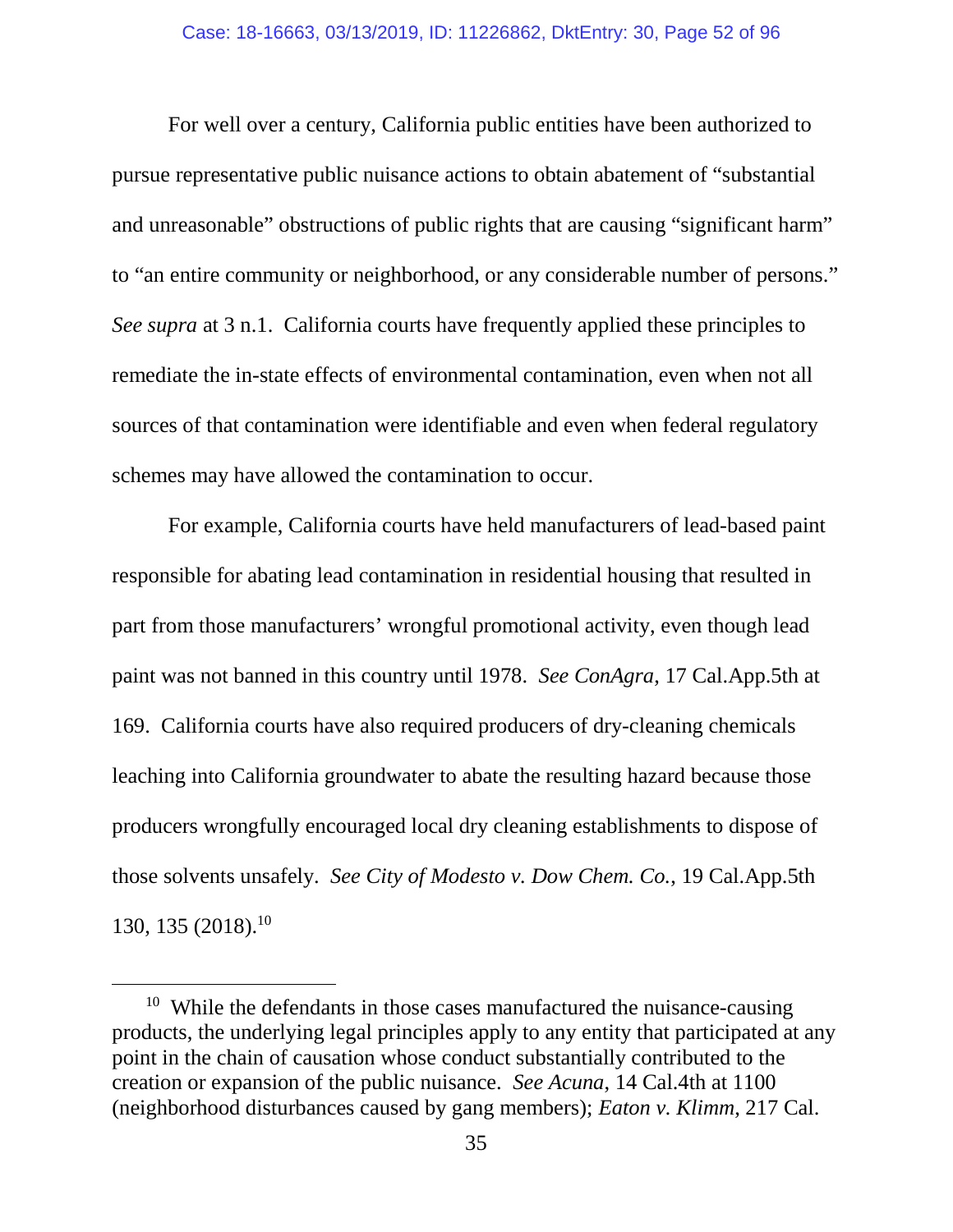For well over a century, California public entities have been authorized to pursue representative public nuisance actions to obtain abatement of "substantial and unreasonable" obstructions of public rights that are causing "significant harm" to "an entire community or neighborhood, or any considerable number of persons." *See supra* at 3 n.1. California courts have frequently applied these principles to remediate the in-state effects of environmental contamination, even when not all sources of that contamination were identifiable and even when federal regulatory schemes may have allowed the contamination to occur.

For example, California courts have held manufacturers of lead-based paint responsible for abating lead contamination in residential housing that resulted in part from those manufacturers' wrongful promotional activity, even though lead paint was not banned in this country until 1978. *See ConAgra*, 17 Cal.App.5th at 169. California courts have also required producers of dry-cleaning chemicals leaching into California groundwater to abate the resulting hazard because those producers wrongfully encouraged local dry cleaning establishments to dispose of those solvents unsafely. *See City of Modesto v. Dow Chem. Co.*, 19 Cal.App.5th 130, 135 (2018).[10]

---

[10] While the defendants in those cases manufactured the nuisance-causing products, the underlying legal principles apply to any entity that participated at any point in the chain of causation whose conduct substantially contributed to the creation or expansion of the public nuisance. *See Acuna*, 14 Cal.4th at 1100 (neighborhood disturbances caused by gang members); *Eaton v. Klimm*, 217 Cal.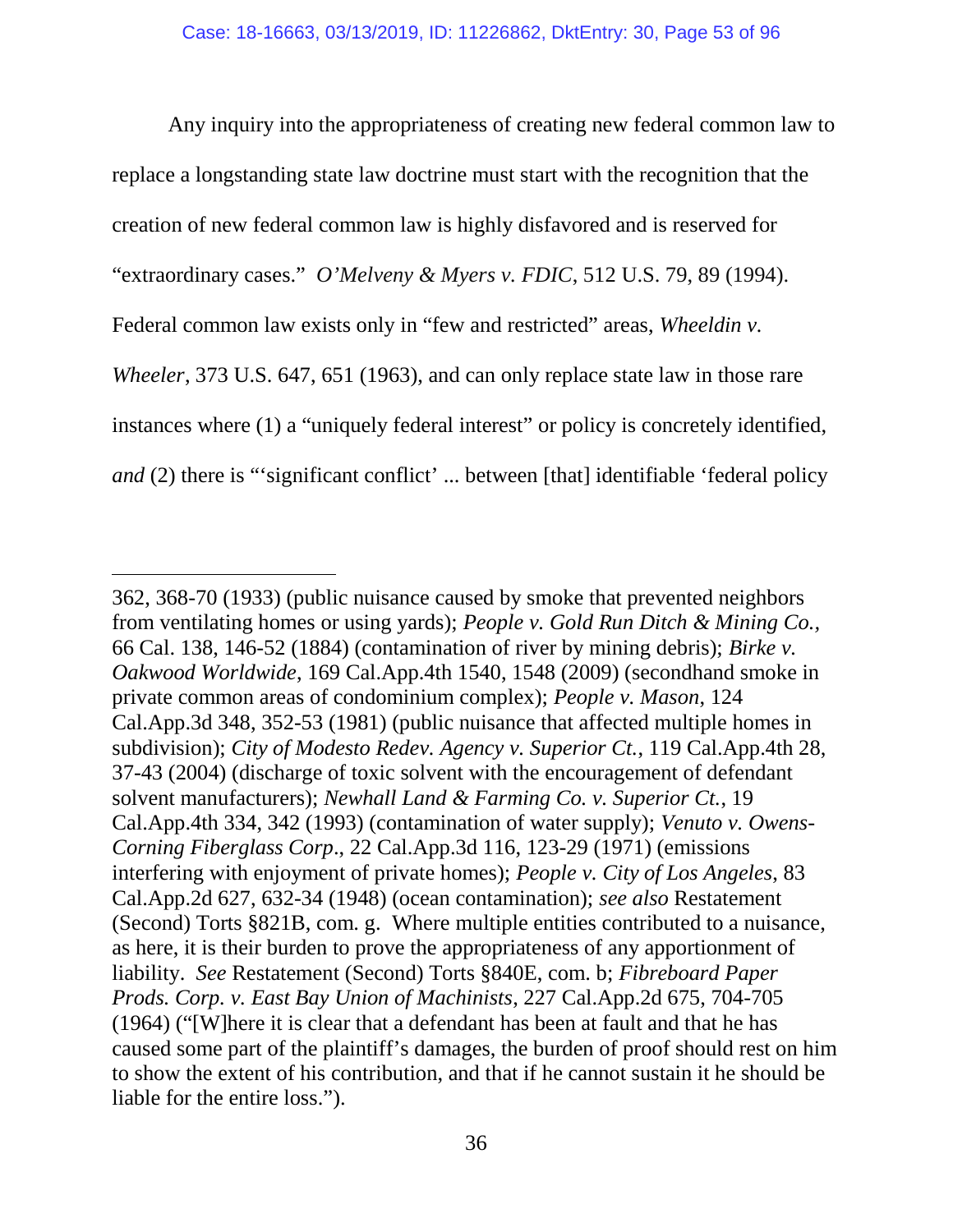Any inquiry into the appropriateness of creating new federal common law to replace a longstanding state law doctrine must start with the recognition that the creation of new federal common law is highly disfavored and is reserved for "extraordinary cases." *O'Melveny & Myers v. FDIC*, 512 U.S. 79, 89 (1994). Federal common law exists only in "few and restricted" areas, *Wheeldin v. Wheeler*, 373 U.S. 647, 651 (1963), and can only replace state law in those rare instances where (1) a "uniquely federal interest" or policy is concretely identified, *and* (2) there is "'significant conflict' ... between [that] identifiable 'federal policy

---

362, 368-70 (1933) (public nuisance caused by smoke that prevented neighbors from ventilating homes or using yards); *People v. Gold Run Ditch & Mining Co.*, 66 Cal. 138, 146-52 (1884) (contamination of river by mining debris); *Birke v. Oakwood Worldwide*, 169 Cal.App.4th 1540, 1548 (2009) (secondhand smoke in private common areas of condominium complex); *People v. Mason*, 124 Cal.App.3d 348, 352-53 (1981) (public nuisance that affected multiple homes in subdivision); *City of Modesto Redev. Agency v. Superior Ct.*, 119 Cal.App.4th 28, 37-43 (2004) (discharge of toxic solvent with the encouragement of defendant solvent manufacturers); *Newhall Land & Farming Co. v. Superior Ct.*, 19 Cal.App.4th 334, 342 (1993) (contamination of water supply); *Venuto v. Owens-Corning Fiberglass Corp*., 22 Cal.App.3d 116, 123-29 (1971) (emissions interfering with enjoyment of private homes); *People v. City of Los Angeles*, 83 Cal.App.2d 627, 632-34 (1948) (ocean contamination); *see also* Restatement (Second) Torts §821B, com. g. Where multiple entities contributed to a nuisance, as here, it is their burden to prove the appropriateness of any apportionment of liability. *See* Restatement (Second) Torts §840E, com. b; *Fibreboard Paper Prods. Corp. v. East Bay Union of Machinists*, 227 Cal.App.2d 675, 704-705 (1964) ("[W]here it is clear that a defendant has been at fault and that he has caused some part of the plaintiff's damages, the burden of proof should rest on him to show the extent of his contribution, and that if he cannot sustain it he should be liable for the entire loss.").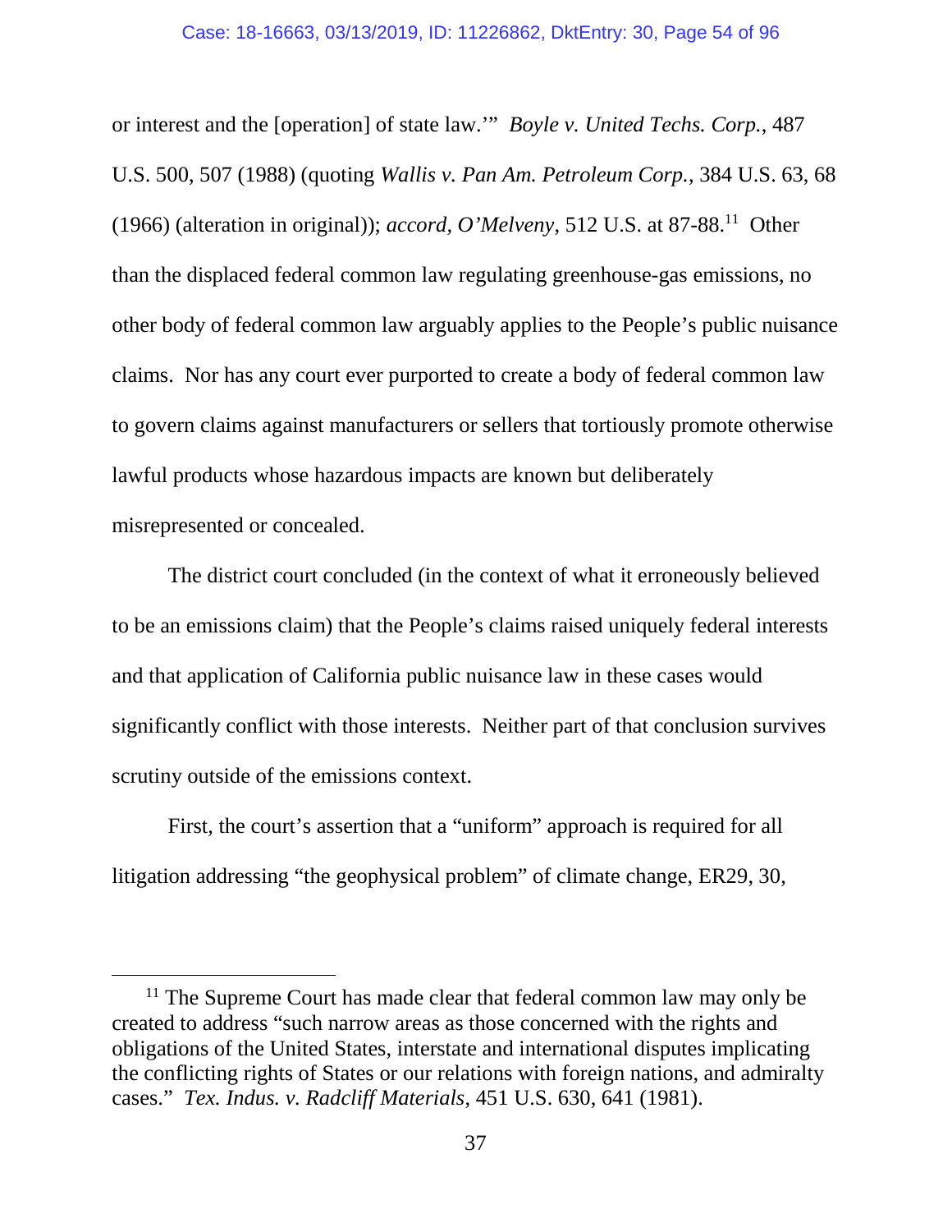or interest and the [operation] of state law.'" *Boyle v. United Techs. Corp.*, 487 U.S. 500, 507 (1988) (quoting *Wallis v. Pan Am. Petroleum Corp.*, 384 U.S. 63, 68 (1966) (alteration in original)); *accord*, *O'Melveny*, 512 U.S. at 87-88.[11] Other than the displaced federal common law regulating greenhouse-gas emissions, no other body of federal common law arguably applies to the People's public nuisance claims. Nor has any court ever purported to create a body of federal common law to govern claims against manufacturers or sellers that tortiously promote otherwise lawful products whose hazardous impacts are known but deliberately misrepresented or concealed.

The district court concluded (in the context of what it erroneously believed to be an emissions claim) that the People's claims raised uniquely federal interests and that application of California public nuisance law in these cases would significantly conflict with those interests. Neither part of that conclusion survives scrutiny outside of the emissions context.

First, the court's assertion that a "uniform" approach is required for all litigation addressing "the geophysical problem" of climate change, ER29, 30,

---

[11] The Supreme Court has made clear that federal common law may only be created to address "such narrow areas as those concerned with the rights and obligations of the United States, interstate and international disputes implicating the conflicting rights of States or our relations with foreign nations, and admiralty cases." *Tex. Indus. v. Radcliff Materials*, 451 U.S. 630, 641 (1981).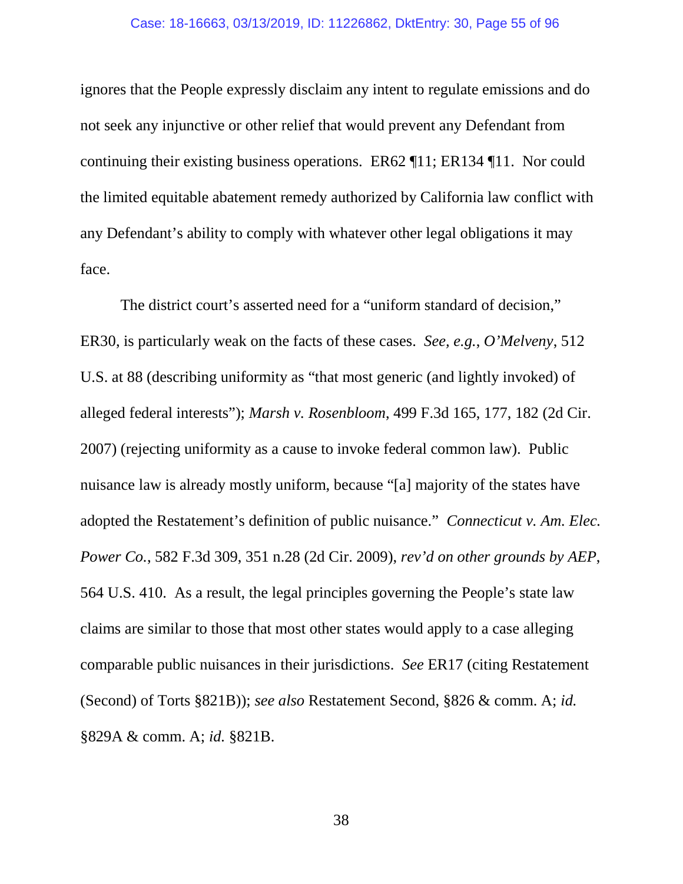ignores that the People expressly disclaim any intent to regulate emissions and do not seek any injunctive or other relief that would prevent any Defendant from continuing their existing business operations. ER62 ¶11; ER134 ¶11. Nor could the limited equitable abatement remedy authorized by California law conflict with any Defendant's ability to comply with whatever other legal obligations it may face.

The district court's asserted need for a "uniform standard of decision," ER30, is particularly weak on the facts of these cases. *See, e.g.*, *O'Melveny*, 512 U.S. at 88 (describing uniformity as "that most generic (and lightly invoked) of alleged federal interests"); *Marsh v. Rosenbloom*, 499 F.3d 165, 177, 182 (2d Cir. 2007) (rejecting uniformity as a cause to invoke federal common law). Public nuisance law is already mostly uniform, because "[a] majority of the states have adopted the Restatement's definition of public nuisance." *Connecticut v. Am. Elec. Power Co.*, 582 F.3d 309, 351 n.28 (2d Cir. 2009), *rev'd on other grounds by AEP*, 564 U.S. 410. As a result, the legal principles governing the People's state law claims are similar to those that most other states would apply to a case alleging comparable public nuisances in their jurisdictions. *See* ER17 (citing Restatement (Second) of Torts §821B)); *see also* Restatement Second, §826 & comm. A; *id.* §829A & comm. A; *id.* §821B.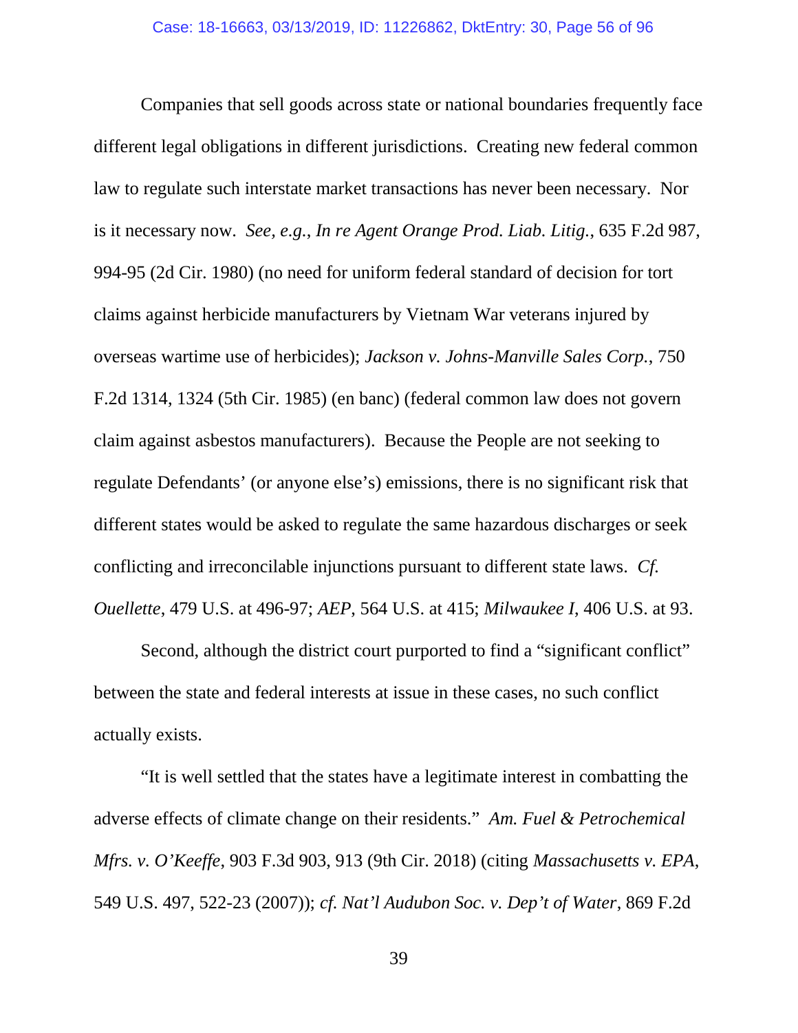Companies that sell goods across state or national boundaries frequently face different legal obligations in different jurisdictions. Creating new federal common law to regulate such interstate market transactions has never been necessary. Nor is it necessary now. *See, e.g.*, *In re Agent Orange Prod. Liab. Litig.*, 635 F.2d 987, 994-95 (2d Cir. 1980) (no need for uniform federal standard of decision for tort claims against herbicide manufacturers by Vietnam War veterans injured by overseas wartime use of herbicides); *Jackson v. Johns-Manville Sales Corp.*, 750 F.2d 1314, 1324 (5th Cir. 1985) (en banc) (federal common law does not govern claim against asbestos manufacturers). Because the People are not seeking to regulate Defendants' (or anyone else's) emissions, there is no significant risk that different states would be asked to regulate the same hazardous discharges or seek conflicting and irreconcilable injunctions pursuant to different state laws. *Cf. Ouellette*, 479 U.S. at 496-97; *AEP*, 564 U.S. at 415; *Milwaukee I*, 406 U.S. at 93.

Second, although the district court purported to find a "significant conflict" between the state and federal interests at issue in these cases, no such conflict actually exists.

"It is well settled that the states have a legitimate interest in combatting the adverse effects of climate change on their residents." *Am. Fuel & Petrochemical Mfrs. v. O'Keeffe*, 903 F.3d 903, 913 (9th Cir. 2018) (citing *Massachusetts v. EPA*, 549 U.S. 497, 522-23 (2007)); *cf. Nat'l Audubon Soc. v. Dep't of Water*, 869 F.2d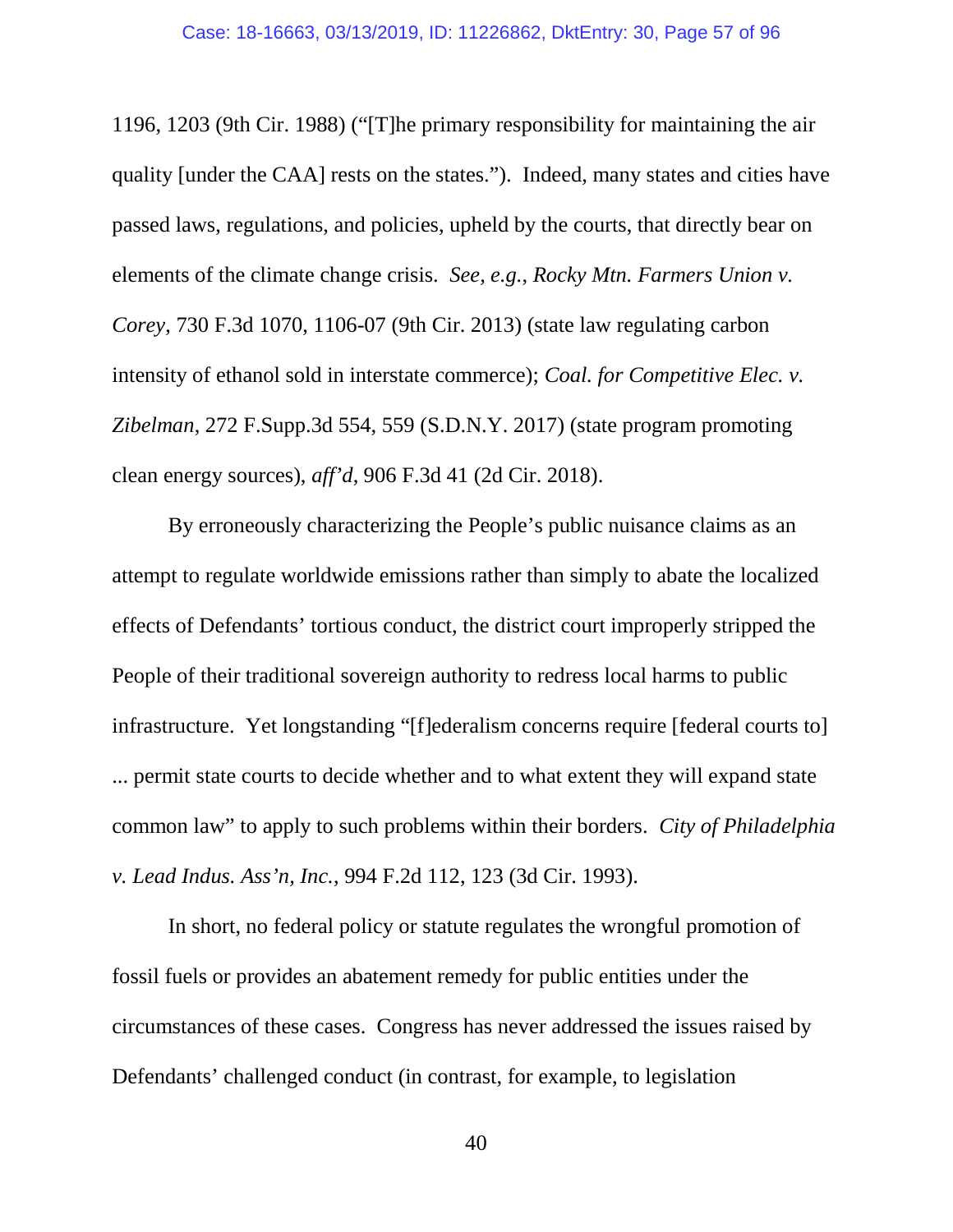1196, 1203 (9th Cir. 1988) ("[T]he primary responsibility for maintaining the air quality [under the CAA] rests on the states."). Indeed, many states and cities have passed laws, regulations, and policies, upheld by the courts, that directly bear on elements of the climate change crisis. *See, e.g.*, *Rocky Mtn. Farmers Union v. Corey*, 730 F.3d 1070, 1106-07 (9th Cir. 2013) (state law regulating carbon intensity of ethanol sold in interstate commerce); *Coal. for Competitive Elec. v. Zibelman*, 272 F.Supp.3d 554, 559 (S.D.N.Y. 2017) (state program promoting clean energy sources), *aff'd*, 906 F.3d 41 (2d Cir. 2018).

By erroneously characterizing the People's public nuisance claims as an attempt to regulate worldwide emissions rather than simply to abate the localized effects of Defendants' tortious conduct, the district court improperly stripped the People of their traditional sovereign authority to redress local harms to public infrastructure. Yet longstanding "[f]ederalism concerns require [federal courts to] ... permit state courts to decide whether and to what extent they will expand state common law" to apply to such problems within their borders. *City of Philadelphia v. Lead Indus. Ass'n, Inc.*, 994 F.2d 112, 123 (3d Cir. 1993).

In short, no federal policy or statute regulates the wrongful promotion of fossil fuels or provides an abatement remedy for public entities under the circumstances of these cases. Congress has never addressed the issues raised by Defendants' challenged conduct (in contrast, for example, to legislation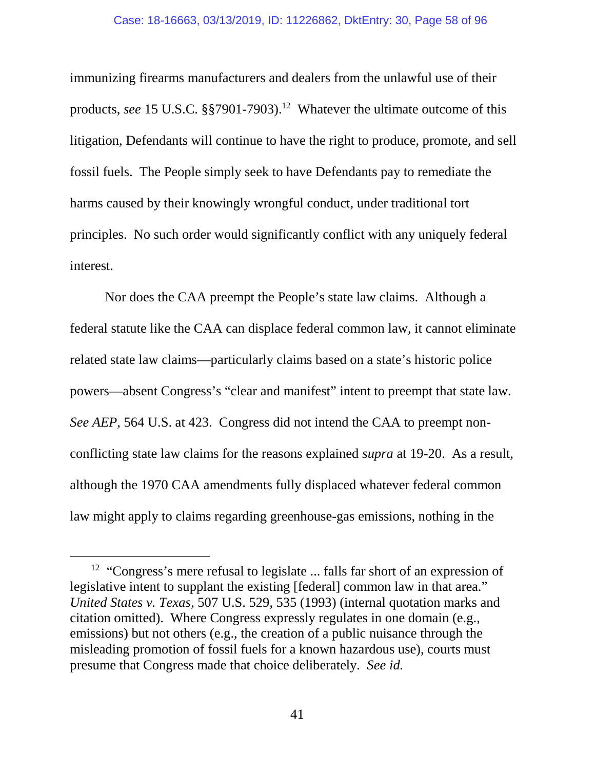immunizing firearms manufacturers and dealers from the unlawful use of their products, *see* 15 U.S.C. §§7901-7903).[12] Whatever the ultimate outcome of this litigation, Defendants will continue to have the right to produce, promote, and sell fossil fuels. The People simply seek to have Defendants pay to remediate the harms caused by their knowingly wrongful conduct, under traditional tort principles. No such order would significantly conflict with any uniquely federal interest.

Nor does the CAA preempt the People's state law claims. Although a federal statute like the CAA can displace federal common law, it cannot eliminate related state law claims—particularly claims based on a state's historic police powers—absent Congress's "clear and manifest" intent to preempt that state law. *See AEP*, 564 U.S. at 423. Congress did not intend the CAA to preempt non-conflicting state law claims for the reasons explained *supra* at 19-20. As a result, although the 1970 CAA amendments fully displaced whatever federal common law might apply to claims regarding greenhouse-gas emissions, nothing in the

---

[12] "Congress's mere refusal to legislate ... falls far short of an expression of legislative intent to supplant the existing [federal] common law in that area." *United States v. Texas*, 507 U.S. 529, 535 (1993) (internal quotation marks and citation omitted). Where Congress expressly regulates in one domain (e.g., emissions) but not others (e.g., the creation of a public nuisance through the misleading promotion of fossil fuels for a known hazardous use), courts must presume that Congress made that choice deliberately. *See id.*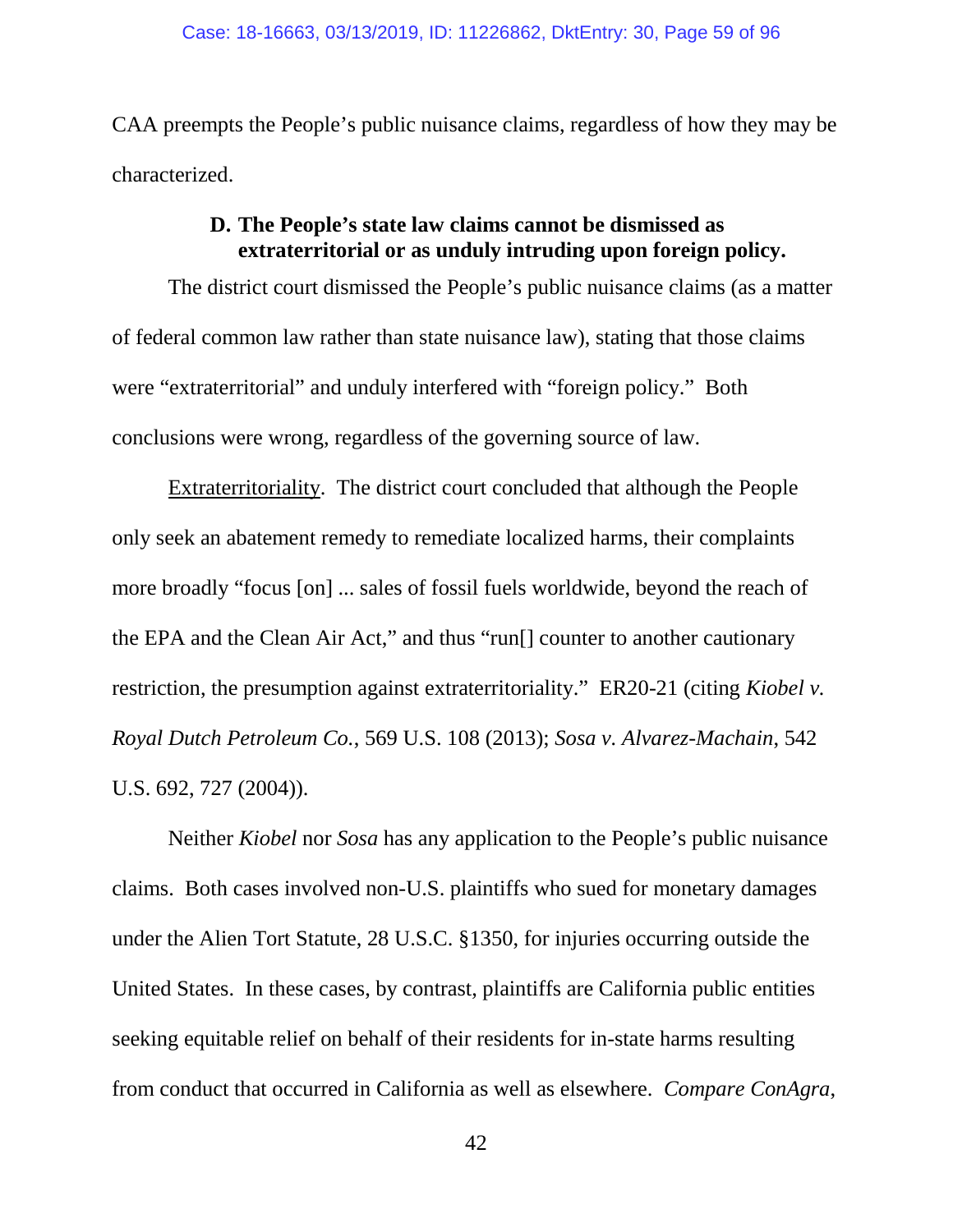CAA preempts the People's public nuisance claims, regardless of how they may be characterized.

### D. The People's state law claims cannot be dismissed as extraterritorial or as unduly intruding upon foreign policy.

The district court dismissed the People's public nuisance claims (as a matter of federal common law rather than state nuisance law), stating that those claims were "extraterritorial" and unduly interfered with "foreign policy." Both conclusions were wrong, regardless of the governing source of law.

Extraterritoriality. The district court concluded that although the People only seek an abatement remedy to remediate localized harms, their complaints more broadly "focus [on] ... sales of fossil fuels worldwide, beyond the reach of the EPA and the Clean Air Act," and thus "run[] counter to another cautionary restriction, the presumption against extraterritoriality." ER20-21 (citing *Kiobel v. Royal Dutch Petroleum Co.*, 569 U.S. 108 (2013); *Sosa v. Alvarez-Machain*, 542 U.S. 692, 727 (2004)).

Neither *Kiobel* nor *Sosa* has any application to the People's public nuisance claims. Both cases involved non-U.S. plaintiffs who sued for monetary damages under the Alien Tort Statute, 28 U.S.C. §1350, for injuries occurring outside the United States. In these cases, by contrast, plaintiffs are California public entities seeking equitable relief on behalf of their residents for in-state harms resulting from conduct that occurred in California as well as elsewhere. *Compare ConAgra*,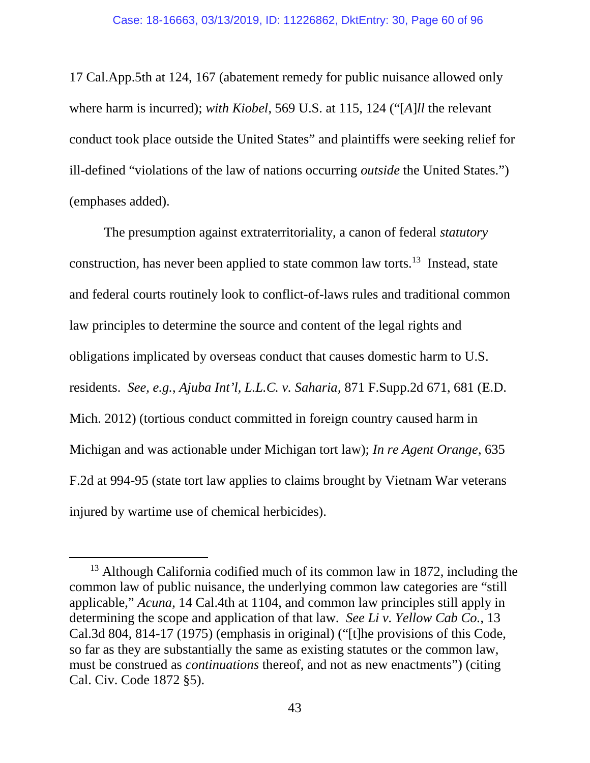17 Cal.App.5th at 124, 167 (abatement remedy for public nuisance allowed only where harm is incurred); *with Kiobel*, 569 U.S. at 115, 124 ("[*A*]*ll* the relevant conduct took place outside the United States" and plaintiffs were seeking relief for ill-defined "violations of the law of nations occurring *outside* the United States.") (emphases added).

The presumption against extraterritoriality, a canon of federal *statutory* construction, has never been applied to state common law torts.[13] Instead, state and federal courts routinely look to conflict-of-laws rules and traditional common law principles to determine the source and content of the legal rights and obligations implicated by overseas conduct that causes domestic harm to U.S. residents. *See, e.g.*, *Ajuba Int'l, L.L.C. v. Saharia*, 871 F.Supp.2d 671, 681 (E.D. Mich. 2012) (tortious conduct committed in foreign country caused harm in Michigan and was actionable under Michigan tort law); *In re Agent Orange*, 635 F.2d at 994-95 (state tort law applies to claims brought by Vietnam War veterans injured by wartime use of chemical herbicides).

[13] Although California codified much of its common law in 1872, including the common law of public nuisance, the underlying common law categories are "still applicable," *Acuna*, 14 Cal.4th at 1104, and common law principles still apply in determining the scope and application of that law. *See Li v. Yellow Cab Co.*, 13 Cal.3d 804, 814-17 (1975) (emphasis in original) ("[t]he provisions of this Code, so far as they are substantially the same as existing statutes or the common law, must be construed as *continuations* thereof, and not as new enactments") (citing Cal. Civ. Code 1872 §5).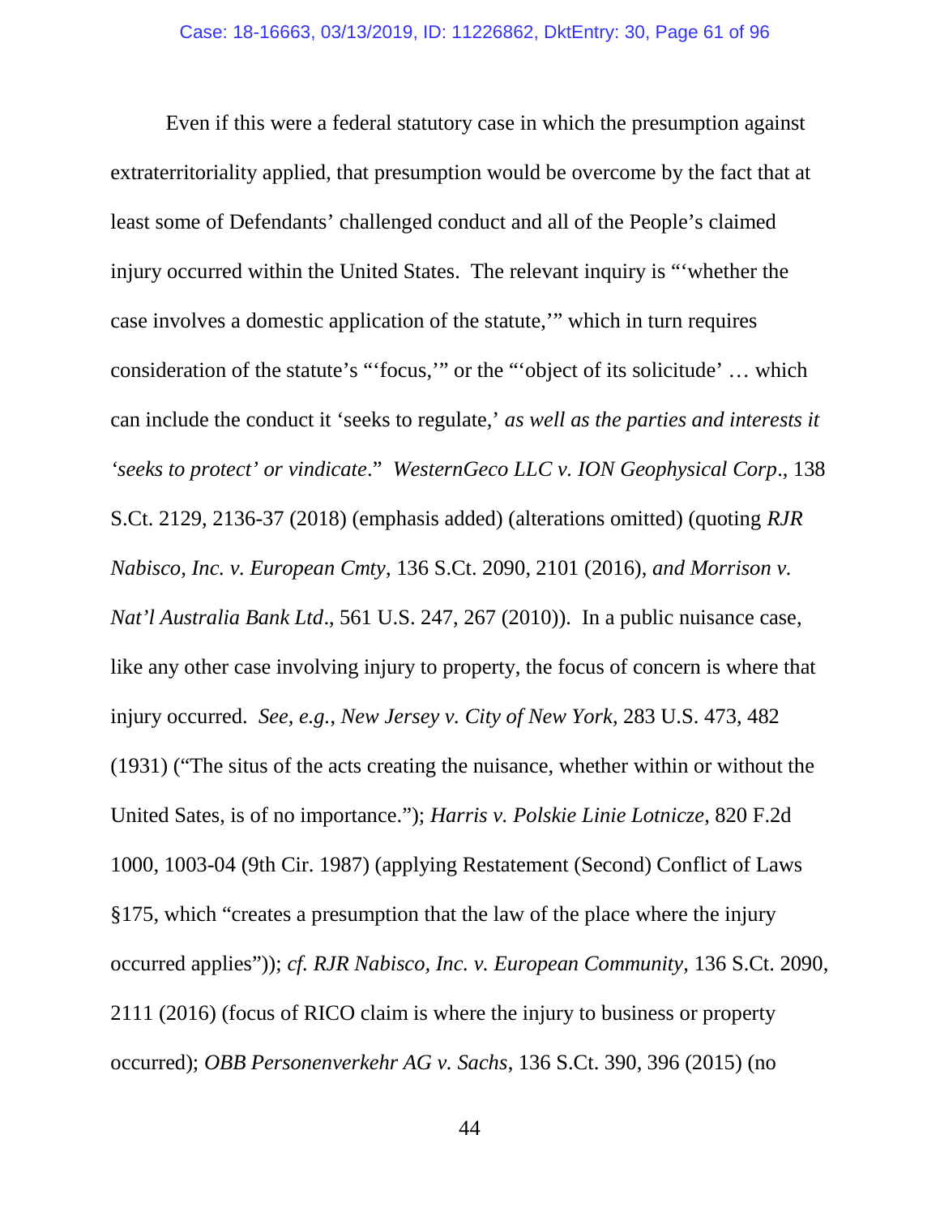Even if this were a federal statutory case in which the presumption against extraterritoriality applied, that presumption would be overcome by the fact that at least some of Defendants' challenged conduct and all of the People's claimed injury occurred within the United States. The relevant inquiry is "'whether the case involves a domestic application of the statute,'" which in turn requires consideration of the statute's "'focus,'" or the "'object of its solicitude' … which can include the conduct it 'seeks to regulate,' *as well as the parties and interests it 'seeks to protect' or vindicate*." *WesternGeco LLC v. ION Geophysical Corp*., 138 S.Ct. 2129, 2136-37 (2018) (emphasis added) (alterations omitted) (quoting *RJR Nabisco, Inc. v. European Cmty*, 136 S.Ct. 2090, 2101 (2016), *and Morrison v. Nat'l Australia Bank Ltd*., 561 U.S. 247, 267 (2010)). In a public nuisance case, like any other case involving injury to property, the focus of concern is where that injury occurred. *See, e.g.*, *New Jersey v. City of New York*, 283 U.S. 473, 482 (1931) ("The situs of the acts creating the nuisance, whether within or without the United Sates, is of no importance."); *Harris v. Polskie Linie Lotnicze*, 820 F.2d 1000, 1003-04 (9th Cir. 1987) (applying Restatement (Second) Conflict of Laws §175, which "creates a presumption that the law of the place where the injury occurred applies")); *cf. RJR Nabisco, Inc. v. European Community*, 136 S.Ct. 2090, 2111 (2016) (focus of RICO claim is where the injury to business or property occurred); *OBB Personenverkehr AG v. Sachs*, 136 S.Ct. 390, 396 (2015) (no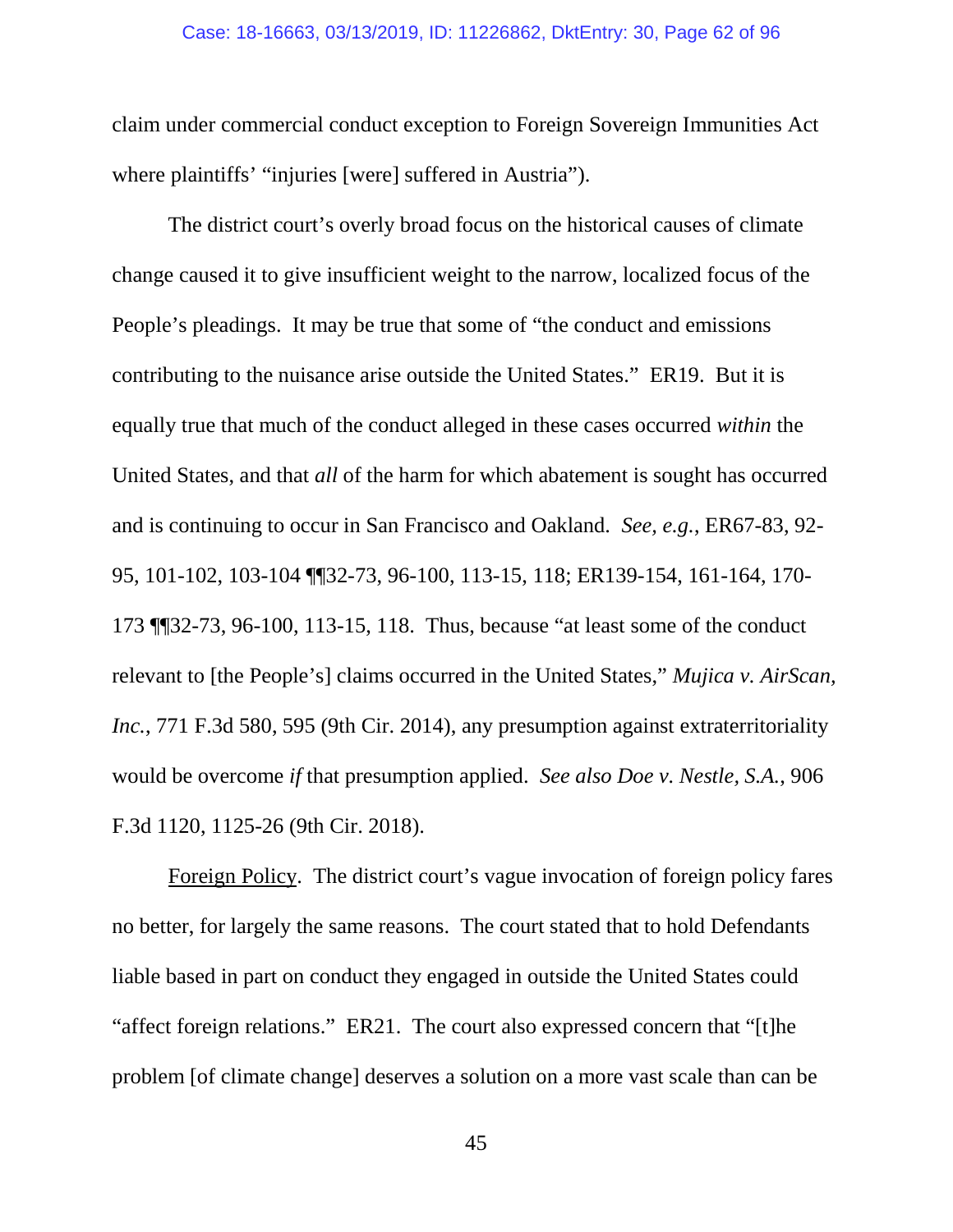claim under commercial conduct exception to Foreign Sovereign Immunities Act where plaintiffs' "injuries [were] suffered in Austria").

The district court's overly broad focus on the historical causes of climate change caused it to give insufficient weight to the narrow, localized focus of the People's pleadings. It may be true that some of "the conduct and emissions contributing to the nuisance arise outside the United States." ER19. But it is equally true that much of the conduct alleged in these cases occurred *within* the United States, and that *all* of the harm for which abatement is sought has occurred and is continuing to occur in San Francisco and Oakland. *See, e.g.*, ER67-83, 92-95, 101-102, 103-104 ¶¶32-73, 96-100, 113-15, 118; ER139-154, 161-164, 170-173 ¶¶32-73, 96-100, 113-15, 118. Thus, because "at least some of the conduct relevant to [the People's] claims occurred in the United States," *Mujica v. AirScan, Inc.*, 771 F.3d 580, 595 (9th Cir. 2014), any presumption against extraterritoriality would be overcome *if* that presumption applied. *See also Doe v. Nestle, S.A.*, 906 F.3d 1120, 1125-26 (9th Cir. 2018).

<u>Foreign Policy</u>. The district court's vague invocation of foreign policy fares no better, for largely the same reasons. The court stated that to hold Defendants liable based in part on conduct they engaged in outside the United States could "affect foreign relations." ER21. The court also expressed concern that "[t]he problem [of climate change] deserves a solution on a more vast scale than can be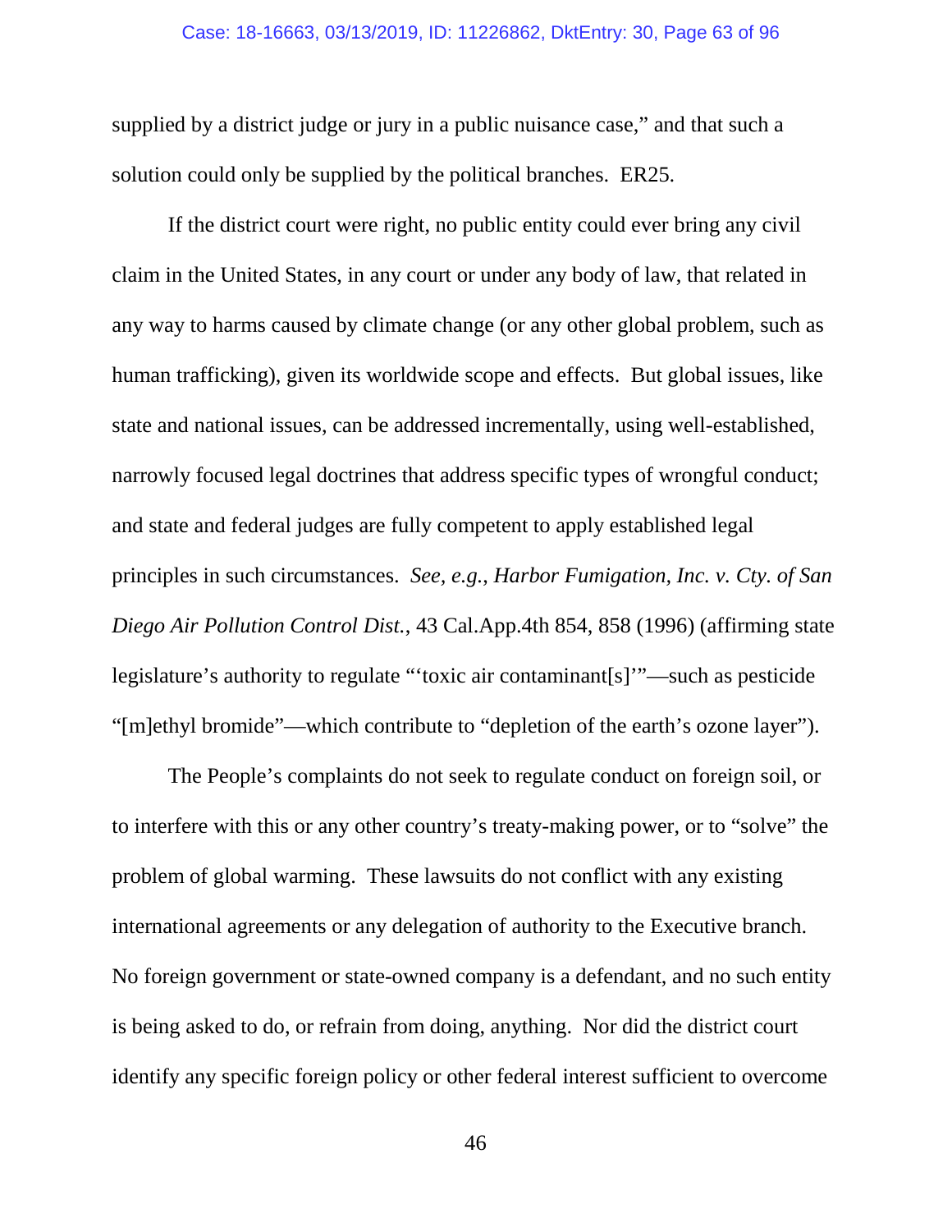supplied by a district judge or jury in a public nuisance case," and that such a solution could only be supplied by the political branches. ER25.

If the district court were right, no public entity could ever bring any civil claim in the United States, in any court or under any body of law, that related in any way to harms caused by climate change (or any other global problem, such as human trafficking), given its worldwide scope and effects. But global issues, like state and national issues, can be addressed incrementally, using well-established, narrowly focused legal doctrines that address specific types of wrongful conduct; and state and federal judges are fully competent to apply established legal principles in such circumstances. *See, e.g.*, *Harbor Fumigation, Inc. v. Cty. of San Diego Air Pollution Control Dist.*, 43 Cal.App.4th 854, 858 (1996) (affirming state legislature's authority to regulate "'toxic air contaminant[s]'"—such as pesticide "[m]ethyl bromide"—which contribute to "depletion of the earth's ozone layer").

The People's complaints do not seek to regulate conduct on foreign soil, or to interfere with this or any other country's treaty-making power, or to "solve" the problem of global warming. These lawsuits do not conflict with any existing international agreements or any delegation of authority to the Executive branch. No foreign government or state-owned company is a defendant, and no such entity is being asked to do, or refrain from doing, anything. Nor did the district court identify any specific foreign policy or other federal interest sufficient to overcome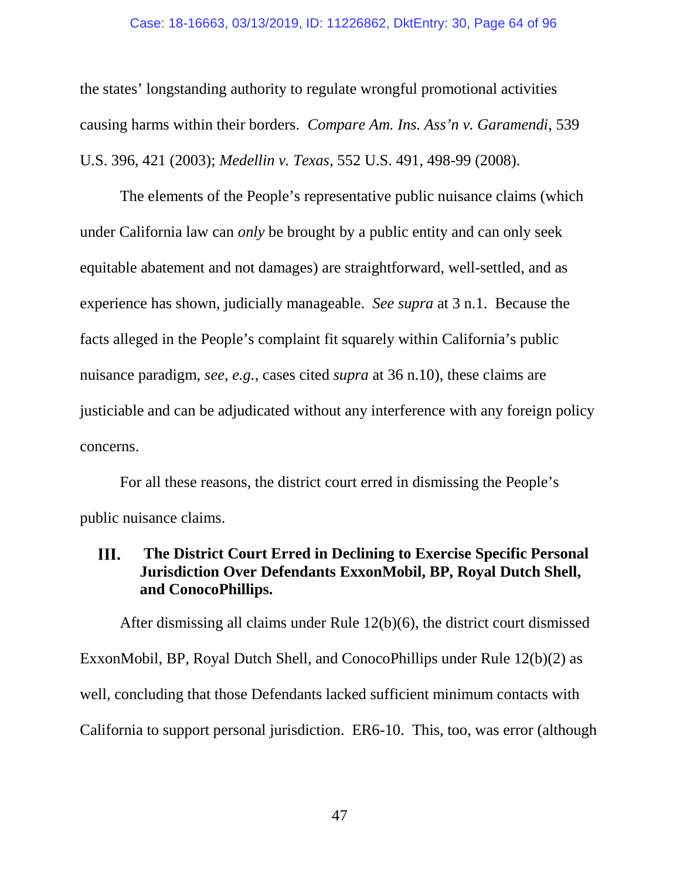the states' longstanding authority to regulate wrongful promotional activities causing harms within their borders. *Compare Am. Ins. Ass'n v. Garamendi*, 539 U.S. 396, 421 (2003); *Medellin v. Texas*, 552 U.S. 491, 498-99 (2008).

The elements of the People's representative public nuisance claims (which under California law can *only* be brought by a public entity and can only seek equitable abatement and not damages) are straightforward, well-settled, and as experience has shown, judicially manageable. *See supra* at 3 n.1. Because the facts alleged in the People's complaint fit squarely within California's public nuisance paradigm, *see, e.g.*, cases cited *supra* at 36 n.10), these claims are justiciable and can be adjudicated without any interference with any foreign policy concerns.

For all these reasons, the district court erred in dismissing the People's public nuisance claims.

## III. The District Court Erred in Declining to Exercise Specific Personal Jurisdiction Over Defendants ExxonMobil, BP, Royal Dutch Shell, and ConocoPhillips.

After dismissing all claims under Rule 12(b)(6), the district court dismissed ExxonMobil, BP, Royal Dutch Shell, and ConocoPhillips under Rule 12(b)(2) as well, concluding that those Defendants lacked sufficient minimum contacts with California to support personal jurisdiction. ER6-10. This, too, was error (although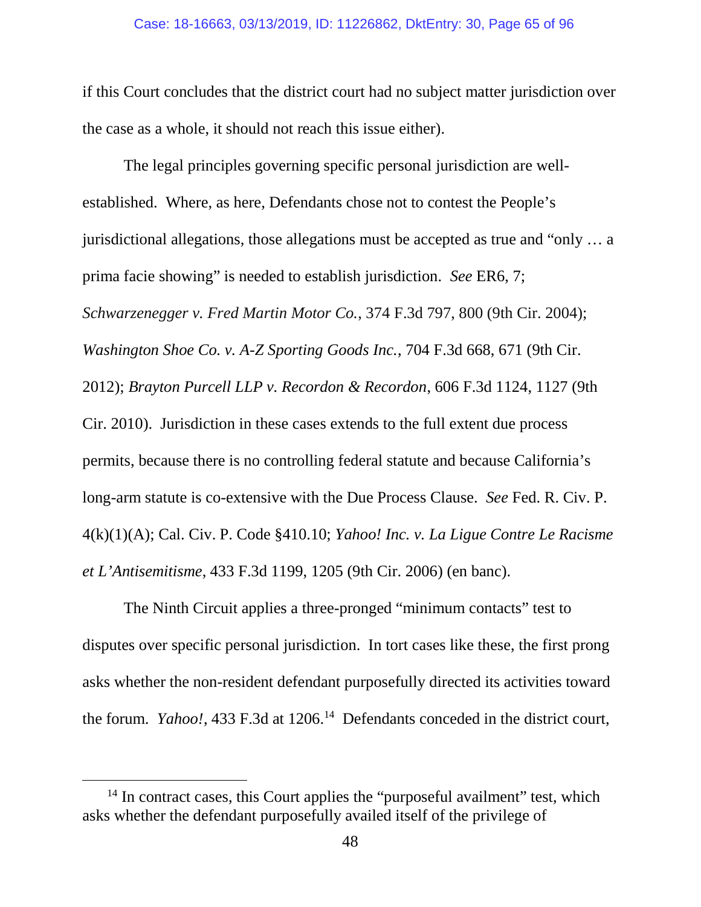if this Court concludes that the district court had no subject matter jurisdiction over the case as a whole, it should not reach this issue either).

The legal principles governing specific personal jurisdiction are well-established. Where, as here, Defendants chose not to contest the People's jurisdictional allegations, those allegations must be accepted as true and "only … a prima facie showing" is needed to establish jurisdiction. *See* ER6, 7; *Schwarzenegger v. Fred Martin Motor Co.*, 374 F.3d 797, 800 (9th Cir. 2004); *Washington Shoe Co. v. A-Z Sporting Goods Inc.*, 704 F.3d 668, 671 (9th Cir. 2012); *Brayton Purcell LLP v. Recordon & Recordon*, 606 F.3d 1124, 1127 (9th Cir. 2010). Jurisdiction in these cases extends to the full extent due process permits, because there is no controlling federal statute and because California's long-arm statute is co-extensive with the Due Process Clause. *See* Fed. R. Civ. P. 4(k)(1)(A); Cal. Civ. P. Code §410.10; *Yahoo! Inc. v. La Ligue Contre Le Racisme et L'Antisemitisme*, 433 F.3d 1199, 1205 (9th Cir. 2006) (en banc).

The Ninth Circuit applies a three-pronged "minimum contacts" test to disputes over specific personal jurisdiction. In tort cases like these, the first prong asks whether the non-resident defendant purposefully directed its activities toward the forum. *Yahoo!*, 433 F.3d at 1206.[14] Defendants conceded in the district court,

---

[14] In contract cases, this Court applies the "purposeful availment" test, which asks whether the defendant purposefully availed itself of the privilege of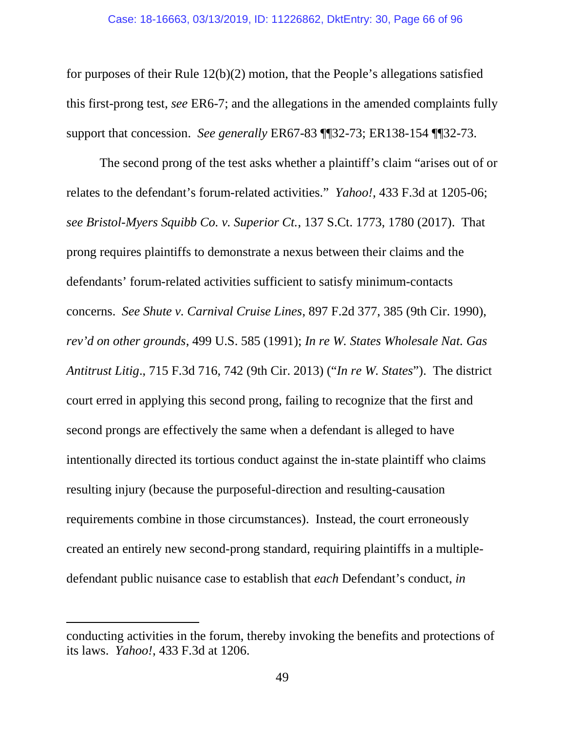for purposes of their Rule 12(b)(2) motion, that the People's allegations satisfied this first-prong test, *see* ER6-7; and the allegations in the amended complaints fully support that concession. *See generally* ER67-83 ¶¶32-73; ER138-154 ¶¶32-73.

The second prong of the test asks whether a plaintiff's claim "arises out of or relates to the defendant's forum-related activities." *Yahoo!*, 433 F.3d at 1205-06; *see Bristol-Myers Squibb Co. v. Superior Ct.*, 137 S.Ct. 1773, 1780 (2017). That prong requires plaintiffs to demonstrate a nexus between their claims and the defendants' forum-related activities sufficient to satisfy minimum-contacts concerns. *See Shute v. Carnival Cruise Lines*, 897 F.2d 377, 385 (9th Cir. 1990), *rev'd on other grounds*, 499 U.S. 585 (1991); *In re W. States Wholesale Nat. Gas Antitrust Litig*., 715 F.3d 716, 742 (9th Cir. 2013) ("*In re W. States*"). The district court erred in applying this second prong, failing to recognize that the first and second prongs are effectively the same when a defendant is alleged to have intentionally directed its tortious conduct against the in-state plaintiff who claims resulting injury (because the purposeful-direction and resulting-causation requirements combine in those circumstances). Instead, the court erroneously created an entirely new second-prong standard, requiring plaintiffs in a multiple-defendant public nuisance case to establish that *each* Defendant's conduct, *in*

---

conducting activities in the forum, thereby invoking the benefits and protections of its laws. *Yahoo!*, 433 F.3d at 1206.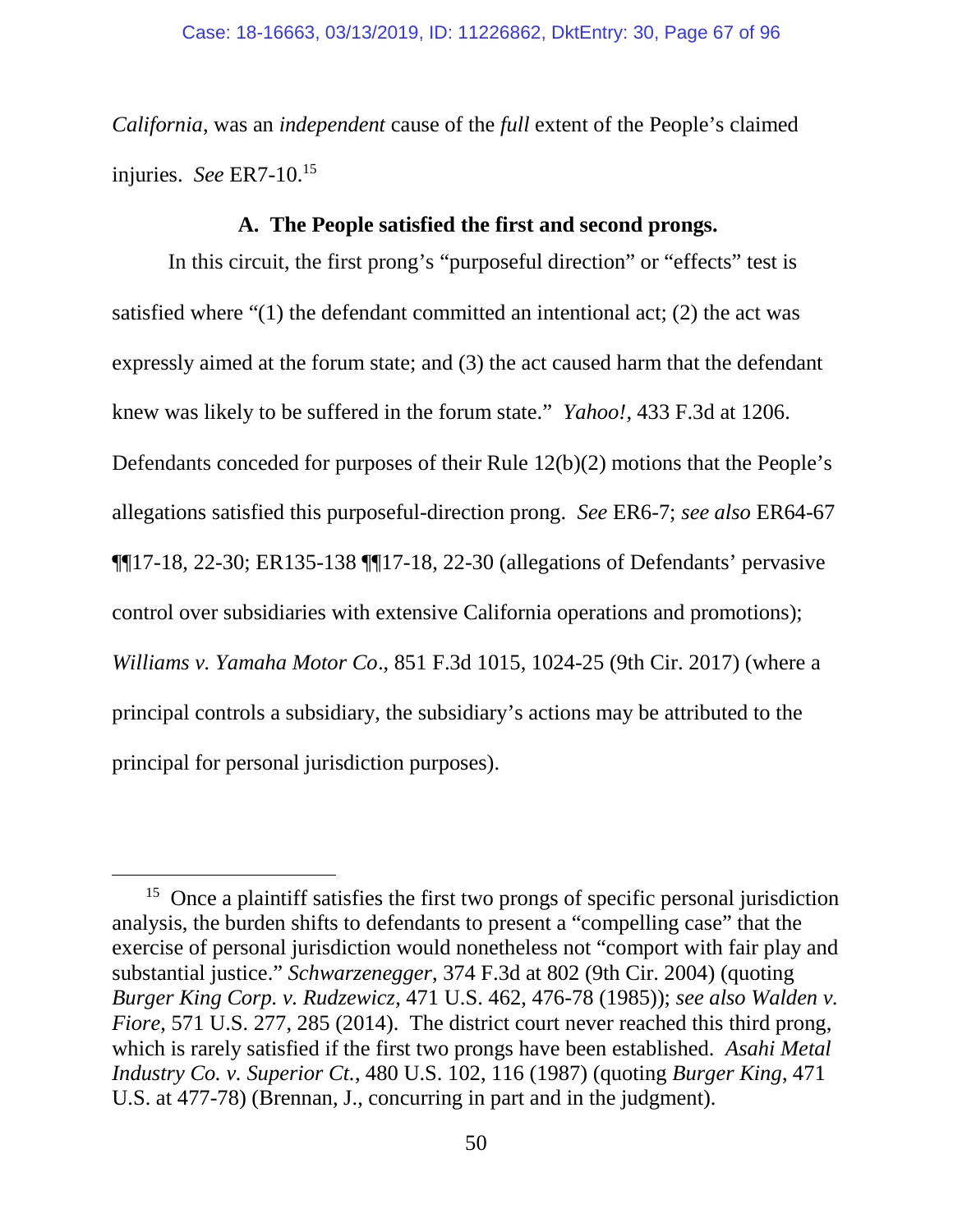*California*, was an *independent* cause of the *full* extent of the People's claimed injuries. *See* ER7-10.[15]

### A. The People satisfied the first and second prongs.

In this circuit, the first prong's "purposeful direction" or "effects" test is satisfied where "(1) the defendant committed an intentional act; (2) the act was expressly aimed at the forum state; and (3) the act caused harm that the defendant knew was likely to be suffered in the forum state." *Yahoo!*, 433 F.3d at 1206. Defendants conceded for purposes of their Rule 12(b)(2) motions that the People's allegations satisfied this purposeful-direction prong. *See* ER6-7; *see also* ER64-67 ¶¶17-18, 22-30; ER135-138 ¶¶17-18, 22-30 (allegations of Defendants' pervasive control over subsidiaries with extensive California operations and promotions); *Williams v. Yamaha Motor Co*., 851 F.3d 1015, 1024-25 (9th Cir. 2017) (where a principal controls a subsidiary, the subsidiary's actions may be attributed to the principal for personal jurisdiction purposes).

---

[15] Once a plaintiff satisfies the first two prongs of specific personal jurisdiction analysis, the burden shifts to defendants to present a "compelling case" that the exercise of personal jurisdiction would nonetheless not "comport with fair play and substantial justice." *Schwarzenegger*, 374 F.3d at 802 (9th Cir. 2004) (quoting *Burger King Corp. v. Rudzewicz*, 471 U.S. 462, 476-78 (1985)); *see also Walden v. Fiore*, 571 U.S. 277, 285 (2014). The district court never reached this third prong, which is rarely satisfied if the first two prongs have been established. *Asahi Metal Industry Co. v. Superior Ct.*, 480 U.S. 102, 116 (1987) (quoting *Burger King*, 471 U.S. at 477-78) (Brennan, J., concurring in part and in the judgment).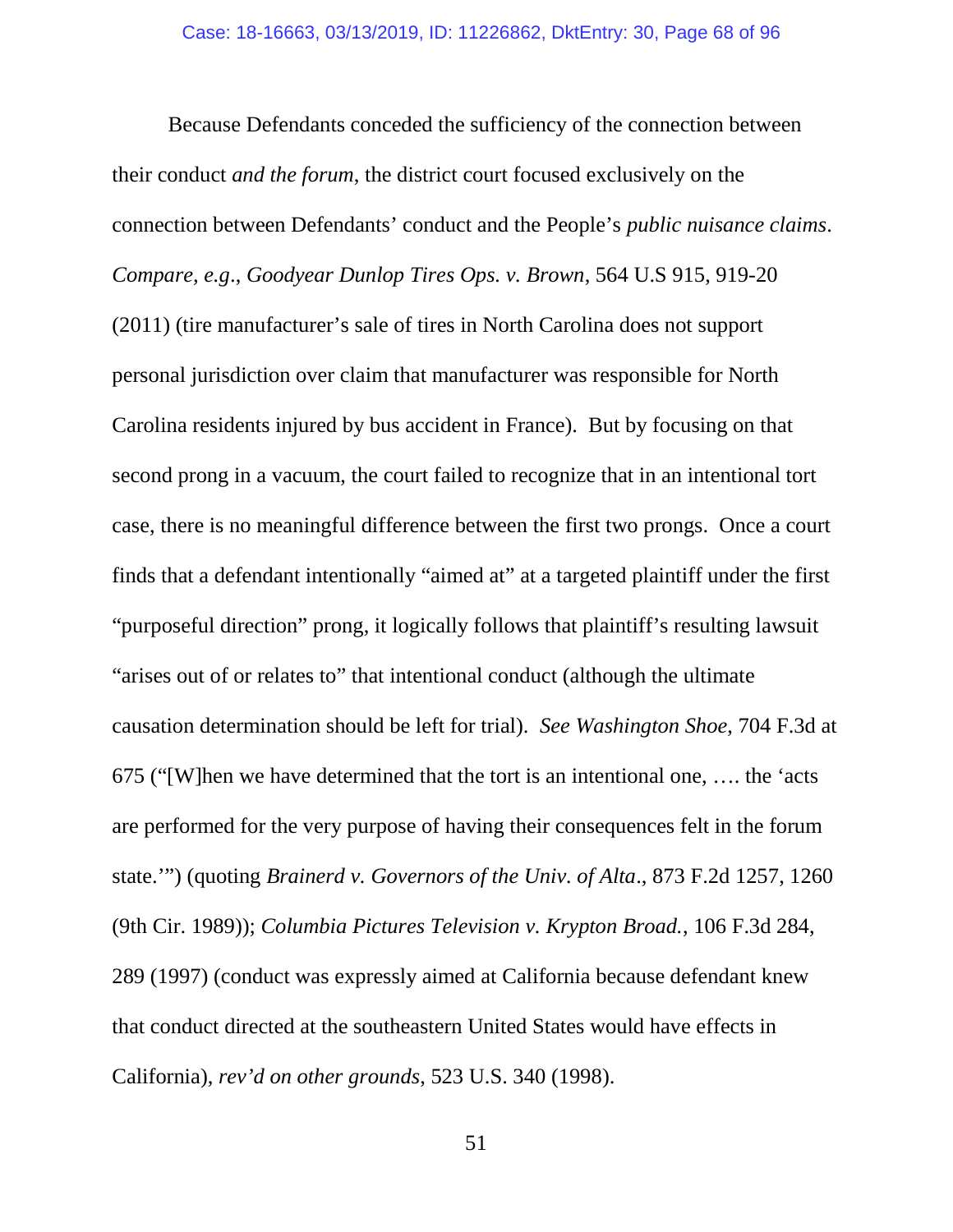Because Defendants conceded the sufficiency of the connection between their conduct *and the forum*, the district court focused exclusively on the connection between Defendants' conduct and the People's *public nuisance claims*. *Compare, e.g*., *Goodyear Dunlop Tires Ops. v. Brown*, 564 U.S 915, 919-20 (2011) (tire manufacturer's sale of tires in North Carolina does not support personal jurisdiction over claim that manufacturer was responsible for North Carolina residents injured by bus accident in France). But by focusing on that second prong in a vacuum, the court failed to recognize that in an intentional tort case, there is no meaningful difference between the first two prongs. Once a court finds that a defendant intentionally "aimed at" at a targeted plaintiff under the first "purposeful direction" prong, it logically follows that plaintiff's resulting lawsuit "arises out of or relates to" that intentional conduct (although the ultimate causation determination should be left for trial). *See Washington Shoe,* 704 F.3d at 675 ("[W]hen we have determined that the tort is an intentional one, …. the 'acts are performed for the very purpose of having their consequences felt in the forum state.'") (quoting *Brainerd v. Governors of the Univ. of Alta*., 873 F.2d 1257, 1260 (9th Cir. 1989)); *Columbia Pictures Television v. Krypton Broad.*, 106 F.3d 284, 289 (1997) (conduct was expressly aimed at California because defendant knew that conduct directed at the southeastern United States would have effects in California), *rev'd on other grounds*, 523 U.S. 340 (1998).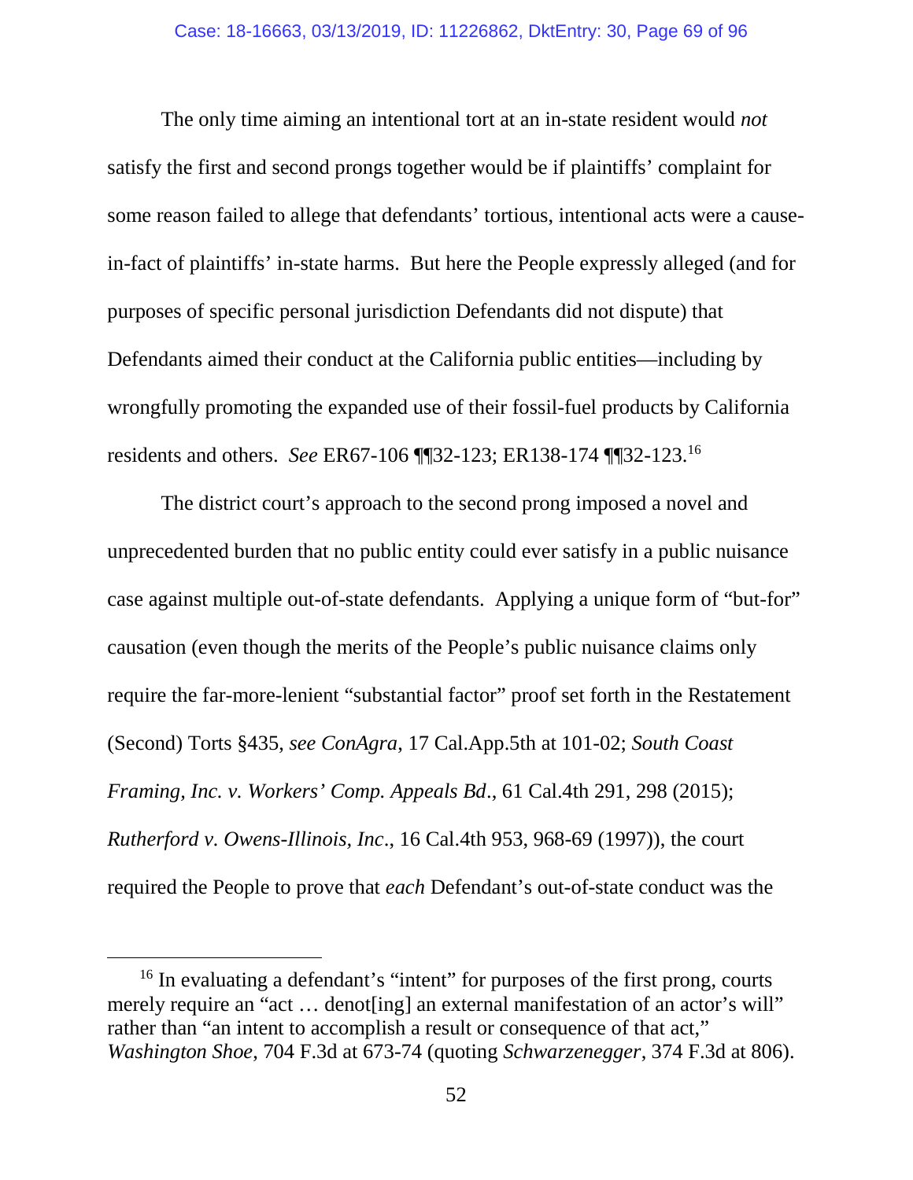The only time aiming an intentional tort at an in-state resident would *not* satisfy the first and second prongs together would be if plaintiffs' complaint for some reason failed to allege that defendants' tortious, intentional acts were a cause-in-fact of plaintiffs' in-state harms. But here the People expressly alleged (and for purposes of specific personal jurisdiction Defendants did not dispute) that Defendants aimed their conduct at the California public entities—including by wrongfully promoting the expanded use of their fossil-fuel products by California residents and others. *See* ER67-106 ¶¶32-123; ER138-174 ¶¶32-123.[16]

The district court's approach to the second prong imposed a novel and unprecedented burden that no public entity could ever satisfy in a public nuisance case against multiple out-of-state defendants. Applying a unique form of "but-for" causation (even though the merits of the People's public nuisance claims only require the far-more-lenient "substantial factor" proof set forth in the Restatement (Second) Torts §435, *see ConAgra*, 17 Cal.App.5th at 101-02; *South Coast Framing, Inc. v. Workers' Comp. Appeals Bd*., 61 Cal.4th 291, 298 (2015); *Rutherford v. Owens-Illinois, Inc*., 16 Cal.4th 953, 968-69 (1997)), the court required the People to prove that *each* Defendant's out-of-state conduct was the

---

[16] In evaluating a defendant's "intent" for purposes of the first prong, courts merely require an "act … denot[ing] an external manifestation of an actor's will" rather than "an intent to accomplish a result or consequence of that act," *Washington Shoe*, 704 F.3d at 673-74 (quoting *Schwarzenegger*, 374 F.3d at 806).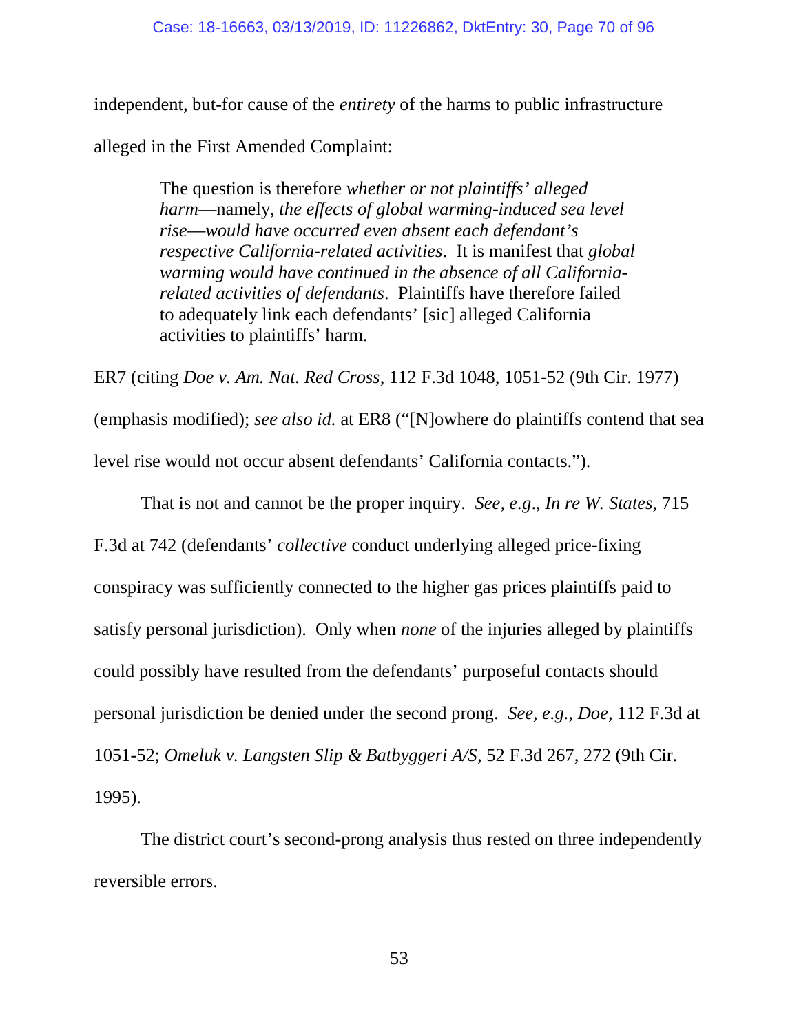independent, but-for cause of the *entirety* of the harms to public infrastructure alleged in the First Amended Complaint:

> The question is therefore *whether or not plaintiffs' alleged harm*—namely, *the effects of global warming-induced sea level rise*—*would have occurred even absent each defendant's respective California-related activities*. It is manifest that *global warming would have continued in the absence of all California-related activities of defendants*. Plaintiffs have therefore failed to adequately link each defendants' [sic] alleged California activities to plaintiffs' harm.

ER7 (citing *Doe v. Am. Nat. Red Cross*, 112 F.3d 1048, 1051-52 (9th Cir. 1977) (emphasis modified); *see also id.* at ER8 ("[N]owhere do plaintiffs contend that sea level rise would not occur absent defendants' California contacts.").

That is not and cannot be the proper inquiry. *See, e.g.*, *In re W. States*, 715 F.3d at 742 (defendants' *collective* conduct underlying alleged price-fixing conspiracy was sufficiently connected to the higher gas prices plaintiffs paid to satisfy personal jurisdiction). Only when *none* of the injuries alleged by plaintiffs could possibly have resulted from the defendants' purposeful contacts should personal jurisdiction be denied under the second prong. *See, e.g.*, *Doe*, 112 F.3d at 1051-52; *Omeluk v. Langsten Slip & Batbyggeri A/S*, 52 F.3d 267, 272 (9th Cir. 1995).

The district court's second-prong analysis thus rested on three independently reversible errors.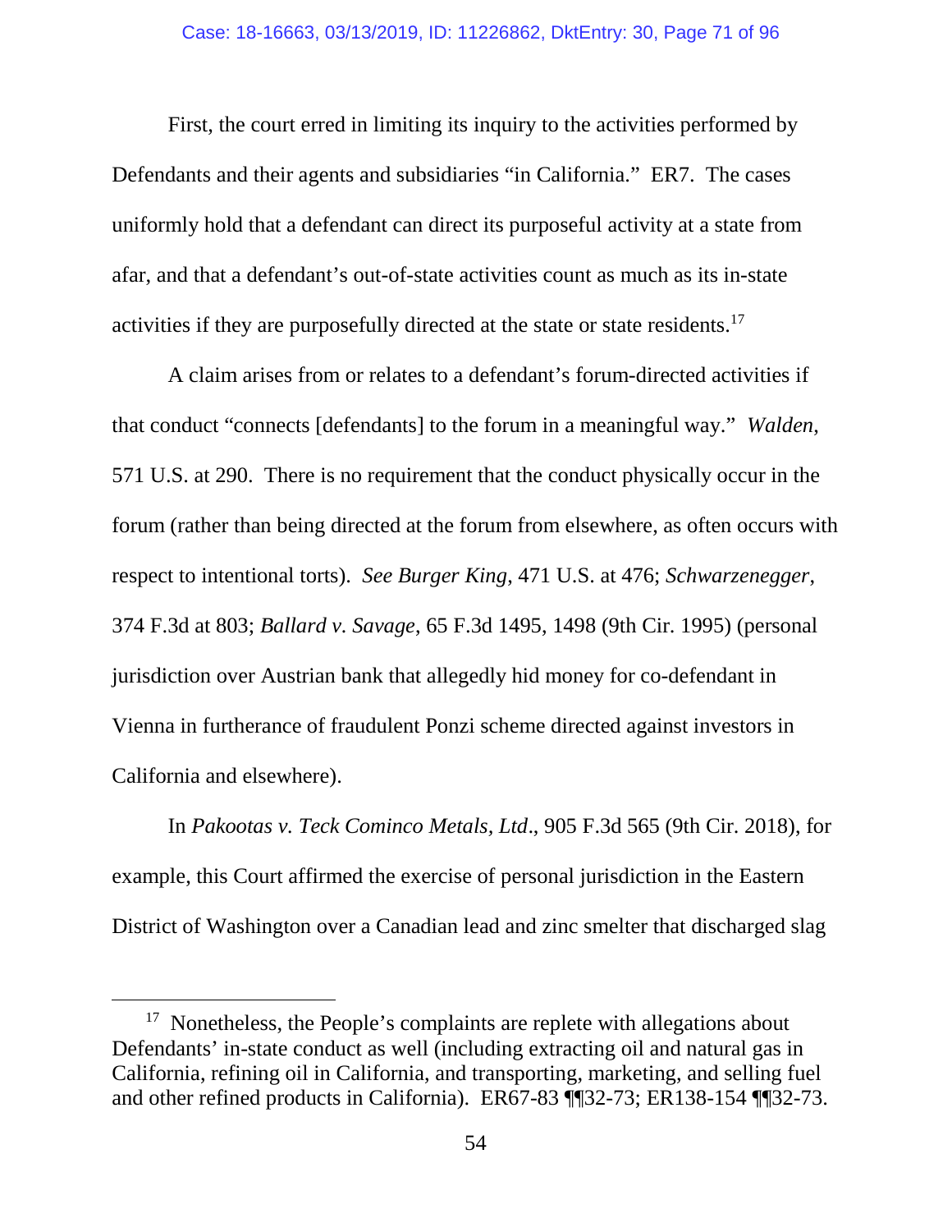First, the court erred in limiting its inquiry to the activities performed by Defendants and their agents and subsidiaries "in California." ER7. The cases uniformly hold that a defendant can direct its purposeful activity at a state from afar, and that a defendant's out-of-state activities count as much as its in-state activities if they are purposefully directed at the state or state residents.[17]

A claim arises from or relates to a defendant's forum-directed activities if that conduct "connects [defendants] to the forum in a meaningful way." *Walden*, 571 U.S. at 290. There is no requirement that the conduct physically occur in the forum (rather than being directed at the forum from elsewhere, as often occurs with respect to intentional torts). *See Burger King*, 471 U.S. at 476; *Schwarzenegger*, 374 F.3d at 803; *Ballard v. Savage*, 65 F.3d 1495, 1498 (9th Cir. 1995) (personal jurisdiction over Austrian bank that allegedly hid money for co-defendant in Vienna in furtherance of fraudulent Ponzi scheme directed against investors in California and elsewhere).

In *Pakootas v. Teck Cominco Metals, Ltd*., 905 F.3d 565 (9th Cir. 2018), for example, this Court affirmed the exercise of personal jurisdiction in the Eastern District of Washington over a Canadian lead and zinc smelter that discharged slag

---

[17] Nonetheless, the People's complaints are replete with allegations about Defendants' in-state conduct as well (including extracting oil and natural gas in California, refining oil in California, and transporting, marketing, and selling fuel and other refined products in California). ER67-83 ¶¶32-73; ER138-154 ¶¶32-73.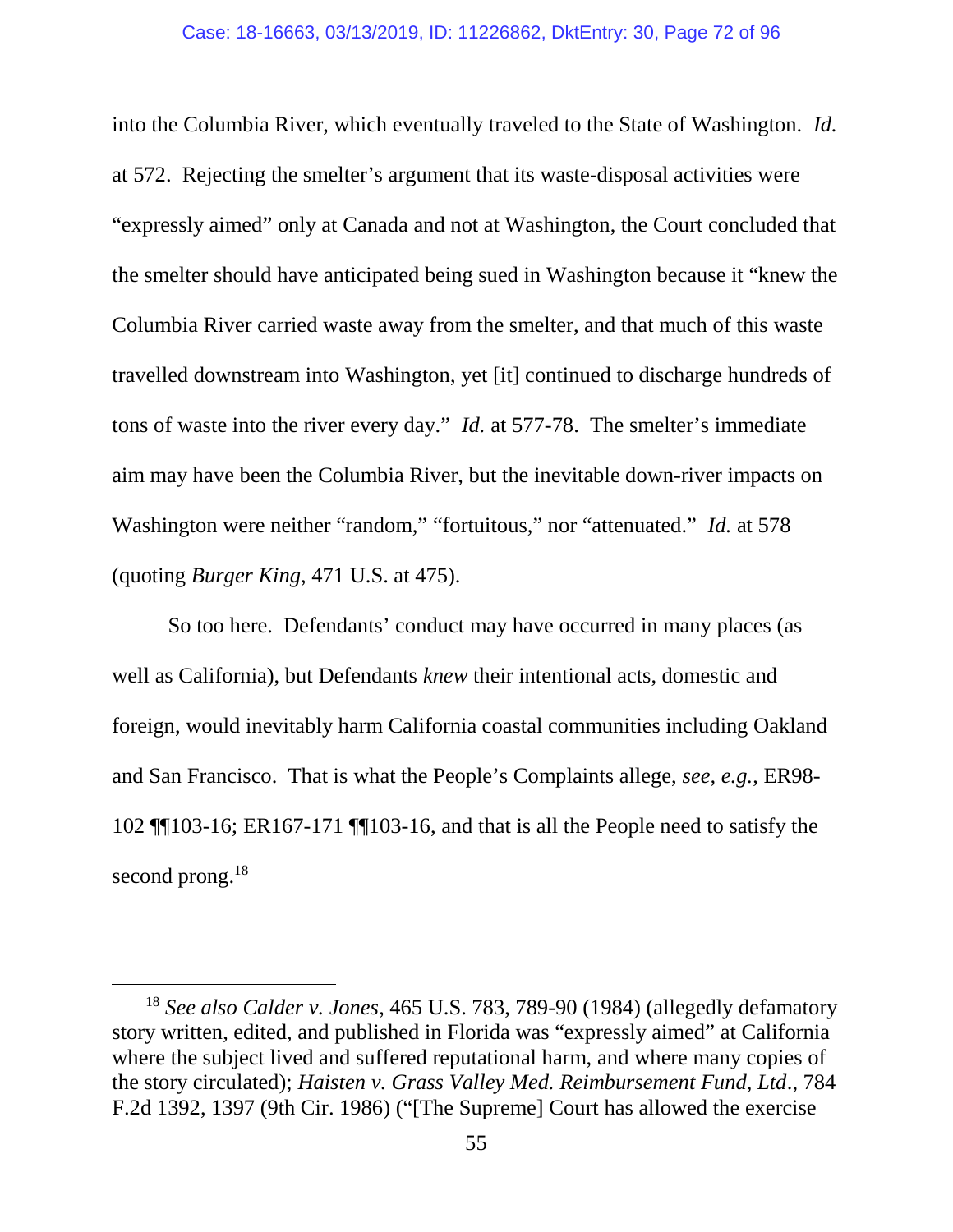into the Columbia River, which eventually traveled to the State of Washington. *Id.* at 572. Rejecting the smelter's argument that its waste-disposal activities were "expressly aimed" only at Canada and not at Washington, the Court concluded that the smelter should have anticipated being sued in Washington because it "knew the Columbia River carried waste away from the smelter, and that much of this waste travelled downstream into Washington, yet [it] continued to discharge hundreds of tons of waste into the river every day." *Id.* at 577-78. The smelter's immediate aim may have been the Columbia River, but the inevitable down-river impacts on Washington were neither "random," "fortuitous," nor "attenuated." *Id.* at 578 (quoting *Burger King*, 471 U.S. at 475).

So too here. Defendants' conduct may have occurred in many places (as well as California), but Defendants *knew* their intentional acts, domestic and foreign, would inevitably harm California coastal communities including Oakland and San Francisco. That is what the People's Complaints allege, *see, e.g.*, ER98-102 ¶¶103-16; ER167-171 ¶¶103-16, and that is all the People need to satisfy the second prong.[18]

---

[18] *See also Calder v. Jones*, 465 U.S. 783, 789-90 (1984) (allegedly defamatory story written, edited, and published in Florida was "expressly aimed" at California where the subject lived and suffered reputational harm, and where many copies of the story circulated); *Haisten v. Grass Valley Med. Reimbursement Fund, Ltd*., 784 F.2d 1392, 1397 (9th Cir. 1986) ("[The Supreme] Court has allowed the exercise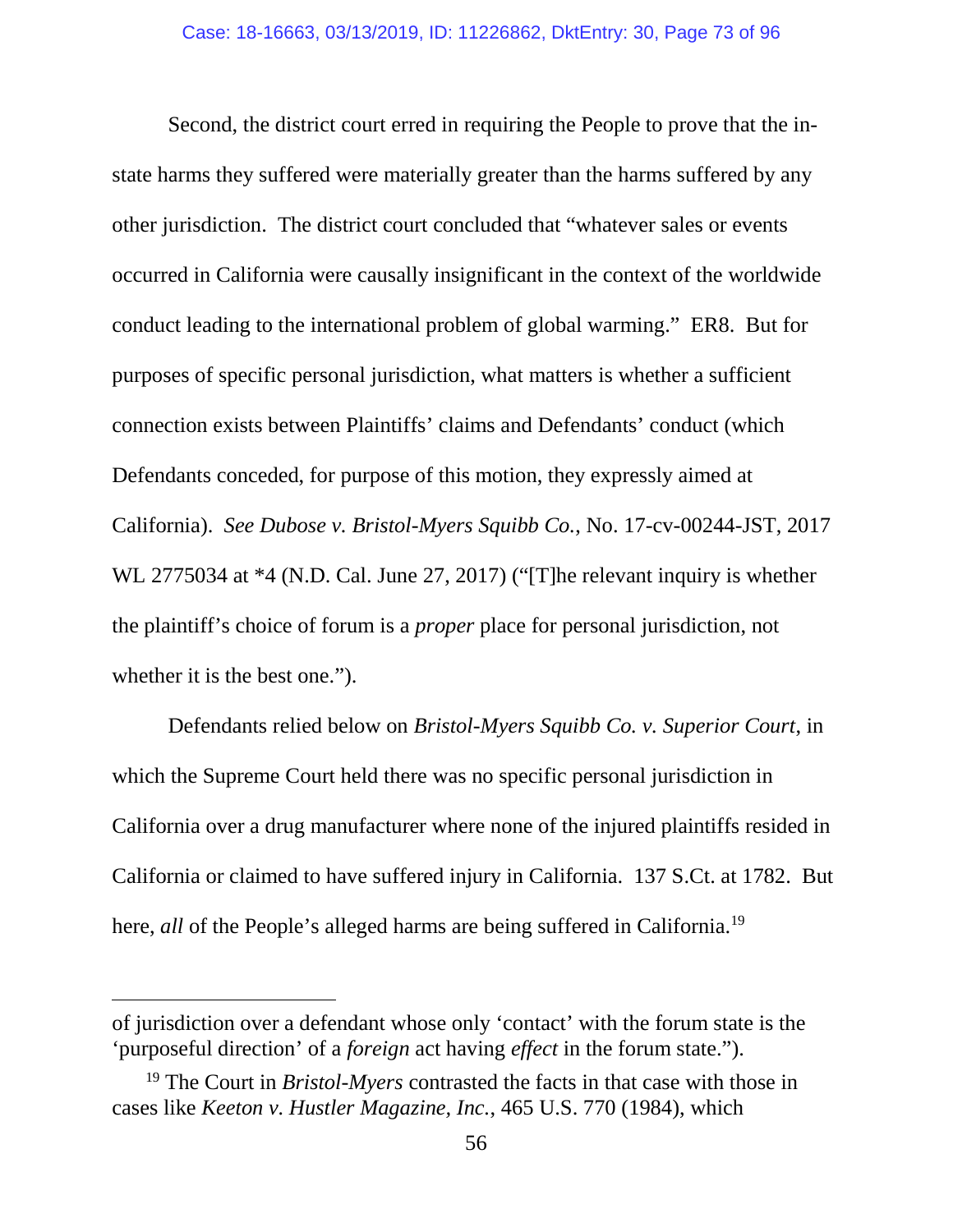Second, the district court erred in requiring the People to prove that the in-state harms they suffered were materially greater than the harms suffered by any other jurisdiction. The district court concluded that "whatever sales or events occurred in California were causally insignificant in the context of the worldwide conduct leading to the international problem of global warming." ER8. But for purposes of specific personal jurisdiction, what matters is whether a sufficient connection exists between Plaintiffs' claims and Defendants' conduct (which Defendants conceded, for purpose of this motion, they expressly aimed at California). *See Dubose v. Bristol-Myers Squibb Co.*, No. 17-cv-00244-JST, 2017 WL 2775034 at *4 (N.D. Cal. June 27, 2017) ("[T]he relevant inquiry is whether the plaintiff's choice of forum is a *proper* place for personal jurisdiction, not whether it is the best one.").

Defendants relied below on *Bristol-Myers Squibb Co. v. Superior Court*, in which the Supreme Court held there was no specific personal jurisdiction in California over a drug manufacturer where none of the injured plaintiffs resided in California or claimed to have suffered injury in California. 137 S.Ct. at 1782. But here, *all* of the People's alleged harms are being suffered in California.[19]

---

of jurisdiction over a defendant whose only 'contact' with the forum state is the 'purposeful direction' of a *foreign* act having *effect* in the forum state.").

[19] The Court in *Bristol-Myers* contrasted the facts in that case with those in cases like *Keeton v. Hustler Magazine, Inc.*, 465 U.S. 770 (1984), which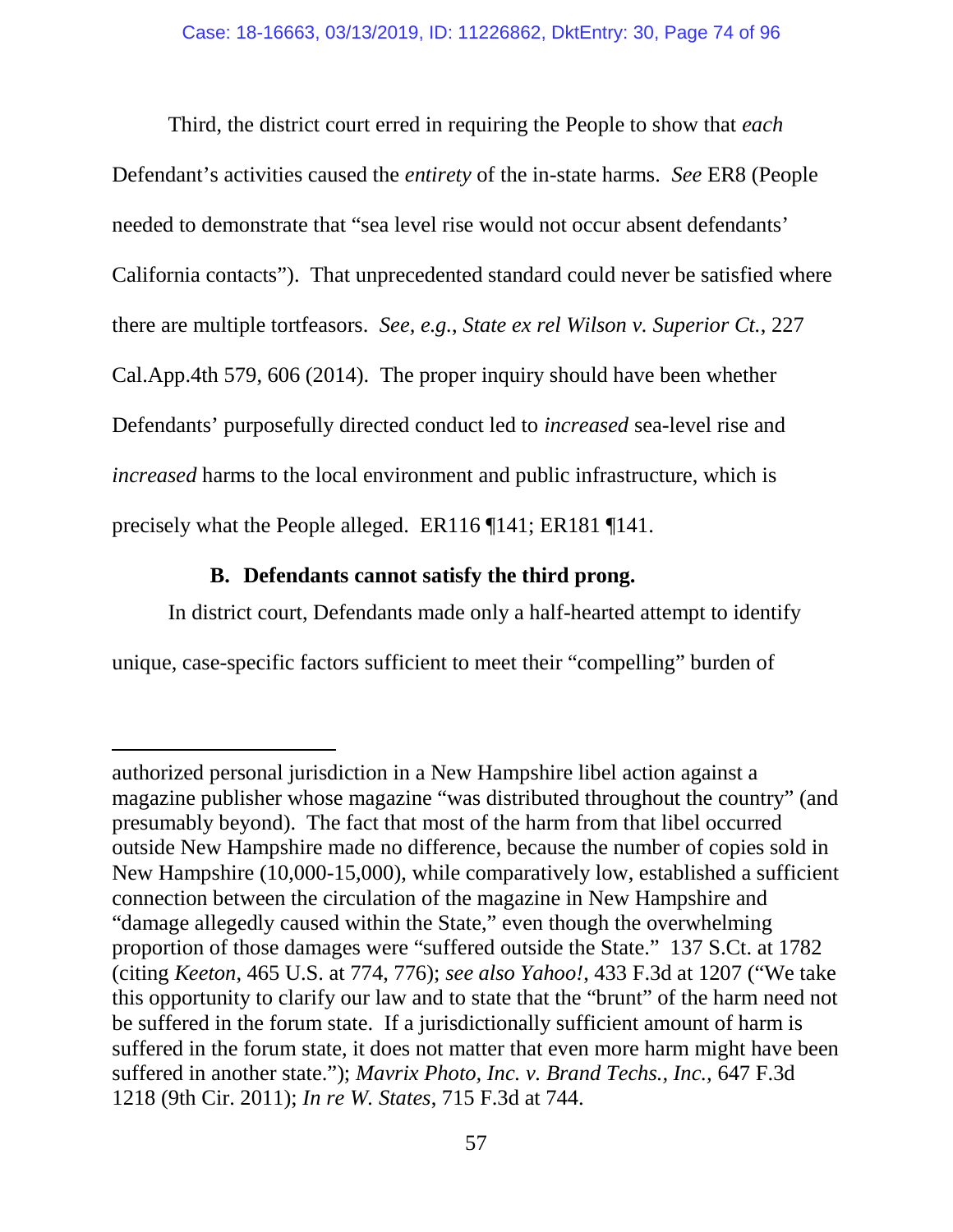Third, the district court erred in requiring the People to show that *each* Defendant's activities caused the *entirety* of the in-state harms. *See* ER8 (People needed to demonstrate that "sea level rise would not occur absent defendants' California contacts"). That unprecedented standard could never be satisfied where there are multiple tortfeasors. *See, e.g.*, *State ex rel Wilson v. Superior Ct.*, 227 Cal.App.4th 579, 606 (2014). The proper inquiry should have been whether Defendants' purposefully directed conduct led to *increased* sea-level rise and *increased* harms to the local environment and public infrastructure, which is precisely what the People alleged. ER116 ¶141; ER181 ¶141.

### B. Defendants cannot satisfy the third prong.

In district court, Defendants made only a half-hearted attempt to identify unique, case-specific factors sufficient to meet their "compelling" burden of

---

authorized personal jurisdiction in a New Hampshire libel action against a magazine publisher whose magazine "was distributed throughout the country" (and presumably beyond). The fact that most of the harm from that libel occurred outside New Hampshire made no difference, because the number of copies sold in New Hampshire (10,000-15,000), while comparatively low, established a sufficient connection between the circulation of the magazine in New Hampshire and "damage allegedly caused within the State," even though the overwhelming proportion of those damages were "suffered outside the State." 137 S.Ct. at 1782 (citing *Keeton*, 465 U.S. at 774, 776); *see also Yahoo!*, 433 F.3d at 1207 ("We take this opportunity to clarify our law and to state that the "brunt" of the harm need not be suffered in the forum state. If a jurisdictionally sufficient amount of harm is suffered in the forum state, it does not matter that even more harm might have been suffered in another state."); *Mavrix Photo, Inc. v. Brand Techs., Inc.*, 647 F.3d 1218 (9th Cir. 2011); *In re W. States*, 715 F.3d at 744.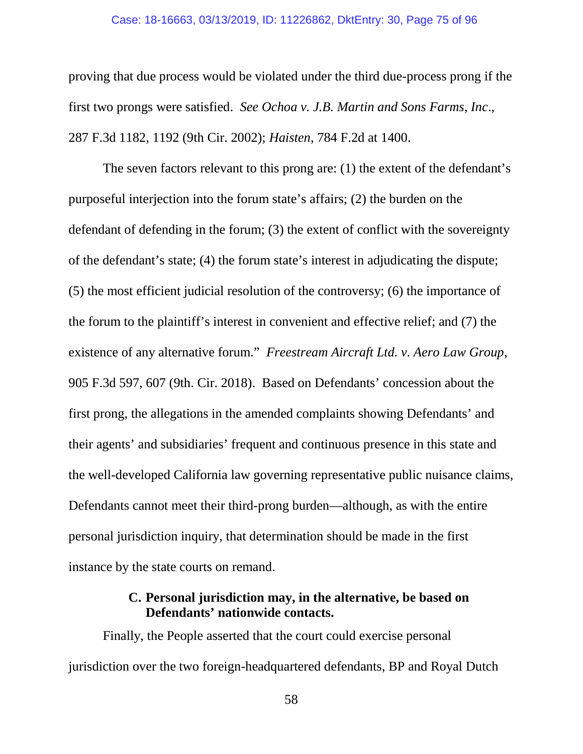proving that due process would be violated under the third due-process prong if the first two prongs were satisfied. *See Ochoa v. J.B. Martin and Sons Farms, Inc*., 287 F.3d 1182, 1192 (9th Cir. 2002); *Haisten*, 784 F.2d at 1400.

The seven factors relevant to this prong are: (1) the extent of the defendant's purposeful interjection into the forum state's affairs; (2) the burden on the defendant of defending in the forum; (3) the extent of conflict with the sovereignty of the defendant's state; (4) the forum state's interest in adjudicating the dispute; (5) the most efficient judicial resolution of the controversy; (6) the importance of the forum to the plaintiff's interest in convenient and effective relief; and (7) the existence of any alternative forum." *Freestream Aircraft Ltd. v. Aero Law Group*, 905 F.3d 597, 607 (9th. Cir. 2018). Based on Defendants' concession about the first prong, the allegations in the amended complaints showing Defendants' and their agents' and subsidiaries' frequent and continuous presence in this state and the well-developed California law governing representative public nuisance claims, Defendants cannot meet their third-prong burden—although, as with the entire personal jurisdiction inquiry, that determination should be made in the first instance by the state courts on remand.

### C. Personal jurisdiction may, in the alternative, be based on Defendants' nationwide contacts.

Finally, the People asserted that the court could exercise personal jurisdiction over the two foreign-headquartered defendants, BP and Royal Dutch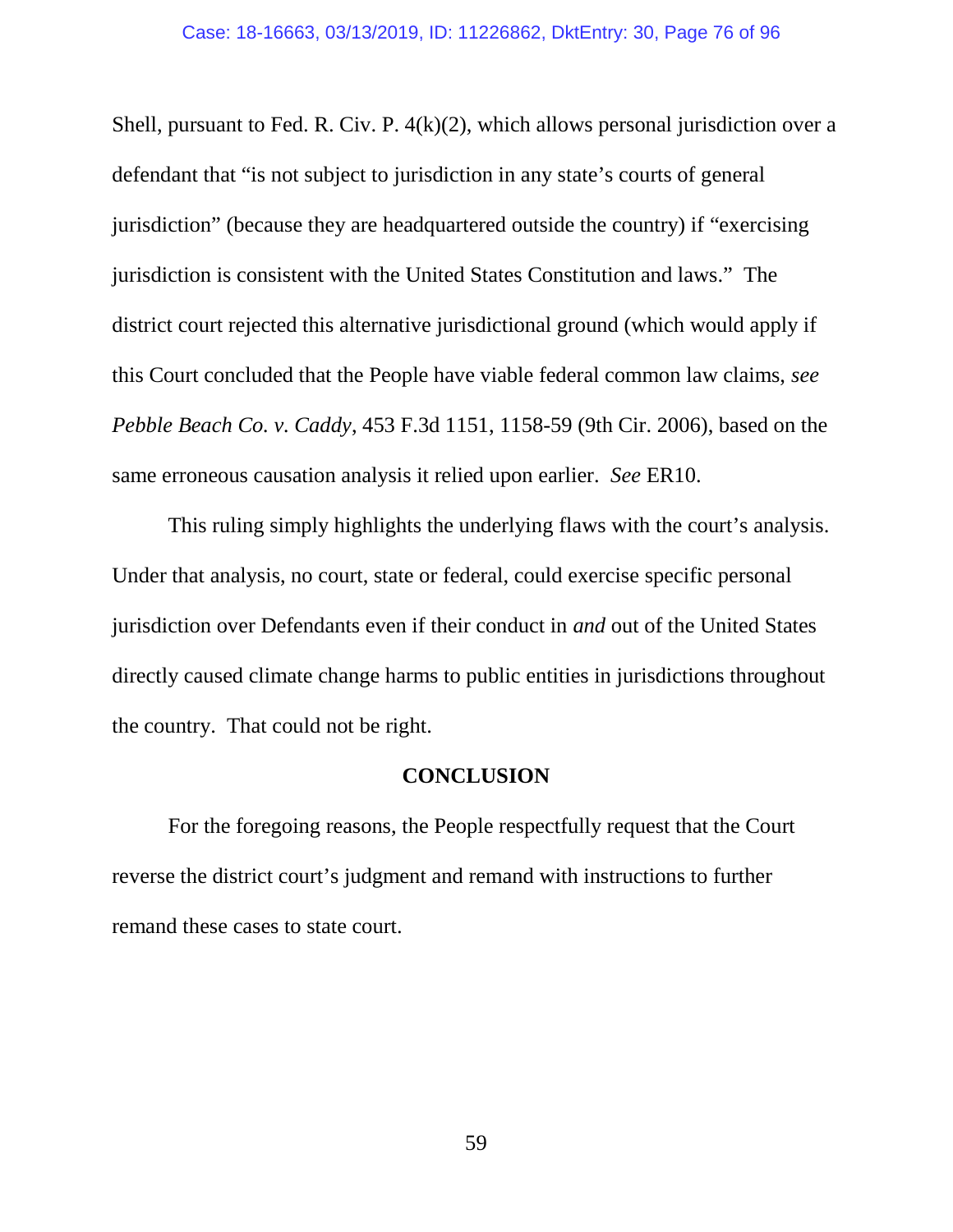Shell, pursuant to Fed. R. Civ. P. 4(k)(2), which allows personal jurisdiction over a defendant that "is not subject to jurisdiction in any state's courts of general jurisdiction" (because they are headquartered outside the country) if "exercising jurisdiction is consistent with the United States Constitution and laws." The district court rejected this alternative jurisdictional ground (which would apply if this Court concluded that the People have viable federal common law claims, *see Pebble Beach Co. v. Caddy*, 453 F.3d 1151, 1158-59 (9th Cir. 2006), based on the same erroneous causation analysis it relied upon earlier. *See* ER10.

This ruling simply highlights the underlying flaws with the court's analysis. Under that analysis, no court, state or federal, could exercise specific personal jurisdiction over Defendants even if their conduct in *and* out of the United States directly caused climate change harms to public entities in jurisdictions throughout the country. That could not be right.

## CONCLUSION

For the foregoing reasons, the People respectfully request that the Court reverse the district court's judgment and remand with instructions to further remand these cases to state court.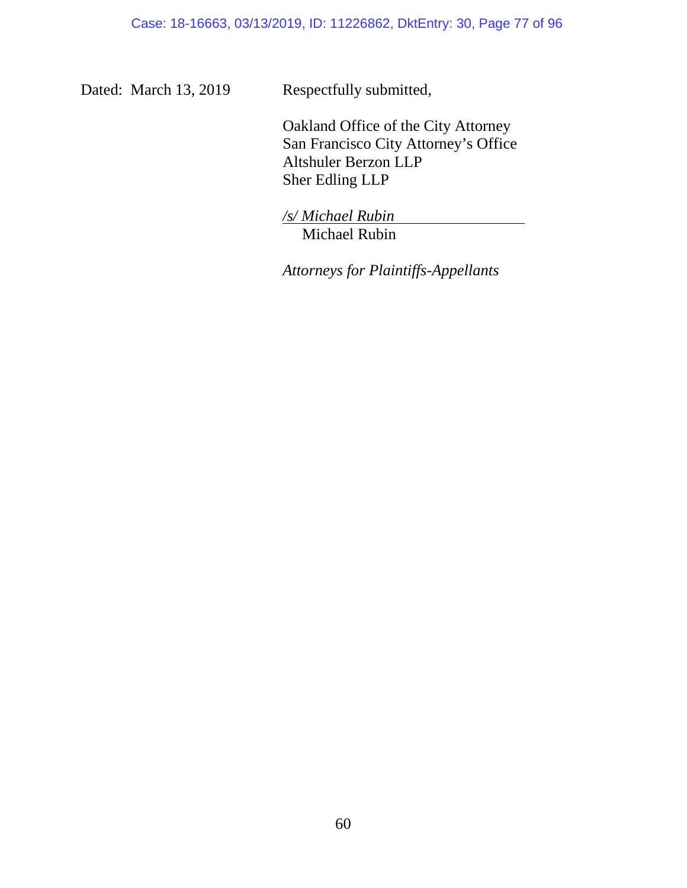Dated: March 13, 2019 Respectfully submitted,

Oakland Office of the City Attorney
San Francisco City Attorney's Office
Altshuler Berzon LLP
Sher Edling LLP

*/s/ Michael Rubin*
Michael Rubin

*Attorneys for Plaintiffs-Appellants*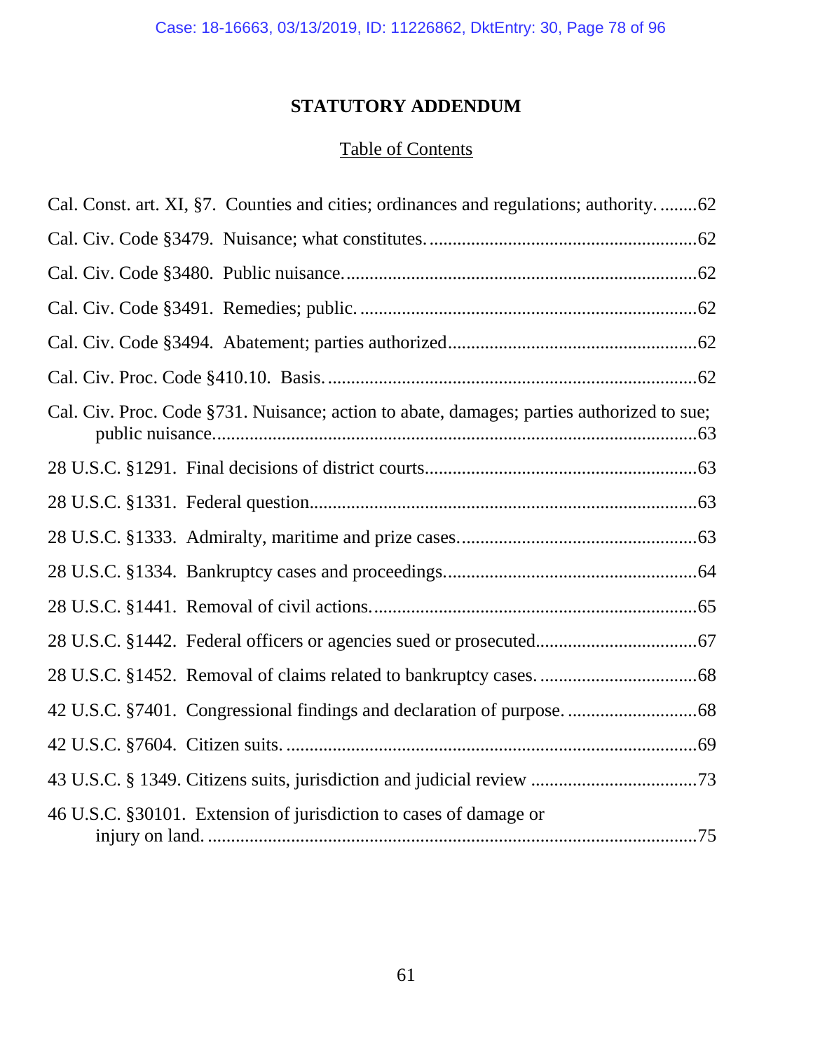## STATUTORY ADDENDUM

### Table of Contents

Cal. Const. art. XI, §7. Counties and cities; ordinances and regulations; authority. ........62

Cal. Civ. Code §3479. Nuisance; what constitutes. ........................................................62

Cal. Civ. Code §3480. Public nuisance. ...........................................................................62

Cal. Civ. Code §3491. Remedies; public. .........................................................................62

Cal. Civ. Code §3494. Abatement; parties authorized ....................................................62

Cal. Civ. Proc. Code §410.10. Basis. ...............................................................................62

Cal. Civ. Proc. Code §731. Nuisance; action to abate, damages; parties authorized to sue; public nuisance. .......................................................................................................63

28 U.S.C. §1291. Final decisions of district courts ..........................................................63

28 U.S.C. §1331. Federal question ...................................................................................63

28 U.S.C. §1333. Admiralty, maritime and prize cases. ...................................................63

28 U.S.C. §1334. Bankruptcy cases and proceedings. ......................................................64

28 U.S.C. §1441. Removal of civil actions. ......................................................................65

28 U.S.C. §1442. Federal officers or agencies sued or prosecuted ..................................67

28 U.S.C. §1452. Removal of claims related to bankruptcy cases. ..................................68

42 U.S.C. §7401. Congressional findings and declaration of purpose. ............................68

42 U.S.C. §7604. Citizen suits. .........................................................................................69

43 U.S.C. § 1349. Citizens suits, jurisdiction and judicial review ....................................73

46 U.S.C. §30101. Extension of jurisdiction to cases of damage or injury on land. ..........................................................................................................75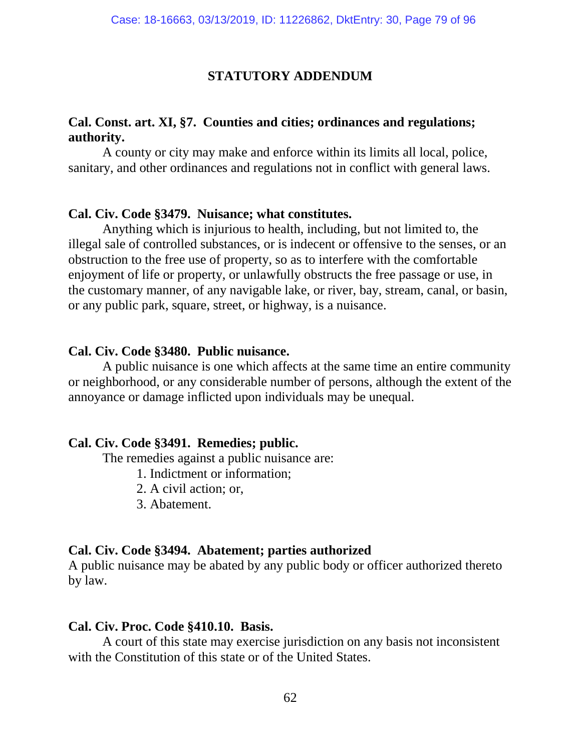## STATUTORY ADDENDUM

**Cal. Const. art. XI, §7. Counties and cities; ordinances and regulations; authority.**

A county or city may make and enforce within its limits all local, police, sanitary, and other ordinances and regulations not in conflict with general laws.

**Cal. Civ. Code §3479. Nuisance; what constitutes.**

Anything which is injurious to health, including, but not limited to, the illegal sale of controlled substances, or is indecent or offensive to the senses, or an obstruction to the free use of property, so as to interfere with the comfortable enjoyment of life or property, or unlawfully obstructs the free passage or use, in the customary manner, of any navigable lake, or river, bay, stream, canal, or basin, or any public park, square, street, or highway, is a nuisance.

**Cal. Civ. Code §3480. Public nuisance.**

A public nuisance is one which affects at the same time an entire community or neighborhood, or any considerable number of persons, although the extent of the annoyance or damage inflicted upon individuals may be unequal.

**Cal. Civ. Code §3491. Remedies; public.**

The remedies against a public nuisance are:

1. Indictment or information;
2. A civil action; or,
3. Abatement.

**Cal. Civ. Code §3494. Abatement; parties authorized**

A public nuisance may be abated by any public body or officer authorized thereto by law.

**Cal. Civ. Proc. Code §410.10. Basis.**

A court of this state may exercise jurisdiction on any basis not inconsistent with the Constitution of this state or of the United States.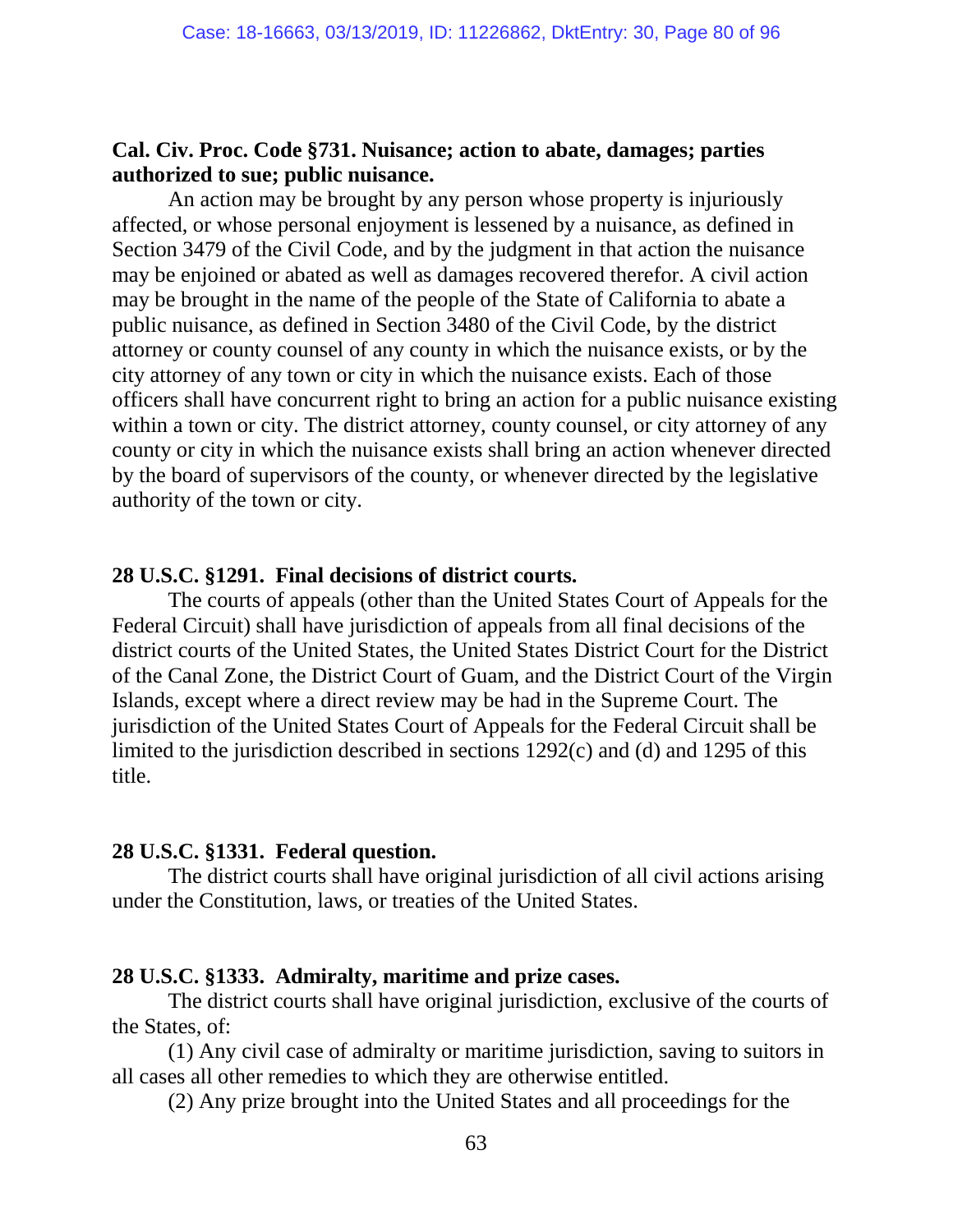**Cal. Civ. Proc. Code §731. Nuisance; action to abate, damages; parties authorized to sue; public nuisance.**

An action may be brought by any person whose property is injuriously affected, or whose personal enjoyment is lessened by a nuisance, as defined in Section 3479 of the Civil Code, and by the judgment in that action the nuisance may be enjoined or abated as well as damages recovered therefor. A civil action may be brought in the name of the people of the State of California to abate a public nuisance, as defined in Section 3480 of the Civil Code, by the district attorney or county counsel of any county in which the nuisance exists, or by the city attorney of any town or city in which the nuisance exists. Each of those officers shall have concurrent right to bring an action for a public nuisance existing within a town or city. The district attorney, county counsel, or city attorney of any county or city in which the nuisance exists shall bring an action whenever directed by the board of supervisors of the county, or whenever directed by the legislative authority of the town or city.

**28 U.S.C. §1291. Final decisions of district courts.**

The courts of appeals (other than the United States Court of Appeals for the Federal Circuit) shall have jurisdiction of appeals from all final decisions of the district courts of the United States, the United States District Court for the District of the Canal Zone, the District Court of Guam, and the District Court of the Virgin Islands, except where a direct review may be had in the Supreme Court. The jurisdiction of the United States Court of Appeals for the Federal Circuit shall be limited to the jurisdiction described in sections 1292(c) and (d) and 1295 of this title.

**28 U.S.C. §1331. Federal question.**

The district courts shall have original jurisdiction of all civil actions arising under the Constitution, laws, or treaties of the United States.

**28 U.S.C. §1333. Admiralty, maritime and prize cases.**

The district courts shall have original jurisdiction, exclusive of the courts of the States, of:

(1) Any civil case of admiralty or maritime jurisdiction, saving to suitors in all cases all other remedies to which they are otherwise entitled.

(2) Any prize brought into the United States and all proceedings for the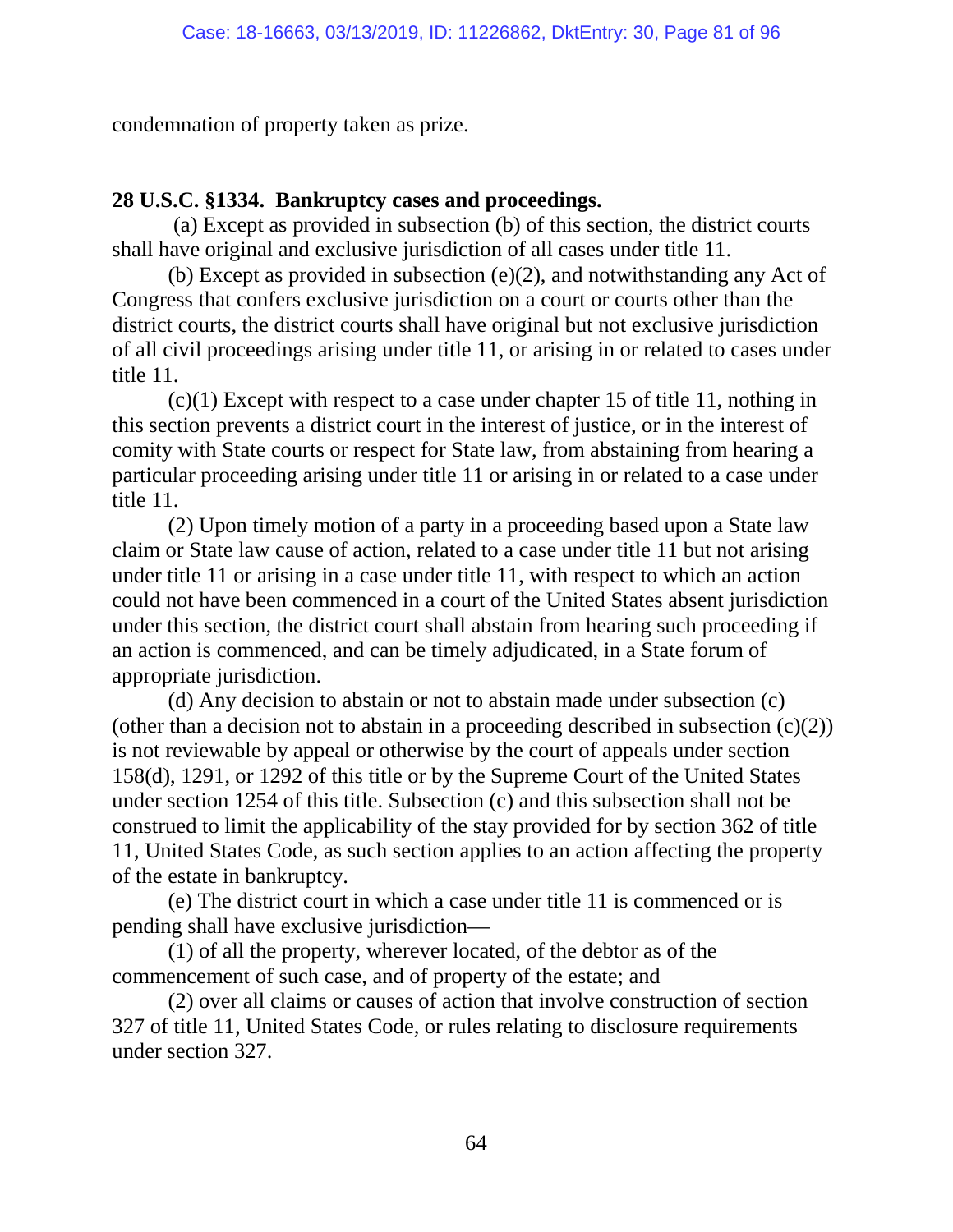condemnation of property taken as prize.

**28 U.S.C. §1334. Bankruptcy cases and proceedings.**

(a) Except as provided in subsection (b) of this section, the district courts shall have original and exclusive jurisdiction of all cases under title 11.

(b) Except as provided in subsection (e)(2), and notwithstanding any Act of Congress that confers exclusive jurisdiction on a court or courts other than the district courts, the district courts shall have original but not exclusive jurisdiction of all civil proceedings arising under title 11, or arising in or related to cases under title 11.

(c)(1) Except with respect to a case under chapter 15 of title 11, nothing in this section prevents a district court in the interest of justice, or in the interest of comity with State courts or respect for State law, from abstaining from hearing a particular proceeding arising under title 11 or arising in or related to a case under title 11.

(2) Upon timely motion of a party in a proceeding based upon a State law claim or State law cause of action, related to a case under title 11 but not arising under title 11 or arising in a case under title 11, with respect to which an action could not have been commenced in a court of the United States absent jurisdiction under this section, the district court shall abstain from hearing such proceeding if an action is commenced, and can be timely adjudicated, in a State forum of appropriate jurisdiction.

(d) Any decision to abstain or not to abstain made under subsection (c) (other than a decision not to abstain in a proceeding described in subsection (c)(2)) is not reviewable by appeal or otherwise by the court of appeals under section 158(d), 1291, or 1292 of this title or by the Supreme Court of the United States under section 1254 of this title. Subsection (c) and this subsection shall not be construed to limit the applicability of the stay provided for by section 362 of title 11, United States Code, as such section applies to an action affecting the property of the estate in bankruptcy.

(e) The district court in which a case under title 11 is commenced or is pending shall have exclusive jurisdiction—

(1) of all the property, wherever located, of the debtor as of the commencement of such case, and of property of the estate; and

(2) over all claims or causes of action that involve construction of section 327 of title 11, United States Code, or rules relating to disclosure requirements under section 327.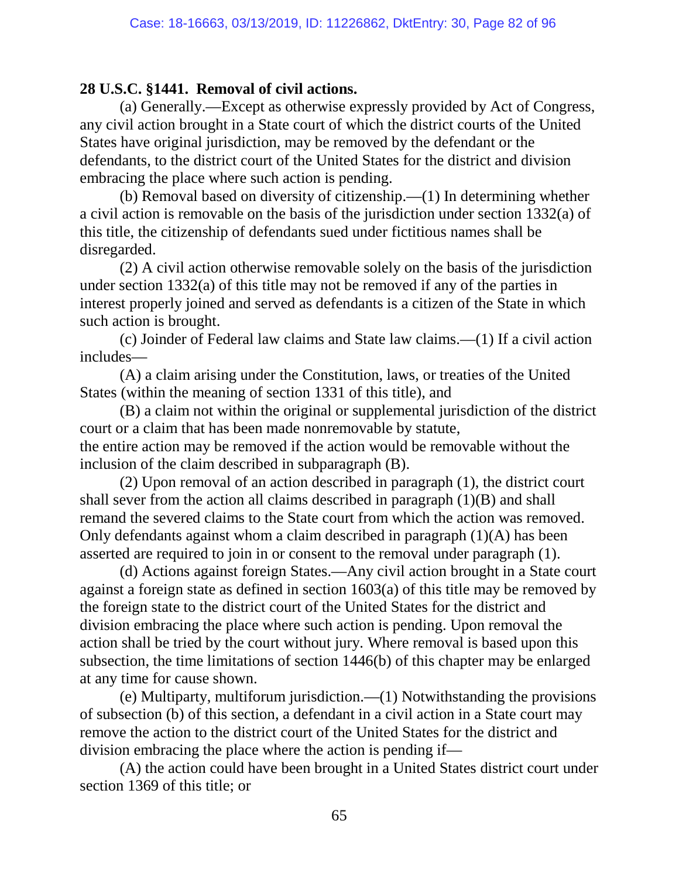**28 U.S.C. §1441. Removal of civil actions.**

(a) Generally.—Except as otherwise expressly provided by Act of Congress, any civil action brought in a State court of which the district courts of the United States have original jurisdiction, may be removed by the defendant or the defendants, to the district court of the United States for the district and division embracing the place where such action is pending.

(b) Removal based on diversity of citizenship.—(1) In determining whether a civil action is removable on the basis of the jurisdiction under section 1332(a) of this title, the citizenship of defendants sued under fictitious names shall be disregarded.

(2) A civil action otherwise removable solely on the basis of the jurisdiction under section 1332(a) of this title may not be removed if any of the parties in interest properly joined and served as defendants is a citizen of the State in which such action is brought.

(c) Joinder of Federal law claims and State law claims.—(1) If a civil action includes—

(A) a claim arising under the Constitution, laws, or treaties of the United States (within the meaning of section 1331 of this title), and

(B) a claim not within the original or supplemental jurisdiction of the district court or a claim that has been made nonremovable by statute,

the entire action may be removed if the action would be removable without the inclusion of the claim described in subparagraph (B).

(2) Upon removal of an action described in paragraph (1), the district court shall sever from the action all claims described in paragraph (1)(B) and shall remand the severed claims to the State court from which the action was removed. Only defendants against whom a claim described in paragraph (1)(A) has been asserted are required to join in or consent to the removal under paragraph (1).

(d) Actions against foreign States.—Any civil action brought in a State court against a foreign state as defined in section 1603(a) of this title may be removed by the foreign state to the district court of the United States for the district and division embracing the place where such action is pending. Upon removal the action shall be tried by the court without jury. Where removal is based upon this subsection, the time limitations of section 1446(b) of this chapter may be enlarged at any time for cause shown.

(e) Multiparty, multiforum jurisdiction.—(1) Notwithstanding the provisions of subsection (b) of this section, a defendant in a civil action in a State court may remove the action to the district court of the United States for the district and division embracing the place where the action is pending if—

(A) the action could have been brought in a United States district court under section 1369 of this title; or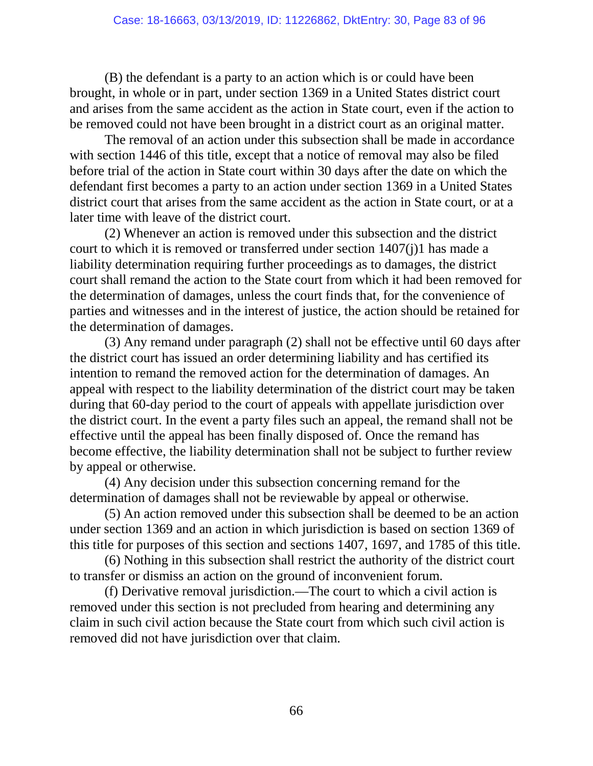(B) the defendant is a party to an action which is or could have been brought, in whole or in part, under section 1369 in a United States district court and arises from the same accident as the action in State court, even if the action to be removed could not have been brought in a district court as an original matter.

The removal of an action under this subsection shall be made in accordance with section 1446 of this title, except that a notice of removal may also be filed before trial of the action in State court within 30 days after the date on which the defendant first becomes a party to an action under section 1369 in a United States district court that arises from the same accident as the action in State court, or at a later time with leave of the district court.

(2) Whenever an action is removed under this subsection and the district court to which it is removed or transferred under section 1407(j)1 has made a liability determination requiring further proceedings as to damages, the district court shall remand the action to the State court from which it had been removed for the determination of damages, unless the court finds that, for the convenience of parties and witnesses and in the interest of justice, the action should be retained for the determination of damages.

(3) Any remand under paragraph (2) shall not be effective until 60 days after the district court has issued an order determining liability and has certified its intention to remand the removed action for the determination of damages. An appeal with respect to the liability determination of the district court may be taken during that 60-day period to the court of appeals with appellate jurisdiction over the district court. In the event a party files such an appeal, the remand shall not be effective until the appeal has been finally disposed of. Once the remand has become effective, the liability determination shall not be subject to further review by appeal or otherwise.

(4) Any decision under this subsection concerning remand for the determination of damages shall not be reviewable by appeal or otherwise.

(5) An action removed under this subsection shall be deemed to be an action under section 1369 and an action in which jurisdiction is based on section 1369 of this title for purposes of this section and sections 1407, 1697, and 1785 of this title.

(6) Nothing in this subsection shall restrict the authority of the district court to transfer or dismiss an action on the ground of inconvenient forum.

(f) Derivative removal jurisdiction.—The court to which a civil action is removed under this section is not precluded from hearing and determining any claim in such civil action because the State court from which such civil action is removed did not have jurisdiction over that claim.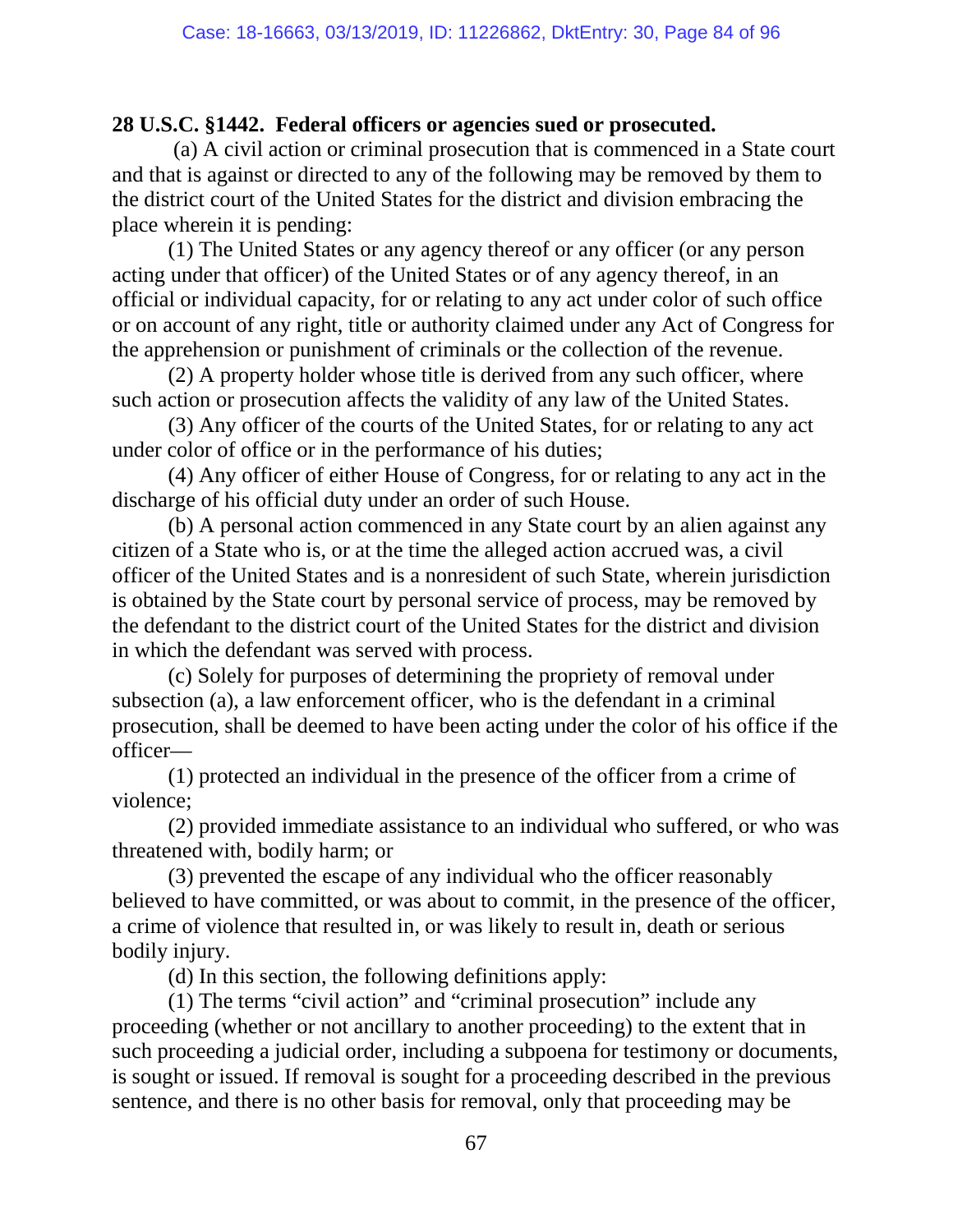**28 U.S.C. §1442. Federal officers or agencies sued or prosecuted.**

(a) A civil action or criminal prosecution that is commenced in a State court and that is against or directed to any of the following may be removed by them to the district court of the United States for the district and division embracing the place wherein it is pending:

(1) The United States or any agency thereof or any officer (or any person acting under that officer) of the United States or of any agency thereof, in an official or individual capacity, for or relating to any act under color of such office or on account of any right, title or authority claimed under any Act of Congress for the apprehension or punishment of criminals or the collection of the revenue.

(2) A property holder whose title is derived from any such officer, where such action or prosecution affects the validity of any law of the United States.

(3) Any officer of the courts of the United States, for or relating to any act under color of office or in the performance of his duties;

(4) Any officer of either House of Congress, for or relating to any act in the discharge of his official duty under an order of such House.

(b) A personal action commenced in any State court by an alien against any citizen of a State who is, or at the time the alleged action accrued was, a civil officer of the United States and is a nonresident of such State, wherein jurisdiction is obtained by the State court by personal service of process, may be removed by the defendant to the district court of the United States for the district and division in which the defendant was served with process.

(c) Solely for purposes of determining the propriety of removal under subsection (a), a law enforcement officer, who is the defendant in a criminal prosecution, shall be deemed to have been acting under the color of his office if the officer—

(1) protected an individual in the presence of the officer from a crime of violence;

(2) provided immediate assistance to an individual who suffered, or who was threatened with, bodily harm; or

(3) prevented the escape of any individual who the officer reasonably believed to have committed, or was about to commit, in the presence of the officer, a crime of violence that resulted in, or was likely to result in, death or serious bodily injury.

(d) In this section, the following definitions apply:

(1) The terms "civil action" and "criminal prosecution" include any proceeding (whether or not ancillary to another proceeding) to the extent that in such proceeding a judicial order, including a subpoena for testimony or documents, is sought or issued. If removal is sought for a proceeding described in the previous sentence, and there is no other basis for removal, only that proceeding may be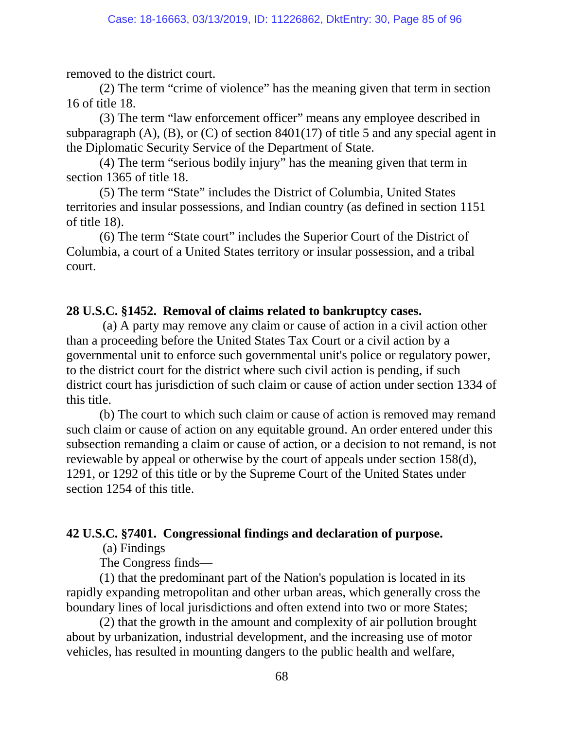removed to the district court.

(2) The term “crime of violence” has the meaning given that term in section 16 of title 18.

(3) The term “law enforcement officer” means any employee described in subparagraph (A), (B), or (C) of section 8401(17) of title 5 and any special agent in the Diplomatic Security Service of the Department of State.

(4) The term “serious bodily injury” has the meaning given that term in section 1365 of title 18.

(5) The term “State” includes the District of Columbia, United States territories and insular possessions, and Indian country (as defined in section 1151 of title 18).

(6) The term “State court” includes the Superior Court of the District of Columbia, a court of a United States territory or insular possession, and a tribal court.

**28 U.S.C. §1452. Removal of claims related to bankruptcy cases.**

(a) A party may remove any claim or cause of action in a civil action other than a proceeding before the United States Tax Court or a civil action by a governmental unit to enforce such governmental unit's police or regulatory power, to the district court for the district where such civil action is pending, if such district court has jurisdiction of such claim or cause of action under section 1334 of this title.

(b) The court to which such claim or cause of action is removed may remand such claim or cause of action on any equitable ground. An order entered under this subsection remanding a claim or cause of action, or a decision to not remand, is not reviewable by appeal or otherwise by the court of appeals under section 158(d), 1291, or 1292 of this title or by the Supreme Court of the United States under section 1254 of this title.

**42 U.S.C. §7401. Congressional findings and declaration of purpose.**

(a) Findings

The Congress finds—

(1) that the predominant part of the Nation's population is located in its rapidly expanding metropolitan and other urban areas, which generally cross the boundary lines of local jurisdictions and often extend into two or more States;

(2) that the growth in the amount and complexity of air pollution brought about by urbanization, industrial development, and the increasing use of motor vehicles, has resulted in mounting dangers to the public health and welfare,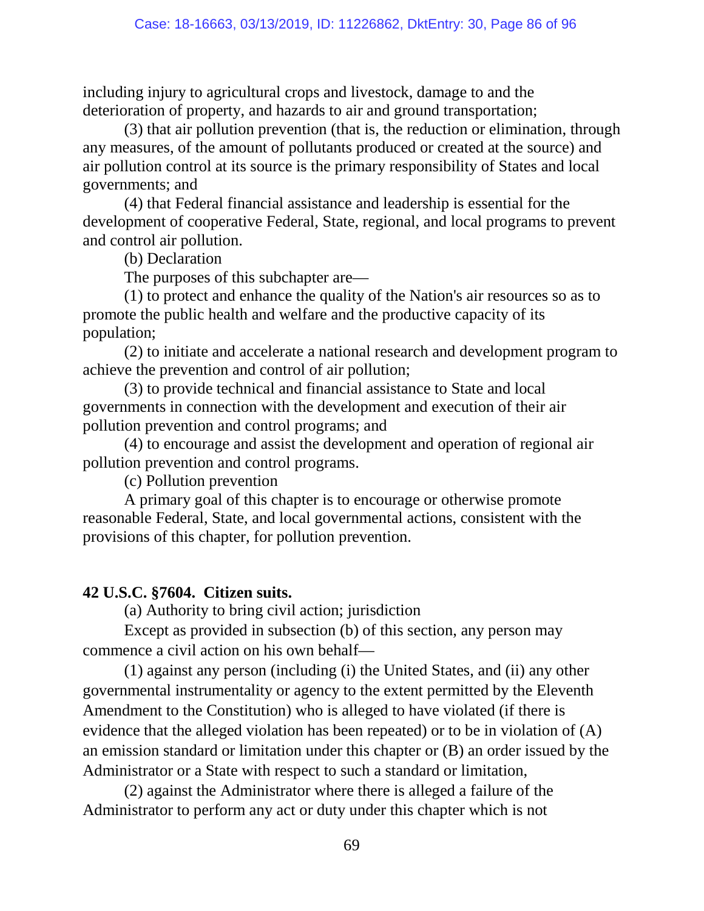including injury to agricultural crops and livestock, damage to and the deterioration of property, and hazards to air and ground transportation;

(3) that air pollution prevention (that is, the reduction or elimination, through any measures, of the amount of pollutants produced or created at the source) and air pollution control at its source is the primary responsibility of States and local governments; and

(4) that Federal financial assistance and leadership is essential for the development of cooperative Federal, State, regional, and local programs to prevent and control air pollution.

(b) Declaration

The purposes of this subchapter are—

(1) to protect and enhance the quality of the Nation's air resources so as to promote the public health and welfare and the productive capacity of its population;

(2) to initiate and accelerate a national research and development program to achieve the prevention and control of air pollution;

(3) to provide technical and financial assistance to State and local governments in connection with the development and execution of their air pollution prevention and control programs; and

(4) to encourage and assist the development and operation of regional air pollution prevention and control programs.

(c) Pollution prevention

A primary goal of this chapter is to encourage or otherwise promote reasonable Federal, State, and local governmental actions, consistent with the provisions of this chapter, for pollution prevention.

**42 U.S.C. §7604. Citizen suits.**

(a) Authority to bring civil action; jurisdiction

Except as provided in subsection (b) of this section, any person may commence a civil action on his own behalf—

(1) against any person (including (i) the United States, and (ii) any other governmental instrumentality or agency to the extent permitted by the Eleventh Amendment to the Constitution) who is alleged to have violated (if there is evidence that the alleged violation has been repeated) or to be in violation of (A) an emission standard or limitation under this chapter or (B) an order issued by the Administrator or a State with respect to such a standard or limitation,

(2) against the Administrator where there is alleged a failure of the Administrator to perform any act or duty under this chapter which is not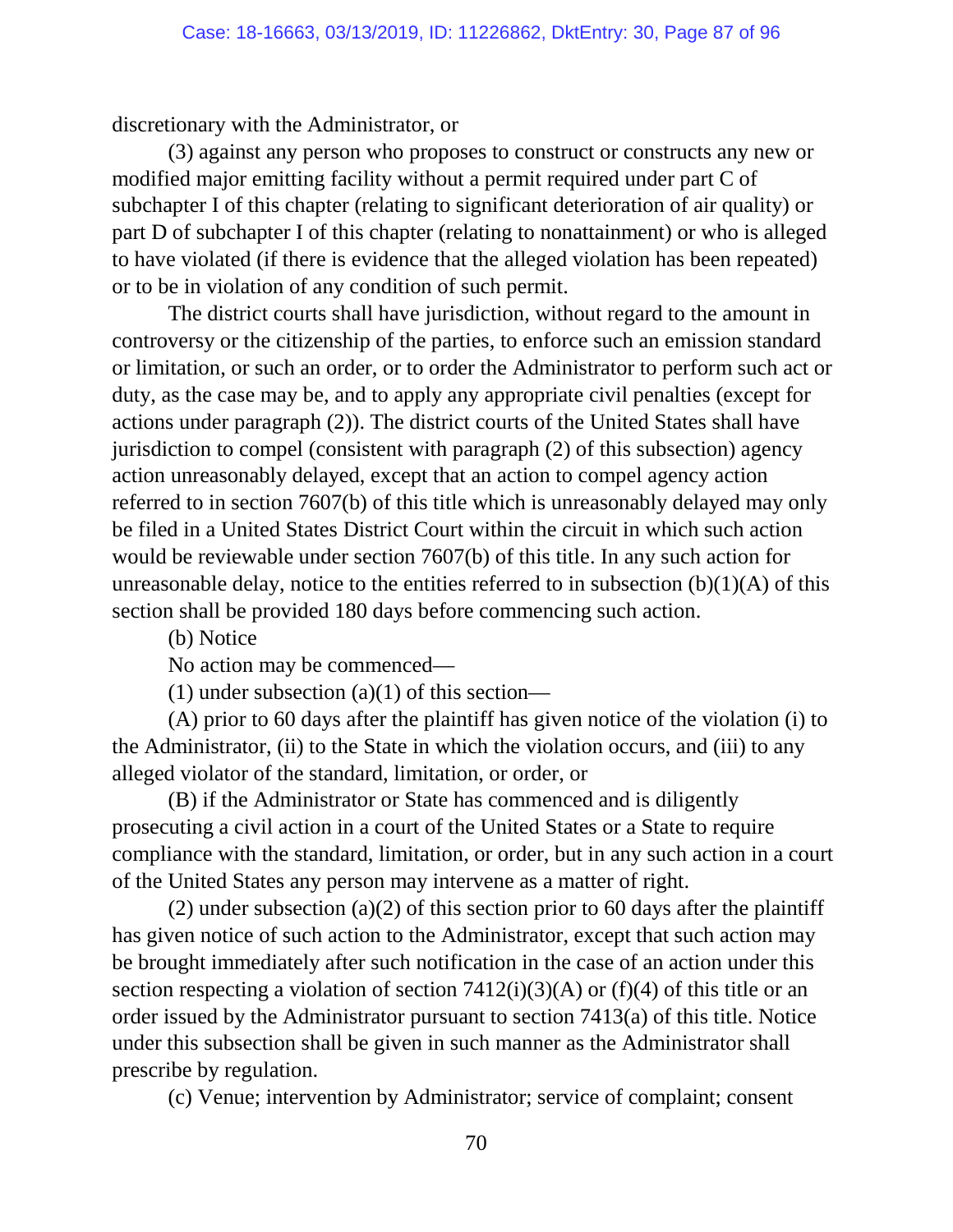discretionary with the Administrator, or

(3) against any person who proposes to construct or constructs any new or modified major emitting facility without a permit required under part C of subchapter I of this chapter (relating to significant deterioration of air quality) or part D of subchapter I of this chapter (relating to nonattainment) or who is alleged to have violated (if there is evidence that the alleged violation has been repeated) or to be in violation of any condition of such permit.

The district courts shall have jurisdiction, without regard to the amount in controversy or the citizenship of the parties, to enforce such an emission standard or limitation, or such an order, or to order the Administrator to perform such act or duty, as the case may be, and to apply any appropriate civil penalties (except for actions under paragraph (2)). The district courts of the United States shall have jurisdiction to compel (consistent with paragraph (2) of this subsection) agency action unreasonably delayed, except that an action to compel agency action referred to in section 7607(b) of this title which is unreasonably delayed may only be filed in a United States District Court within the circuit in which such action would be reviewable under section 7607(b) of this title. In any such action for unreasonable delay, notice to the entities referred to in subsection (b)(1)(A) of this section shall be provided 180 days before commencing such action.

(b) Notice

No action may be commenced—

(1) under subsection (a)(1) of this section—

(A) prior to 60 days after the plaintiff has given notice of the violation (i) to the Administrator, (ii) to the State in which the violation occurs, and (iii) to any alleged violator of the standard, limitation, or order, or

(B) if the Administrator or State has commenced and is diligently prosecuting a civil action in a court of the United States or a State to require compliance with the standard, limitation, or order, but in any such action in a court of the United States any person may intervene as a matter of right.

(2) under subsection (a)(2) of this section prior to 60 days after the plaintiff has given notice of such action to the Administrator, except that such action may be brought immediately after such notification in the case of an action under this section respecting a violation of section 7412(i)(3)(A) or (f)(4) of this title or an order issued by the Administrator pursuant to section 7413(a) of this title. Notice under this subsection shall be given in such manner as the Administrator shall prescribe by regulation.

(c) Venue; intervention by Administrator; service of complaint; consent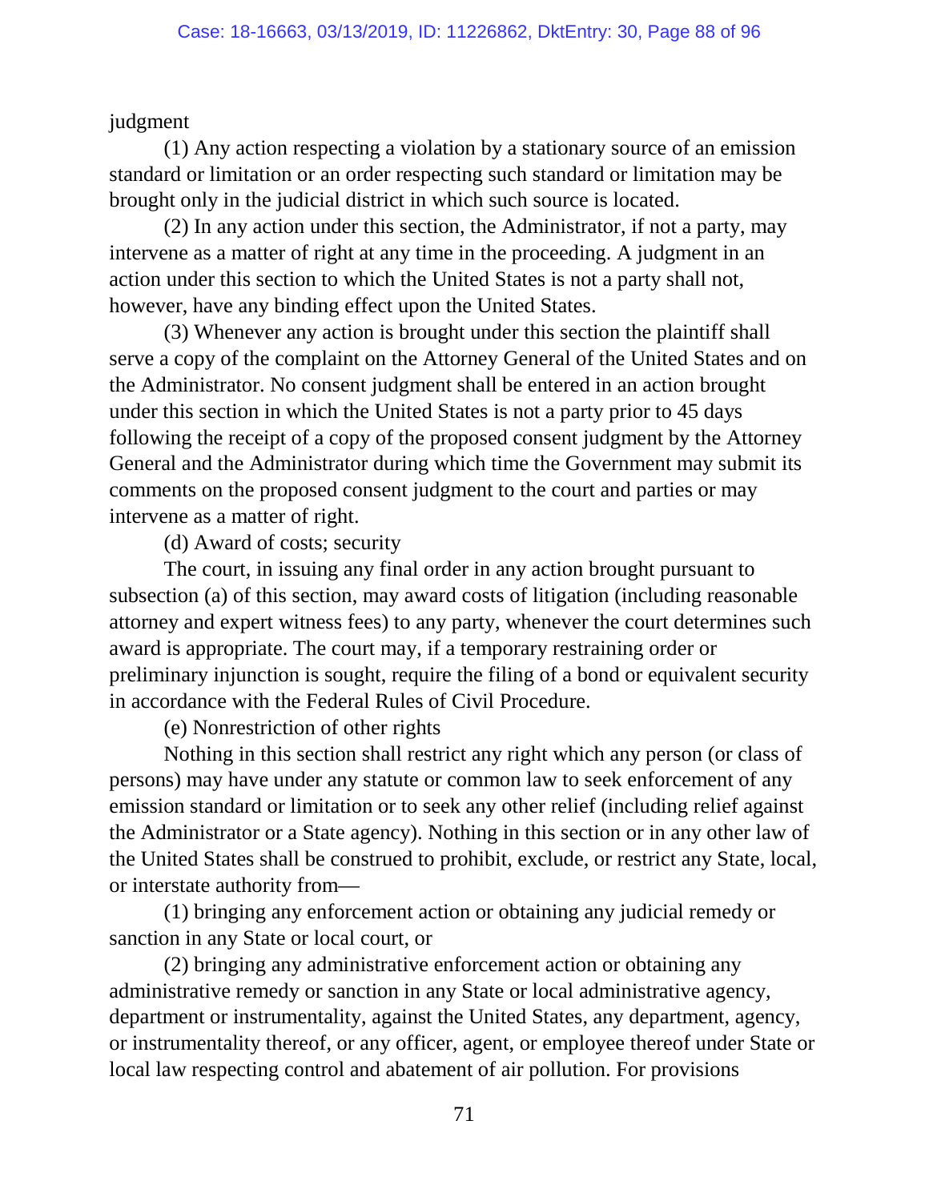judgment

(1) Any action respecting a violation by a stationary source of an emission standard or limitation or an order respecting such standard or limitation may be brought only in the judicial district in which such source is located.

(2) In any action under this section, the Administrator, if not a party, may intervene as a matter of right at any time in the proceeding. A judgment in an action under this section to which the United States is not a party shall not, however, have any binding effect upon the United States.

(3) Whenever any action is brought under this section the plaintiff shall serve a copy of the complaint on the Attorney General of the United States and on the Administrator. No consent judgment shall be entered in an action brought under this section in which the United States is not a party prior to 45 days following the receipt of a copy of the proposed consent judgment by the Attorney General and the Administrator during which time the Government may submit its comments on the proposed consent judgment to the court and parties or may intervene as a matter of right.

(d) Award of costs; security

The court, in issuing any final order in any action brought pursuant to subsection (a) of this section, may award costs of litigation (including reasonable attorney and expert witness fees) to any party, whenever the court determines such award is appropriate. The court may, if a temporary restraining order or preliminary injunction is sought, require the filing of a bond or equivalent security in accordance with the Federal Rules of Civil Procedure.

(e) Nonrestriction of other rights

Nothing in this section shall restrict any right which any person (or class of persons) may have under any statute or common law to seek enforcement of any emission standard or limitation or to seek any other relief (including relief against the Administrator or a State agency). Nothing in this section or in any other law of the United States shall be construed to prohibit, exclude, or restrict any State, local, or interstate authority from—

(1) bringing any enforcement action or obtaining any judicial remedy or sanction in any State or local court, or

(2) bringing any administrative enforcement action or obtaining any administrative remedy or sanction in any State or local administrative agency, department or instrumentality, against the United States, any department, agency, or instrumentality thereof, or any officer, agent, or employee thereof under State or local law respecting control and abatement of air pollution. For provisions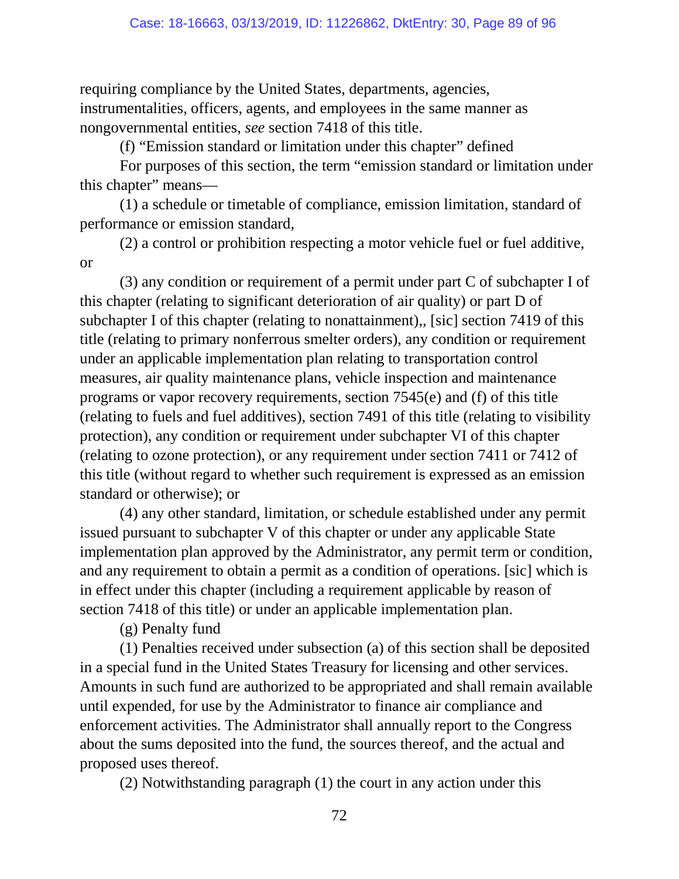requiring compliance by the United States, departments, agencies, instrumentalities, officers, agents, and employees in the same manner as nongovernmental entities, *see* section 7418 of this title.

(f) "Emission standard or limitation under this chapter" defined

For purposes of this section, the term "emission standard or limitation under this chapter" means—

(1) a schedule or timetable of compliance, emission limitation, standard of performance or emission standard,

(2) a control or prohibition respecting a motor vehicle fuel or fuel additive, or

(3) any condition or requirement of a permit under part C of subchapter I of this chapter (relating to significant deterioration of air quality) or part D of subchapter I of this chapter (relating to nonattainment),, [sic] section 7419 of this title (relating to primary nonferrous smelter orders), any condition or requirement under an applicable implementation plan relating to transportation control measures, air quality maintenance plans, vehicle inspection and maintenance programs or vapor recovery requirements, section 7545(e) and (f) of this title (relating to fuels and fuel additives), section 7491 of this title (relating to visibility protection), any condition or requirement under subchapter VI of this chapter (relating to ozone protection), or any requirement under section 7411 or 7412 of this title (without regard to whether such requirement is expressed as an emission standard or otherwise); or

(4) any other standard, limitation, or schedule established under any permit issued pursuant to subchapter V of this chapter or under any applicable State implementation plan approved by the Administrator, any permit term or condition, and any requirement to obtain a permit as a condition of operations. [sic] which is in effect under this chapter (including a requirement applicable by reason of section 7418 of this title) or under an applicable implementation plan.

(g) Penalty fund

(1) Penalties received under subsection (a) of this section shall be deposited in a special fund in the United States Treasury for licensing and other services. Amounts in such fund are authorized to be appropriated and shall remain available until expended, for use by the Administrator to finance air compliance and enforcement activities. The Administrator shall annually report to the Congress about the sums deposited into the fund, the sources thereof, and the actual and proposed uses thereof.

(2) Notwithstanding paragraph (1) the court in any action under this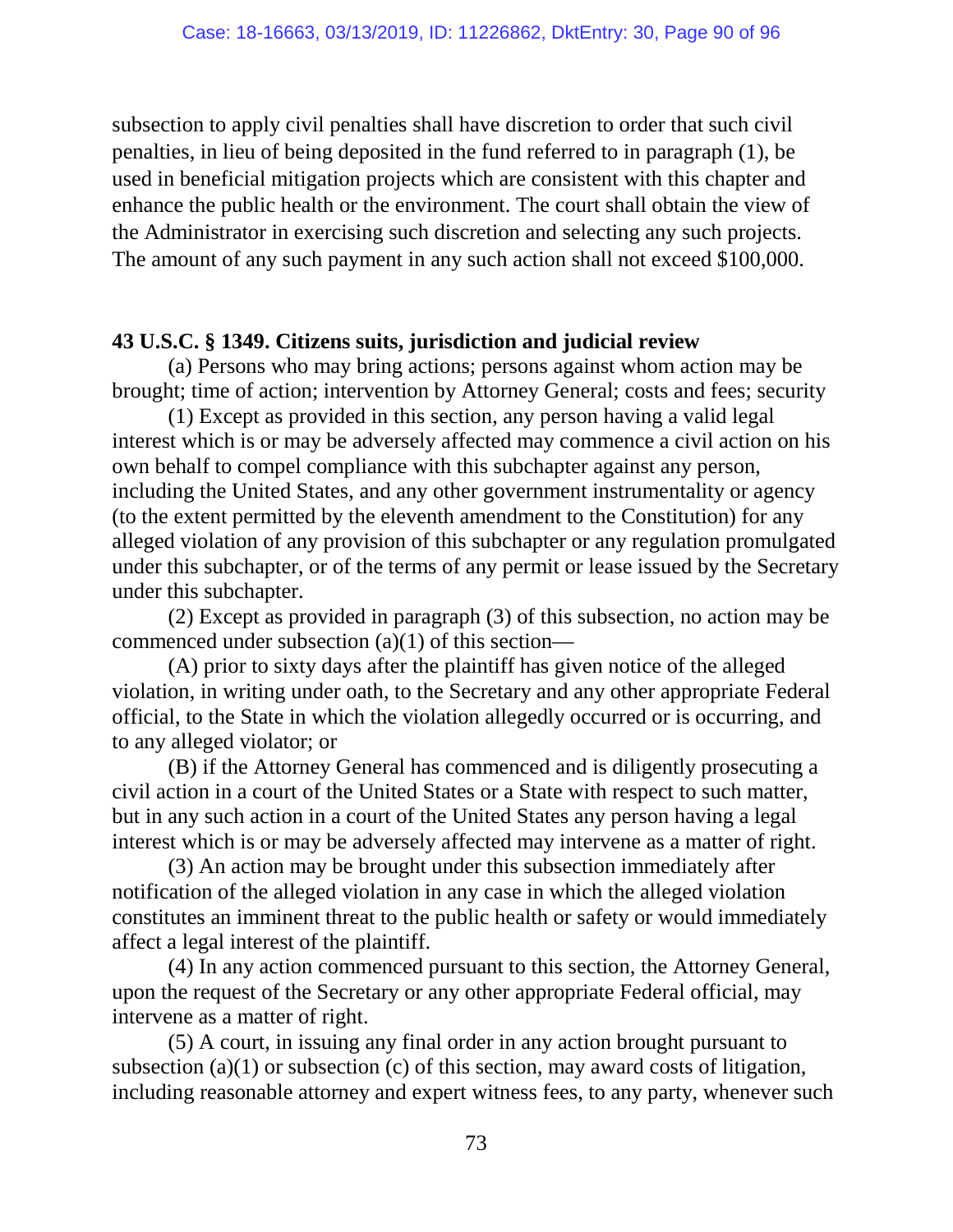subsection to apply civil penalties shall have discretion to order that such civil penalties, in lieu of being deposited in the fund referred to in paragraph (1), be used in beneficial mitigation projects which are consistent with this chapter and enhance the public health or the environment. The court shall obtain the view of the Administrator in exercising such discretion and selecting any such projects. The amount of any such payment in any such action shall not exceed $100,000.

**43 U.S.C. § 1349. Citizens suits, jurisdiction and judicial review**

(a) Persons who may bring actions; persons against whom action may be brought; time of action; intervention by Attorney General; costs and fees; security

(1) Except as provided in this section, any person having a valid legal interest which is or may be adversely affected may commence a civil action on his own behalf to compel compliance with this subchapter against any person, including the United States, and any other government instrumentality or agency (to the extent permitted by the eleventh amendment to the Constitution) for any alleged violation of any provision of this subchapter or any regulation promulgated under this subchapter, or of the terms of any permit or lease issued by the Secretary under this subchapter.

(2) Except as provided in paragraph (3) of this subsection, no action may be commenced under subsection (a)(1) of this section—

(A) prior to sixty days after the plaintiff has given notice of the alleged violation, in writing under oath, to the Secretary and any other appropriate Federal official, to the State in which the violation allegedly occurred or is occurring, and to any alleged violator; or

(B) if the Attorney General has commenced and is diligently prosecuting a civil action in a court of the United States or a State with respect to such matter, but in any such action in a court of the United States any person having a legal interest which is or may be adversely affected may intervene as a matter of right.

(3) An action may be brought under this subsection immediately after notification of the alleged violation in any case in which the alleged violation constitutes an imminent threat to the public health or safety or would immediately affect a legal interest of the plaintiff.

(4) In any action commenced pursuant to this section, the Attorney General, upon the request of the Secretary or any other appropriate Federal official, may intervene as a matter of right.

(5) A court, in issuing any final order in any action brought pursuant to subsection (a)(1) or subsection (c) of this section, may award costs of litigation, including reasonable attorney and expert witness fees, to any party, whenever such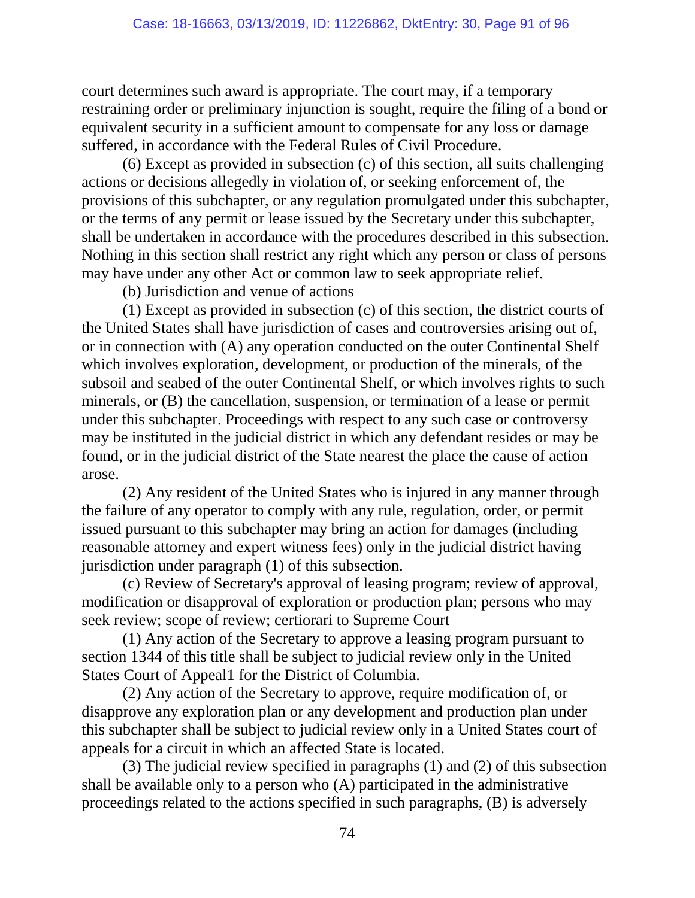court determines such award is appropriate. The court may, if a temporary restraining order or preliminary injunction is sought, require the filing of a bond or equivalent security in a sufficient amount to compensate for any loss or damage suffered, in accordance with the Federal Rules of Civil Procedure.

(6) Except as provided in subsection (c) of this section, all suits challenging actions or decisions allegedly in violation of, or seeking enforcement of, the provisions of this subchapter, or any regulation promulgated under this subchapter, or the terms of any permit or lease issued by the Secretary under this subchapter, shall be undertaken in accordance with the procedures described in this subsection. Nothing in this section shall restrict any right which any person or class of persons may have under any other Act or common law to seek appropriate relief.

(b) Jurisdiction and venue of actions

(1) Except as provided in subsection (c) of this section, the district courts of the United States shall have jurisdiction of cases and controversies arising out of, or in connection with (A) any operation conducted on the outer Continental Shelf which involves exploration, development, or production of the minerals, of the subsoil and seabed of the outer Continental Shelf, or which involves rights to such minerals, or (B) the cancellation, suspension, or termination of a lease or permit under this subchapter. Proceedings with respect to any such case or controversy may be instituted in the judicial district in which any defendant resides or may be found, or in the judicial district of the State nearest the place the cause of action arose.

(2) Any resident of the United States who is injured in any manner through the failure of any operator to comply with any rule, regulation, order, or permit issued pursuant to this subchapter may bring an action for damages (including reasonable attorney and expert witness fees) only in the judicial district having jurisdiction under paragraph (1) of this subsection.

(c) Review of Secretary's approval of leasing program; review of approval, modification or disapproval of exploration or production plan; persons who may seek review; scope of review; certiorari to Supreme Court

(1) Any action of the Secretary to approve a leasing program pursuant to section 1344 of this title shall be subject to judicial review only in the United States Court of Appeal1 for the District of Columbia.

(2) Any action of the Secretary to approve, require modification of, or disapprove any exploration plan or any development and production plan under this subchapter shall be subject to judicial review only in a United States court of appeals for a circuit in which an affected State is located.

(3) The judicial review specified in paragraphs (1) and (2) of this subsection shall be available only to a person who (A) participated in the administrative proceedings related to the actions specified in such paragraphs, (B) is adversely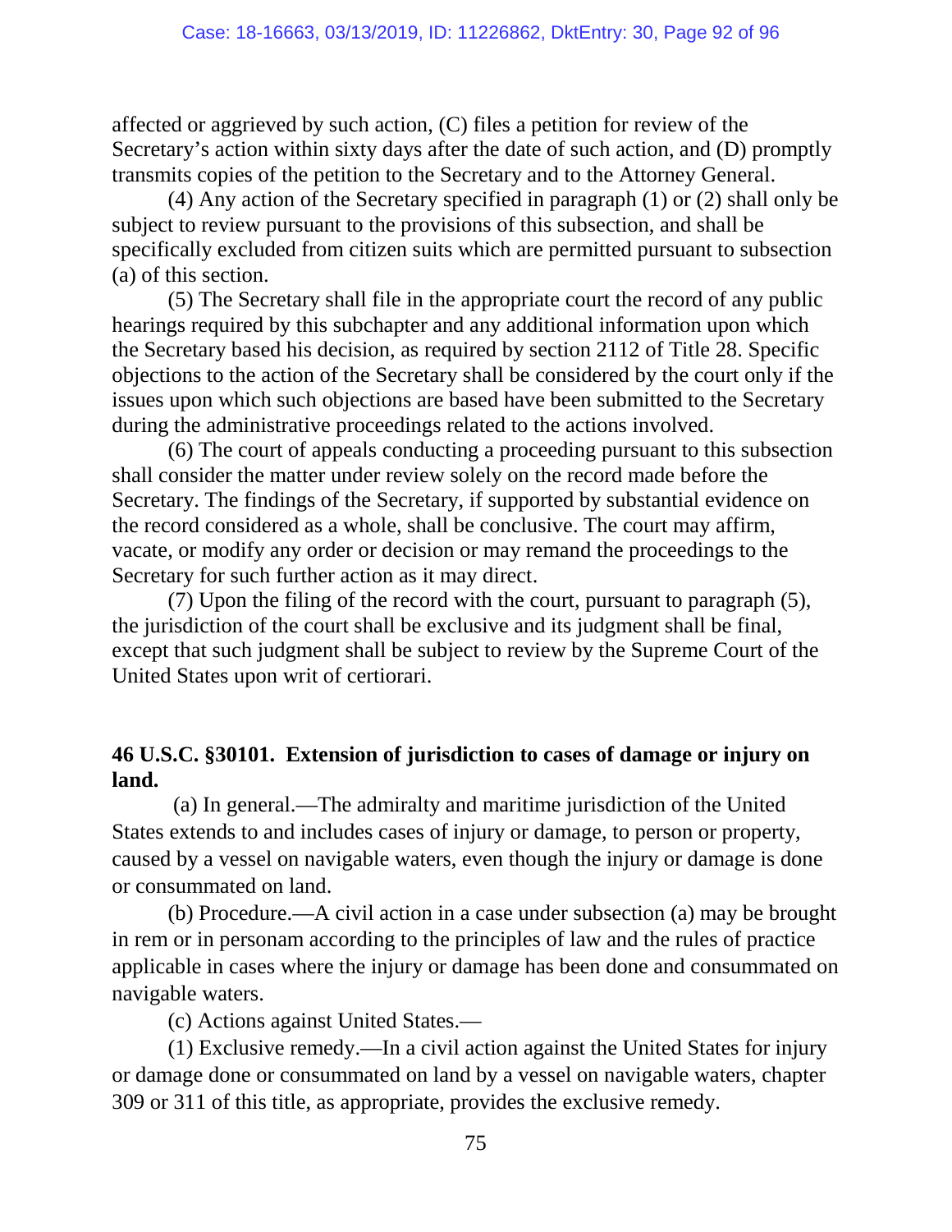affected or aggrieved by such action, (C) files a petition for review of the Secretary's action within sixty days after the date of such action, and (D) promptly transmits copies of the petition to the Secretary and to the Attorney General.

(4) Any action of the Secretary specified in paragraph (1) or (2) shall only be subject to review pursuant to the provisions of this subsection, and shall be specifically excluded from citizen suits which are permitted pursuant to subsection (a) of this section.

(5) The Secretary shall file in the appropriate court the record of any public hearings required by this subchapter and any additional information upon which the Secretary based his decision, as required by section 2112 of Title 28. Specific objections to the action of the Secretary shall be considered by the court only if the issues upon which such objections are based have been submitted to the Secretary during the administrative proceedings related to the actions involved.

(6) The court of appeals conducting a proceeding pursuant to this subsection shall consider the matter under review solely on the record made before the Secretary. The findings of the Secretary, if supported by substantial evidence on the record considered as a whole, shall be conclusive. The court may affirm, vacate, or modify any order or decision or may remand the proceedings to the Secretary for such further action as it may direct.

(7) Upon the filing of the record with the court, pursuant to paragraph (5), the jurisdiction of the court shall be exclusive and its judgment shall be final, except that such judgment shall be subject to review by the Supreme Court of the United States upon writ of certiorari.

**46 U.S.C. §30101. Extension of jurisdiction to cases of damage or injury on land.**

(a) In general.—The admiralty and maritime jurisdiction of the United States extends to and includes cases of injury or damage, to person or property, caused by a vessel on navigable waters, even though the injury or damage is done or consummated on land.

(b) Procedure.—A civil action in a case under subsection (a) may be brought in rem or in personam according to the principles of law and the rules of practice applicable in cases where the injury or damage has been done and consummated on navigable waters.

(c) Actions against United States.—

(1) Exclusive remedy.—In a civil action against the United States for injury or damage done or consummated on land by a vessel on navigable waters, chapter 309 or 311 of this title, as appropriate, provides the exclusive remedy.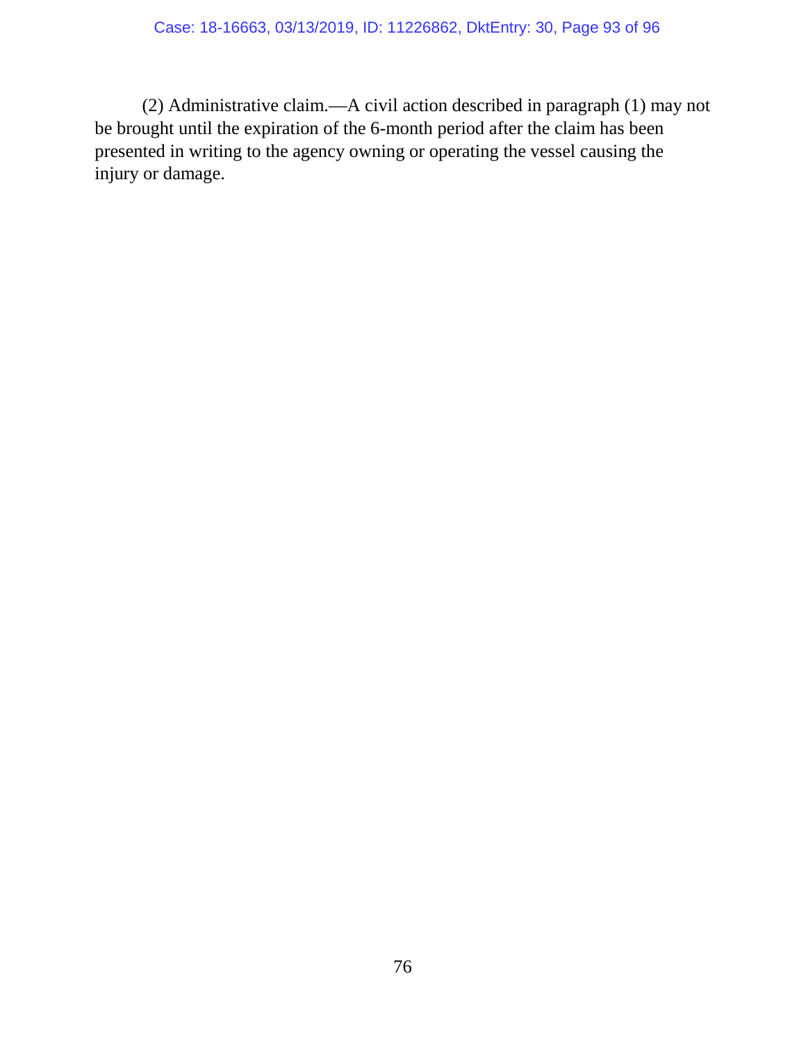(2) Administrative claim.—A civil action described in paragraph (1) may not be brought until the expiration of the 6-month period after the claim has been presented in writing to the agency owning or operating the vessel causing the injury or damage.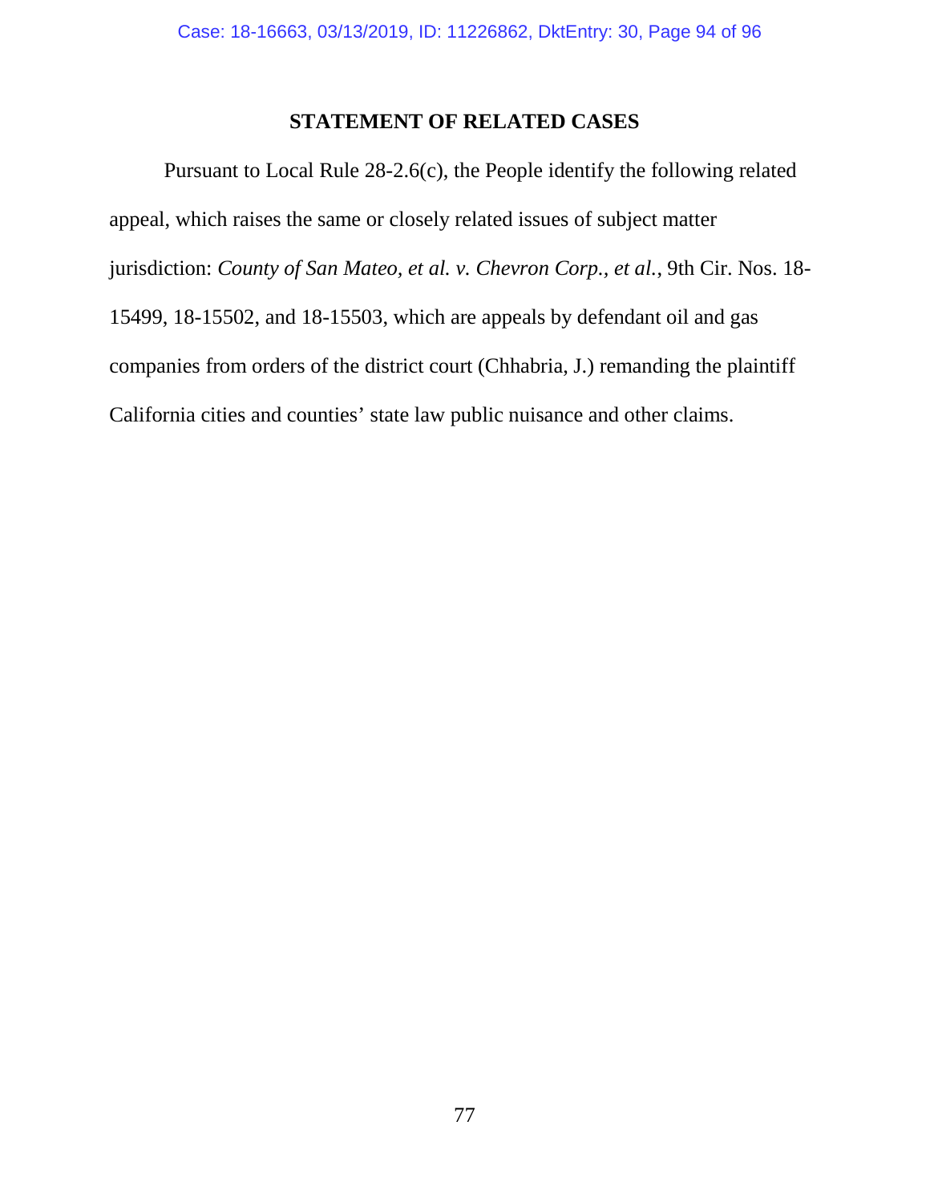## STATEMENT OF RELATED CASES

Pursuant to Local Rule 28-2.6(c), the People identify the following related appeal, which raises the same or closely related issues of subject matter jurisdiction: *County of San Mateo, et al. v. Chevron Corp., et al.*, 9th Cir. Nos. 18-15499, 18-15502, and 18-15503, which are appeals by defendant oil and gas companies from orders of the district court (Chhabria, J.) remanding the plaintiff California cities and counties' state law public nuisance and other claims.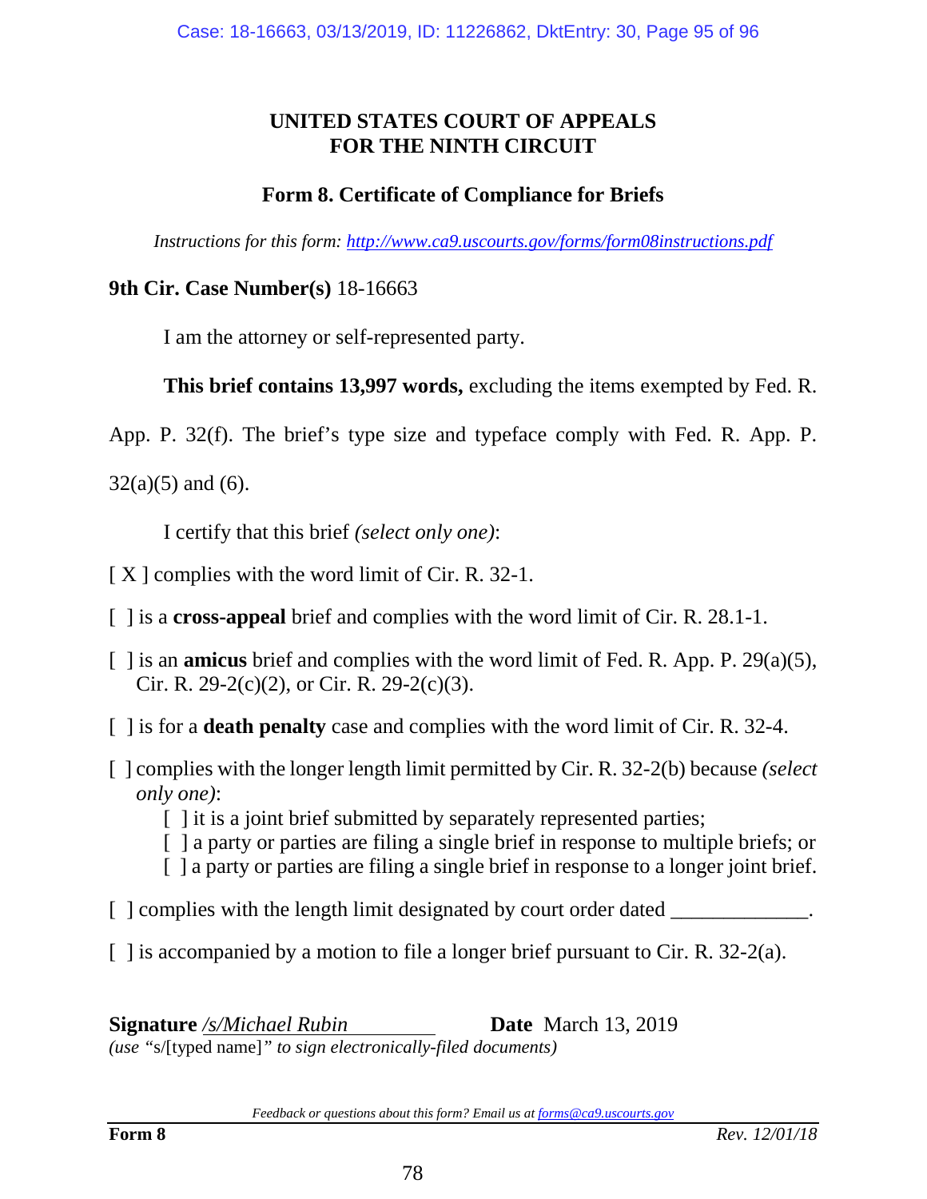# UNITED STATES COURT OF APPEALS
# FOR THE NINTH CIRCUIT

## Form 8. Certificate of Compliance for Briefs

*Instructions for this form: http://www.ca9.uscourts.gov/forms/form08instructions.pdf*

**9th Cir. Case Number(s)** 18-16663

I am the attorney or self-represented party.

**This brief contains 13,997 words,** excluding the items exempted by Fed. R. App. P. 32(f). The brief's type size and typeface comply with Fed. R. App. P. 32(a)(5) and (6).

I certify that this brief *(select only one)*:

[ X ] complies with the word limit of Cir. R. 32-1.

[ ] is a **cross-appeal** brief and complies with the word limit of Cir. R. 28.1-1.

[ ] is an **amicus** brief and complies with the word limit of Fed. R. App. P. 29(a)(5), Cir. R. 29-2(c)(2), or Cir. R. 29-2(c)(3).

[ ] is for a **death penalty** case and complies with the word limit of Cir. R. 32-4.

[ ] complies with the longer length limit permitted by Cir. R. 32-2(b) because *(select only one)*:

- [ ] it is a joint brief submitted by separately represented parties;
- [ ] a party or parties are filing a single brief in response to multiple briefs; or
- [ ] a party or parties are filing a single brief in response to a longer joint brief.

[ ] complies with the length limit designated by court order dated _____________.

[ ] is accompanied by a motion to file a longer brief pursuant to Cir. R. 32-2(a).

**Signature** */s/Michael Rubin* **Date** March 13, 2019

*(use "*s/[typed name]*" to sign electronically-filed documents)*

*Feedback or questions about this form? Email us at forms@ca9.uscourts.gov*

**Form 8** *Rev. 12/01/18*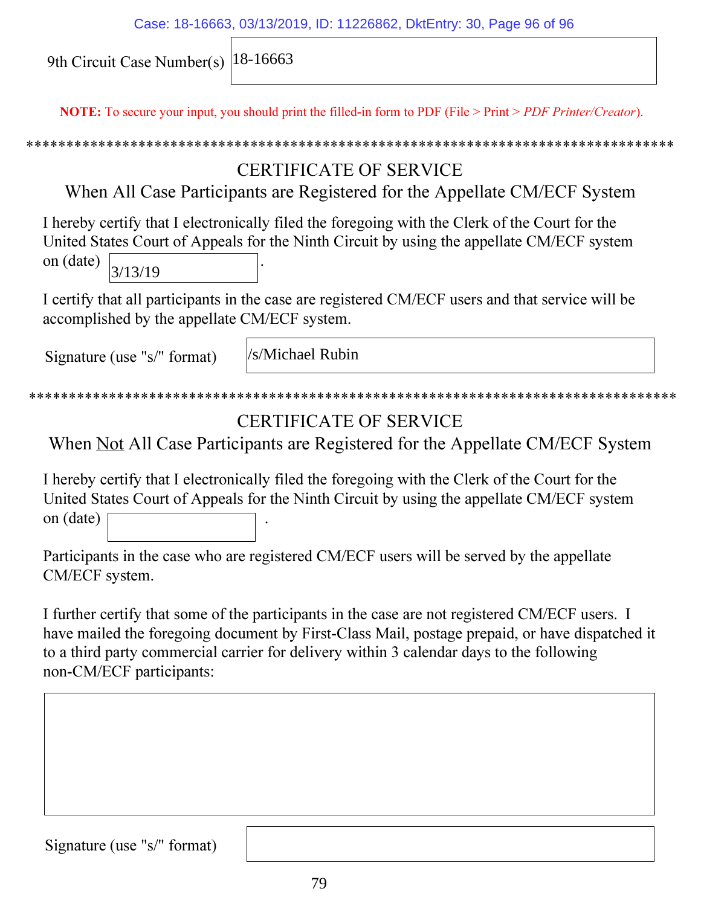9th Circuit Case Number(s) 18-16663

**NOTE:** To secure your input, you should print the filled-in form to PDF (File > Print > *PDF Printer/Creator*).

*********************************************************************************

## CERTIFICATE OF SERVICE
### When All Case Participants are Registered for the Appellate CM/ECF System

I hereby certify that I electronically filed the foregoing with the Clerk of the Court for the United States Court of Appeals for the Ninth Circuit by using the appellate CM/ECF system on (date) 3/13/19 .

I certify that all participants in the case are registered CM/ECF users and that service will be accomplished by the appellate CM/ECF system.

Signature (use "s/" format) /s/Michael Rubin

*********************************************************************************

## CERTIFICATE OF SERVICE
### When Not All Case Participants are Registered for the Appellate CM/ECF System

I hereby certify that I electronically filed the foregoing with the Clerk of the Court for the United States Court of Appeals for the Ninth Circuit by using the appellate CM/ECF system on (date) \_\_\_\_\_\_\_\_ .

Participants in the case who are registered CM/ECF users will be served by the appellate CM/ECF system.

I further certify that some of the participants in the case are not registered CM/ECF users. I have mailed the foregoing document by First-Class Mail, postage prepaid, or have dispatched it to a third party commercial carrier for delivery within 3 calendar days to the following non-CM/ECF participants:

Signature (use "s/" format)